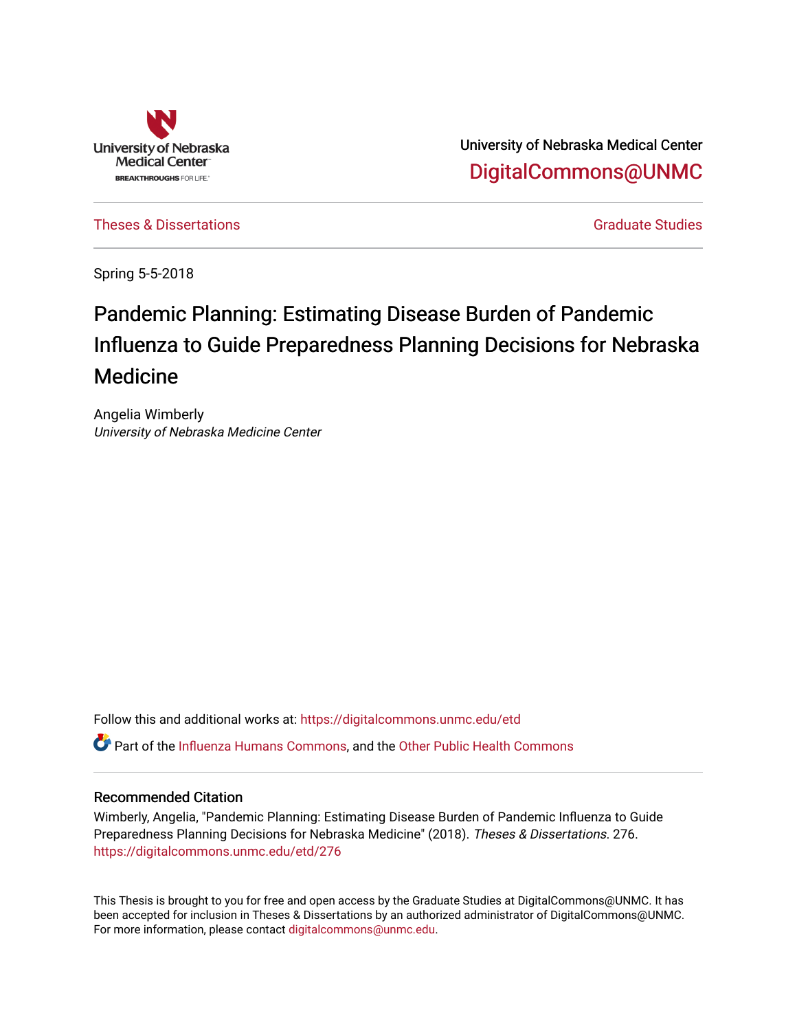University of Nebraska Medical Center

DigitalCommons@UNMC

Theses & Dissertations | Graduate Studies

Spring 5-5-2018

# Pandemic Planning: Estimating Disease Burden of Pandemic Influenza to Guide Preparedness Planning Decisions for Nebraska Medicine

Angelia Wimberly
*University of Nebraska Medicine Center*

Follow this and additional works at: https://digitalcommons.unmc.edu/etd

Part of the Influenza Humans Commons, and the Other Public Health Commons

## Recommended Citation

Wimberly, Angelia, "Pandemic Planning: Estimating Disease Burden of Pandemic Influenza to Guide Preparedness Planning Decisions for Nebraska Medicine" (2018). *Theses & Dissertations*. 276.
https://digitalcommons.unmc.edu/etd/276

This Thesis is brought to you for free and open access by the Graduate Studies at DigitalCommons@UNMC. It has been accepted for inclusion in Theses & Dissertations by an authorized administrator of DigitalCommons@UNMC. For more information, please contact digitalcommons@unmc.edu.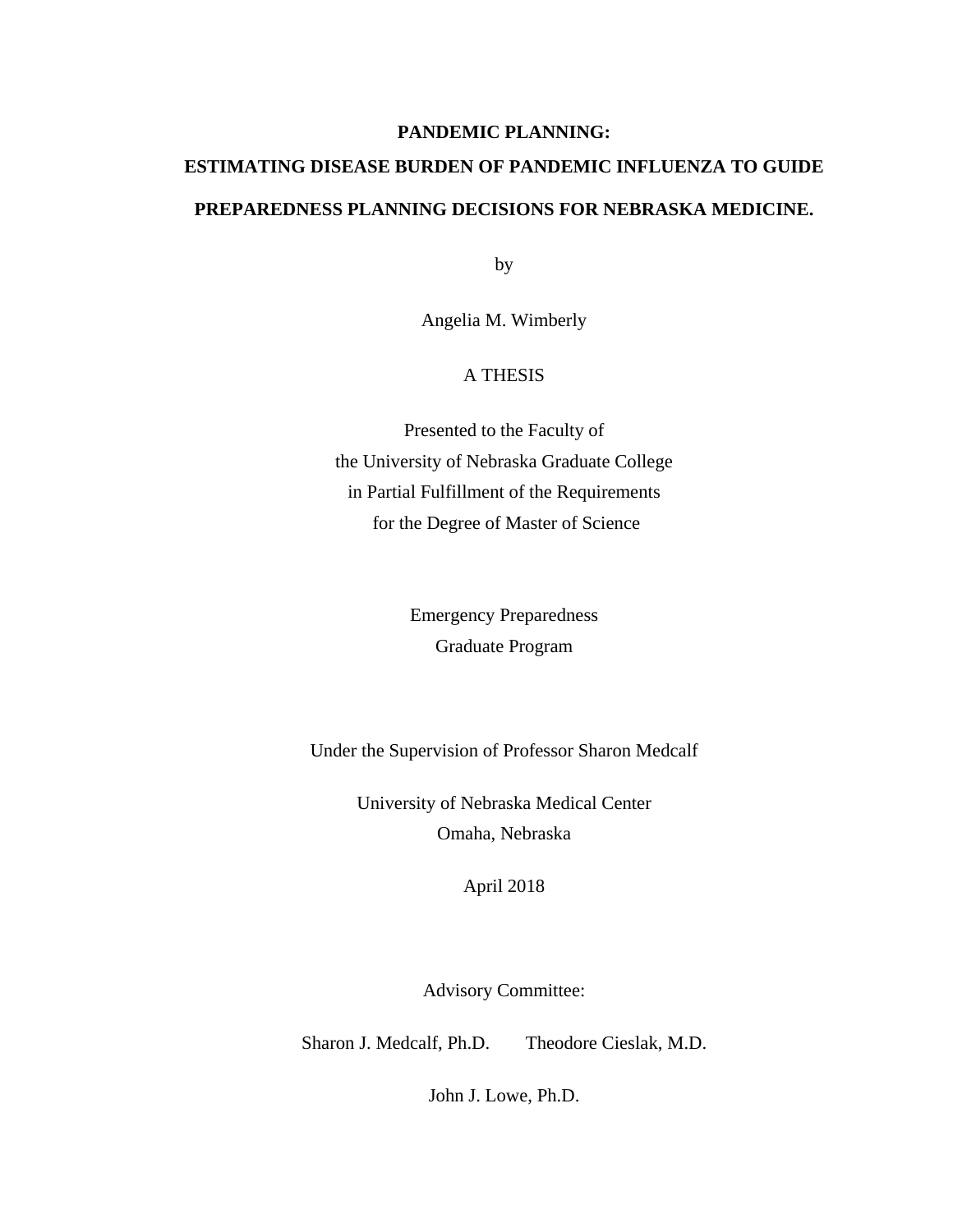# PANDEMIC PLANNING:

# ESTIMATING DISEASE BURDEN OF PANDEMIC INFLUENZA TO GUIDE PREPAREDNESS PLANNING DECISIONS FOR NEBRASKA MEDICINE.

by

Angelia M. Wimberly

A THESIS

Presented to the Faculty of
the University of Nebraska Graduate College
in Partial Fulfillment of the Requirements
for the Degree of Master of Science

Emergency Preparedness
Graduate Program

Under the Supervision of Professor Sharon Medcalf

University of Nebraska Medical Center
Omaha, Nebraska

April 2018

Advisory Committee:

Sharon J. Medcalf, Ph.D. Theodore Cieslak, M.D.

John J. Lowe, Ph.D.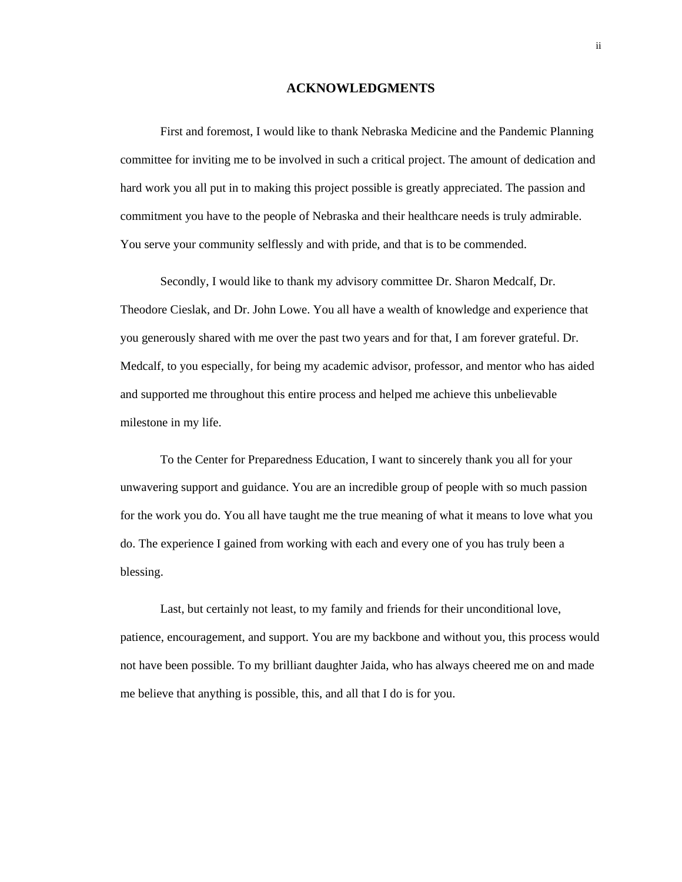# ACKNOWLEDGMENTS

First and foremost, I would like to thank Nebraska Medicine and the Pandemic Planning committee for inviting me to be involved in such a critical project. The amount of dedication and hard work you all put in to making this project possible is greatly appreciated. The passion and commitment you have to the people of Nebraska and their healthcare needs is truly admirable. You serve your community selflessly and with pride, and that is to be commended.

Secondly, I would like to thank my advisory committee Dr. Sharon Medcalf, Dr. Theodore Cieslak, and Dr. John Lowe. You all have a wealth of knowledge and experience that you generously shared with me over the past two years and for that, I am forever grateful. Dr. Medcalf, to you especially, for being my academic advisor, professor, and mentor who has aided and supported me throughout this entire process and helped me achieve this unbelievable milestone in my life.

To the Center for Preparedness Education, I want to sincerely thank you all for your unwavering support and guidance. You are an incredible group of people with so much passion for the work you do. You all have taught me the true meaning of what it means to love what you do. The experience I gained from working with each and every one of you has truly been a blessing.

Last, but certainly not least, to my family and friends for their unconditional love, patience, encouragement, and support. You are my backbone and without you, this process would not have been possible. To my brilliant daughter Jaida, who has always cheered me on and made me believe that anything is possible, this, and all that I do is for you.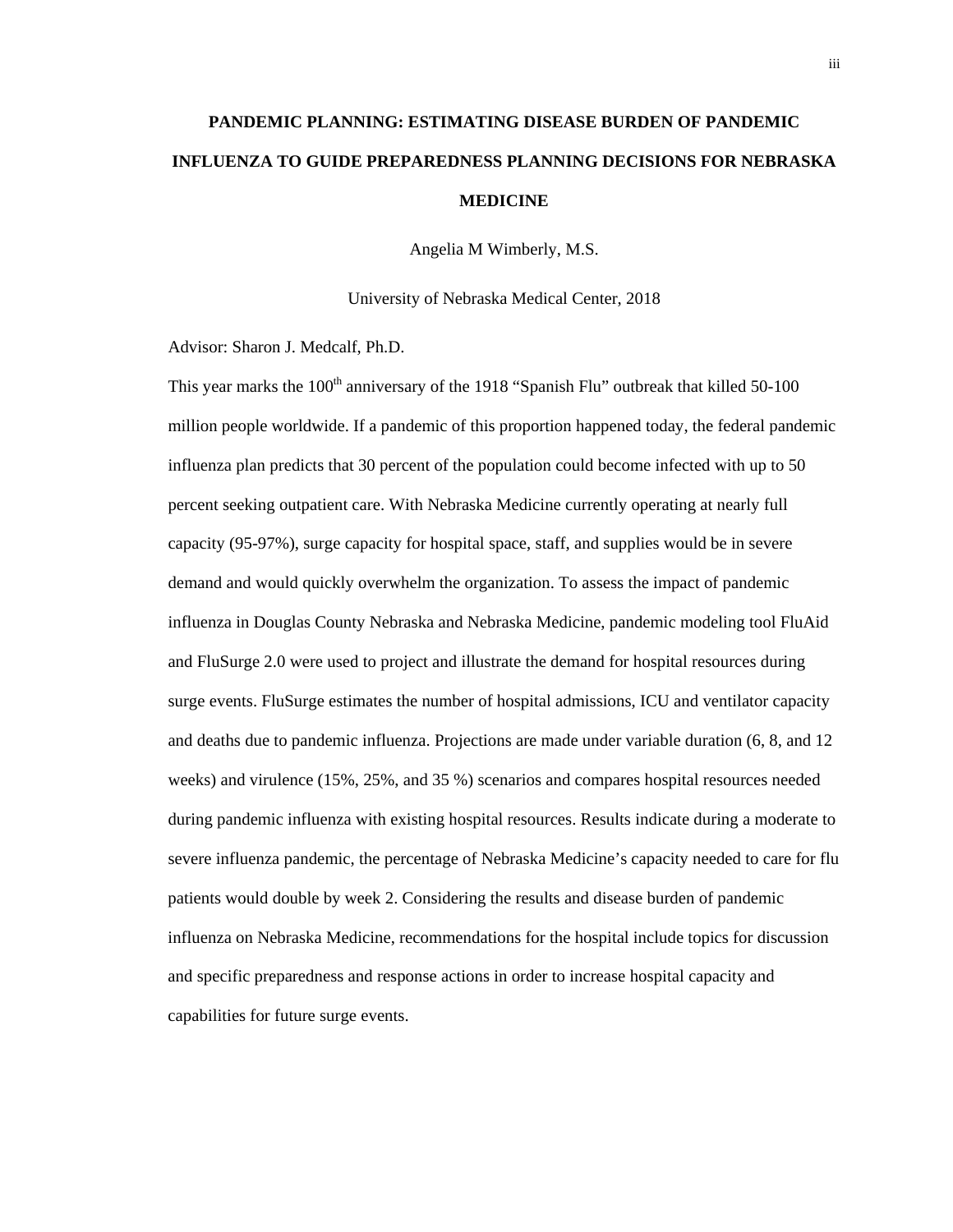**PANDEMIC PLANNING: ESTIMATING DISEASE BURDEN OF PANDEMIC INFLUENZA TO GUIDE PREPAREDNESS PLANNING DECISIONS FOR NEBRASKA MEDICINE**

Angelia M Wimberly, M.S.

University of Nebraska Medical Center, 2018

Advisor: Sharon J. Medcalf, Ph.D.

This year marks the 100th anniversary of the 1918 "Spanish Flu" outbreak that killed 50-100 million people worldwide. If a pandemic of this proportion happened today, the federal pandemic influenza plan predicts that 30 percent of the population could become infected with up to 50 percent seeking outpatient care. With Nebraska Medicine currently operating at nearly full capacity (95-97%), surge capacity for hospital space, staff, and supplies would be in severe demand and would quickly overwhelm the organization. To assess the impact of pandemic influenza in Douglas County Nebraska and Nebraska Medicine, pandemic modeling tool FluAid and FluSurge 2.0 were used to project and illustrate the demand for hospital resources during surge events. FluSurge estimates the number of hospital admissions, ICU and ventilator capacity and deaths due to pandemic influenza. Projections are made under variable duration (6, 8, and 12 weeks) and virulence (15%, 25%, and 35 %) scenarios and compares hospital resources needed during pandemic influenza with existing hospital resources. Results indicate during a moderate to severe influenza pandemic, the percentage of Nebraska Medicine's capacity needed to care for flu patients would double by week 2. Considering the results and disease burden of pandemic influenza on Nebraska Medicine, recommendations for the hospital include topics for discussion and specific preparedness and response actions in order to increase hospital capacity and capabilities for future surge events.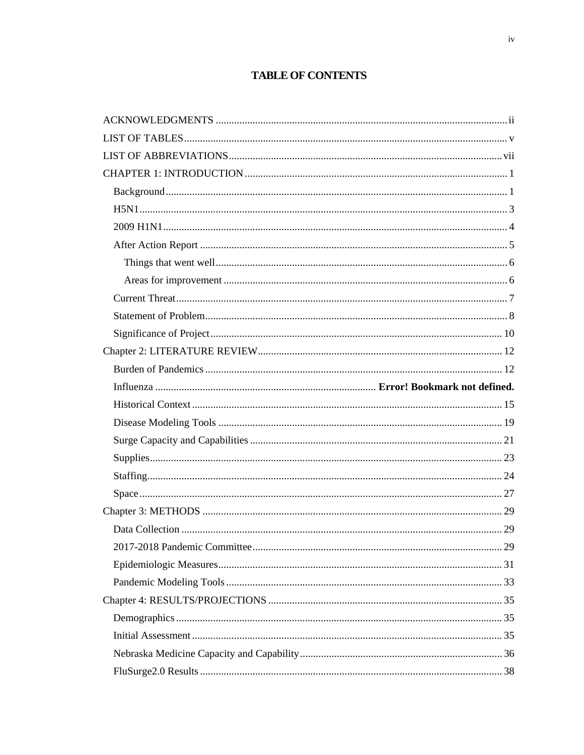# TABLE OF CONTENTS

ACKNOWLEDGMENTS .......... ii
LIST OF TABLES .......... v
LIST OF ABBREVIATIONS .......... vii
CHAPTER 1: INTRODUCTION .......... 1
- Background .......... 1
- H5N1 .......... 3
- 2009 H1N1 .......... 4
- After Action Report .......... 5
  - Things that went well .......... 6
  - Areas for improvement .......... 6
- Current Threat .......... 7
- Statement of Problem .......... 8
- Significance of Project .......... 10

Chapter 2: LITERATURE REVIEW .......... 12
- Burden of Pandemics .......... 12
- Influenza .......... **Error! Bookmark not defined.**
- Historical Context .......... 15
- Disease Modeling Tools .......... 19
- Surge Capacity and Capabilities .......... 21
- Supplies .......... 23
- Staffing .......... 24
- Space .......... 27

Chapter 3: METHODS .......... 29
- Data Collection .......... 29
- 2017-2018 Pandemic Committee .......... 29
- Epidemiologic Measures .......... 31
- Pandemic Modeling Tools .......... 33

Chapter 4: RESULTS/PROJECTIONS .......... 35
- Demographics .......... 35
- Initial Assessment .......... 35
- Nebraska Medicine Capacity and Capability .......... 36
- FluSurge2.0 Results .......... 38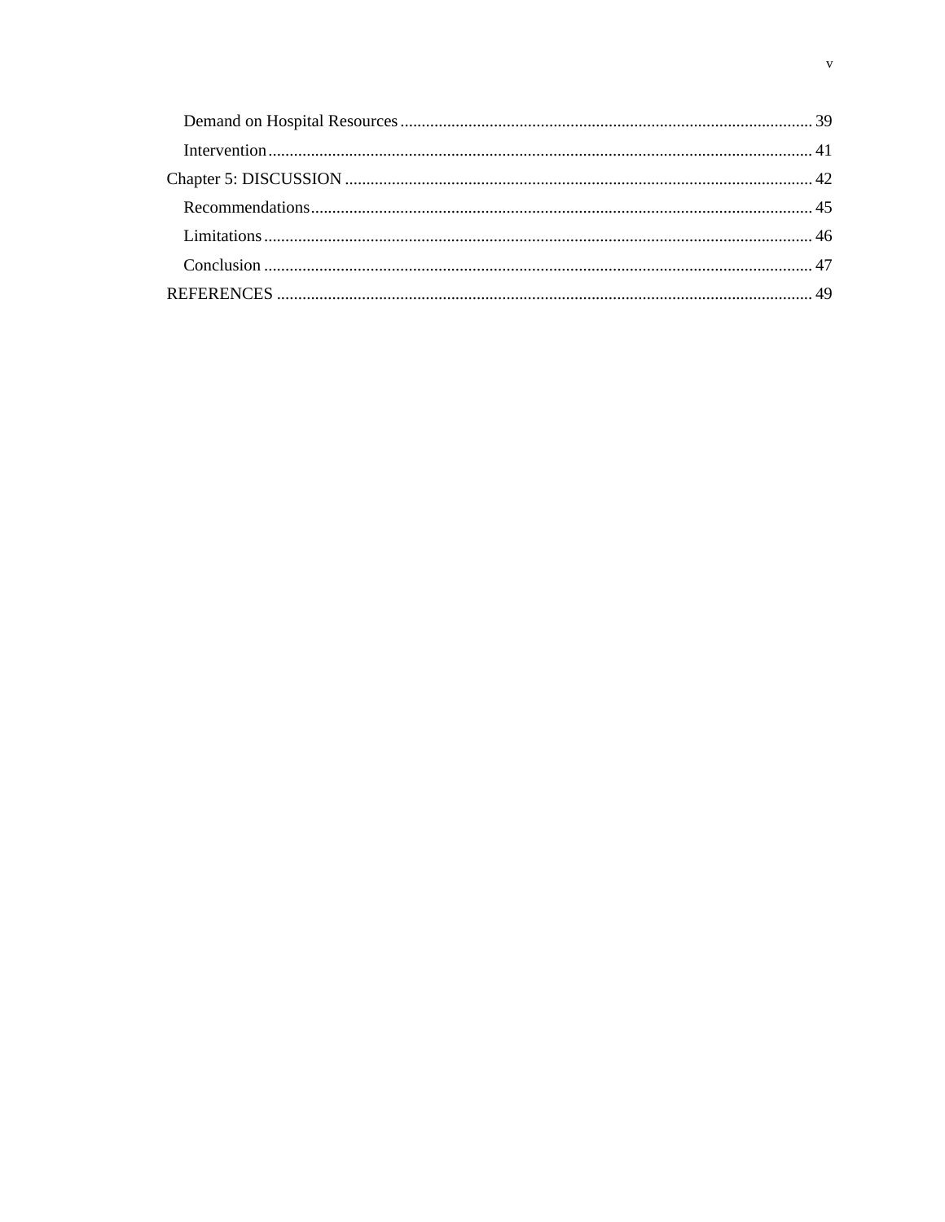Demand on Hospital Resources ................................................................................................ 39

Intervention.............................................................................................................................. 41

Chapter 5: DISCUSSION ............................................................................................................. 42

Recommendations..................................................................................................................... 45

Limitations ................................................................................................................................ 46

Conclusion ................................................................................................................................ 47

REFERENCES ............................................................................................................................. 49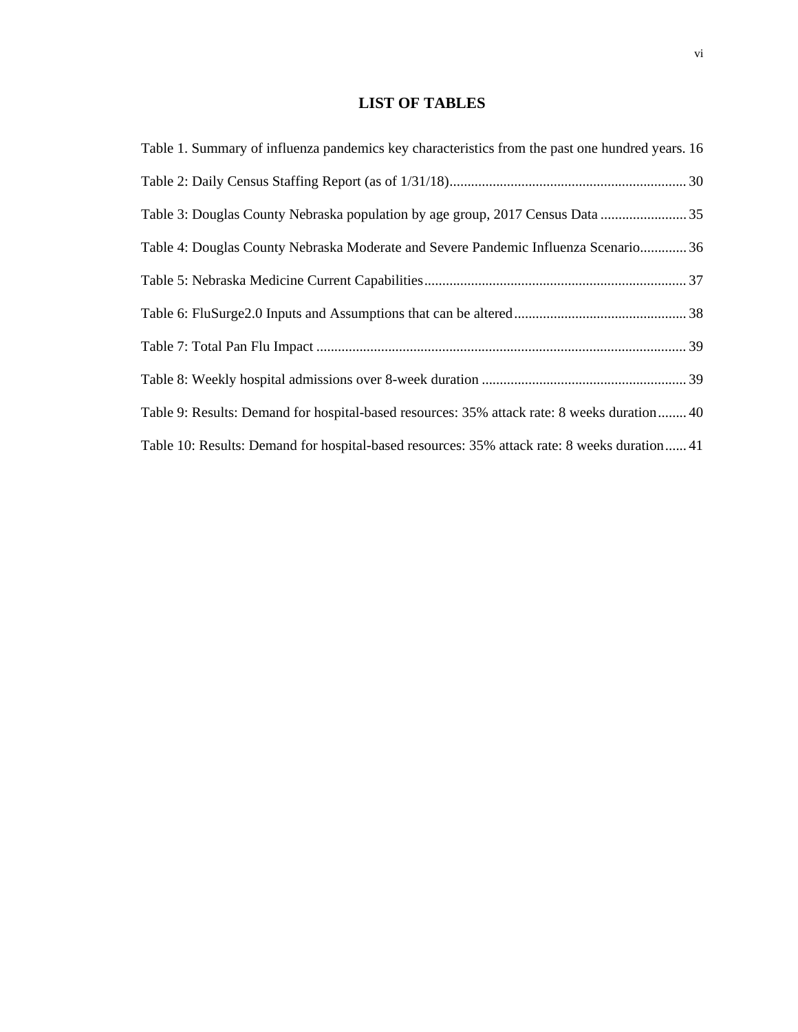# LIST OF TABLES

Table 1. Summary of influenza pandemics key characteristics from the past one hundred years. 16

Table 2: Daily Census Staffing Report (as of 1/31/18) .................................................................. 30

Table 3: Douglas County Nebraska population by age group, 2017 Census Data ........................ 35

Table 4: Douglas County Nebraska Moderate and Severe Pandemic Influenza Scenario ............. 36

Table 5: Nebraska Medicine Current Capabilities ......................................................................... 37

Table 6: FluSurge2.0 Inputs and Assumptions that can be altered ................................................ 38

Table 7: Total Pan Flu Impact ....................................................................................................... 39

Table 8: Weekly hospital admissions over 8-week duration ......................................................... 39

Table 9: Results: Demand for hospital-based resources: 35% attack rate: 8 weeks duration ........ 40

Table 10: Results: Demand for hospital-based resources: 35% attack rate: 8 weeks duration ...... 41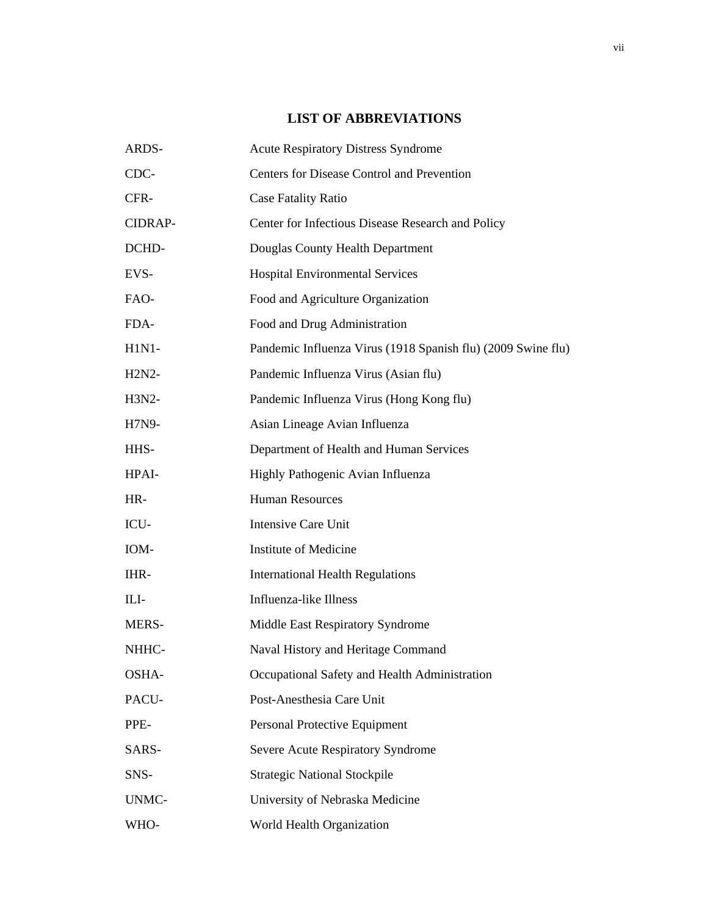## LIST OF ABBREVIATIONS

| | |
|---|---|
| ARDS- | Acute Respiratory Distress Syndrome |
| CDC- | Centers for Disease Control and Prevention |
| CFR- | Case Fatality Ratio |
| CIDRAP- | Center for Infectious Disease Research and Policy |
| DCHD- | Douglas County Health Department |
| EVS- | Hospital Environmental Services |
| FAO- | Food and Agriculture Organization |
| FDA- | Food and Drug Administration |
| H1N1- | Pandemic Influenza Virus (1918 Spanish flu) (2009 Swine flu) |
| H2N2- | Pandemic Influenza Virus (Asian flu) |
| H3N2- | Pandemic Influenza Virus (Hong Kong flu) |
| H7N9- | Asian Lineage Avian Influenza |
| HHS- | Department of Health and Human Services |
| HPAI- | Highly Pathogenic Avian Influenza |
| HR- | Human Resources |
| ICU- | Intensive Care Unit |
| IOM- | Institute of Medicine |
| IHR- | International Health Regulations |
| ILI- | Influenza-like Illness |
| MERS- | Middle East Respiratory Syndrome |
| NHHC- | Naval History and Heritage Command |
| OSHA- | Occupational Safety and Health Administration |
| PACU- | Post-Anesthesia Care Unit |
| PPE- | Personal Protective Equipment |
| SARS- | Severe Acute Respiratory Syndrome |
| SNS- | Strategic National Stockpile |
| UNMC- | University of Nebraska Medicine |
| WHO- | World Health Organization |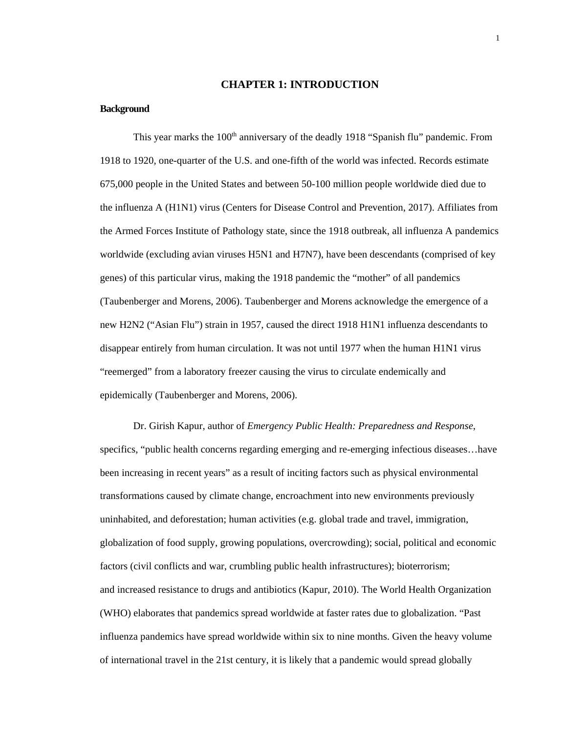# CHAPTER 1: INTRODUCTION

## Background

This year marks the 100th anniversary of the deadly 1918 "Spanish flu" pandemic. From 1918 to 1920, one-quarter of the U.S. and one-fifth of the world was infected. Records estimate 675,000 people in the United States and between 50-100 million people worldwide died due to the influenza A (H1N1) virus (Centers for Disease Control and Prevention, 2017). Affiliates from the Armed Forces Institute of Pathology state, since the 1918 outbreak, all influenza A pandemics worldwide (excluding avian viruses H5N1 and H7N7), have been descendants (comprised of key genes) of this particular virus, making the 1918 pandemic the "mother" of all pandemics (Taubenberger and Morens, 2006). Taubenberger and Morens acknowledge the emergence of a new H2N2 ("Asian Flu") strain in 1957, caused the direct 1918 H1N1 influenza descendants to disappear entirely from human circulation. It was not until 1977 when the human H1N1 virus "reemerged" from a laboratory freezer causing the virus to circulate endemically and epidemically (Taubenberger and Morens, 2006).

Dr. Girish Kapur, author of *Emergency Public Health: Preparedness and Response*, specifics, "public health concerns regarding emerging and re-emerging infectious diseases…have been increasing in recent years" as a result of inciting factors such as physical environmental transformations caused by climate change, encroachment into new environments previously uninhabited, and deforestation; human activities (e.g. global trade and travel, immigration, globalization of food supply, growing populations, overcrowding); social, political and economic factors (civil conflicts and war, crumbling public health infrastructures); bioterrorism; and increased resistance to drugs and antibiotics (Kapur, 2010). The World Health Organization (WHO) elaborates that pandemics spread worldwide at faster rates due to globalization. "Past influenza pandemics have spread worldwide within six to nine months. Given the heavy volume of international travel in the 21st century, it is likely that a pandemic would spread globally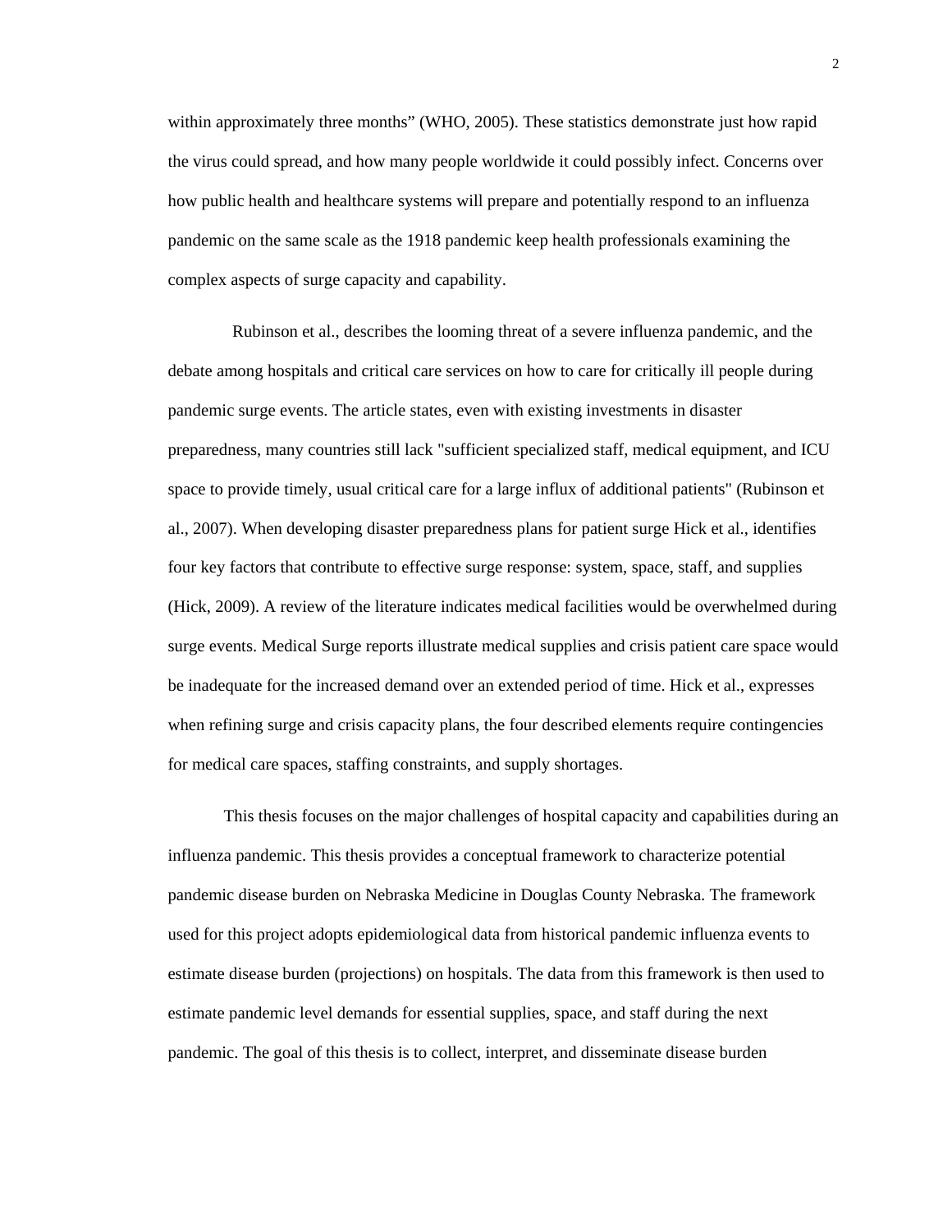within approximately three months” (WHO, 2005). These statistics demonstrate just how rapid the virus could spread, and how many people worldwide it could possibly infect. Concerns over how public health and healthcare systems will prepare and potentially respond to an influenza pandemic on the same scale as the 1918 pandemic keep health professionals examining the complex aspects of surge capacity and capability.

Rubinson et al., describes the looming threat of a severe influenza pandemic, and the debate among hospitals and critical care services on how to care for critically ill people during pandemic surge events. The article states, even with existing investments in disaster preparedness, many countries still lack "sufficient specialized staff, medical equipment, and ICU space to provide timely, usual critical care for a large influx of additional patients" (Rubinson et al., 2007). When developing disaster preparedness plans for patient surge Hick et al., identifies four key factors that contribute to effective surge response: system, space, staff, and supplies (Hick, 2009). A review of the literature indicates medical facilities would be overwhelmed during surge events. Medical Surge reports illustrate medical supplies and crisis patient care space would be inadequate for the increased demand over an extended period of time. Hick et al., expresses when refining surge and crisis capacity plans, the four described elements require contingencies for medical care spaces, staffing constraints, and supply shortages.

This thesis focuses on the major challenges of hospital capacity and capabilities during an influenza pandemic. This thesis provides a conceptual framework to characterize potential pandemic disease burden on Nebraska Medicine in Douglas County Nebraska. The framework used for this project adopts epidemiological data from historical pandemic influenza events to estimate disease burden (projections) on hospitals. The data from this framework is then used to estimate pandemic level demands for essential supplies, space, and staff during the next pandemic. The goal of this thesis is to collect, interpret, and disseminate disease burden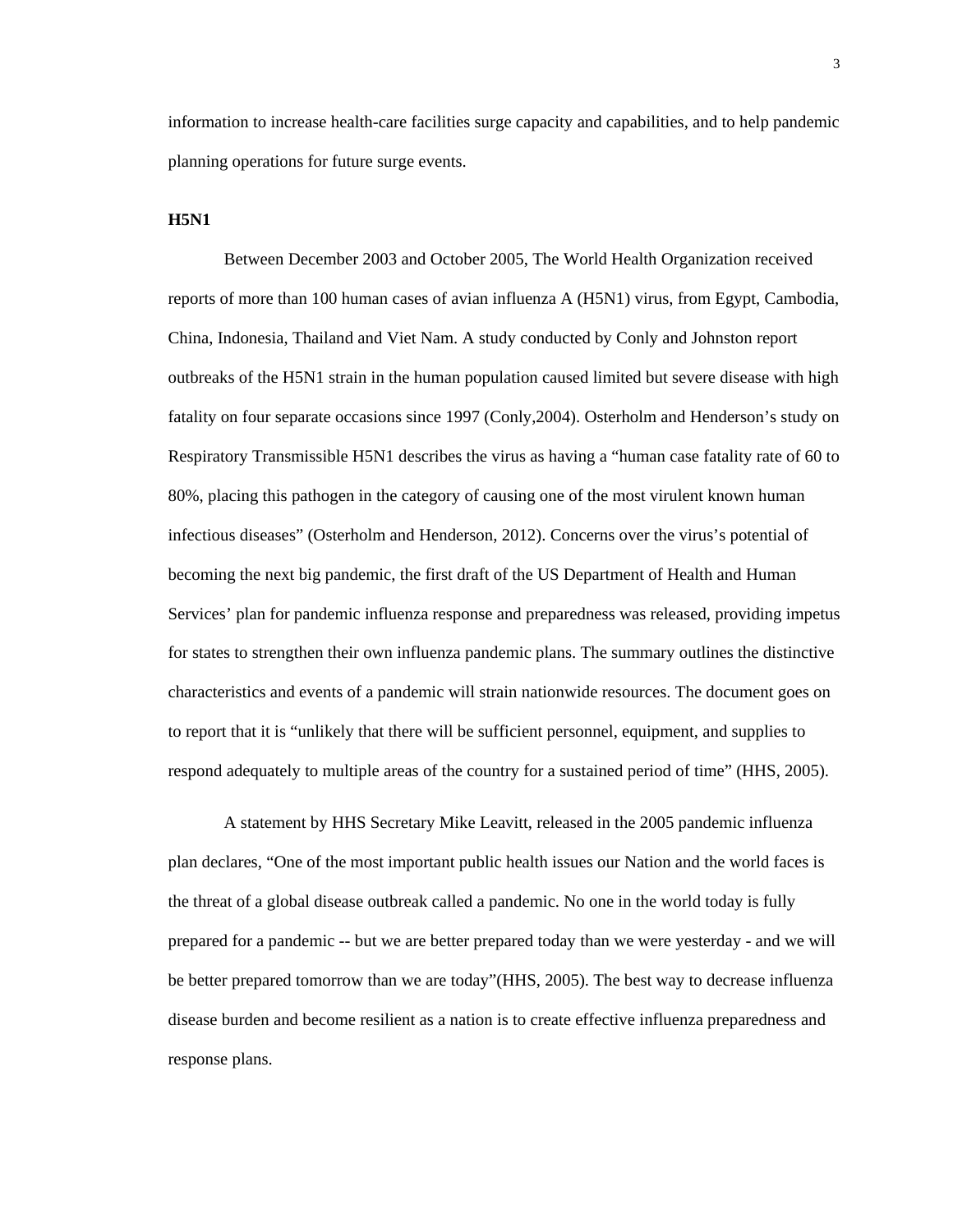information to increase health-care facilities surge capacity and capabilities, and to help pandemic planning operations for future surge events.

**H5N1**

Between December 2003 and October 2005, The World Health Organization received reports of more than 100 human cases of avian influenza A (H5N1) virus, from Egypt, Cambodia, China, Indonesia, Thailand and Viet Nam. A study conducted by Conly and Johnston report outbreaks of the H5N1 strain in the human population caused limited but severe disease with high fatality on four separate occasions since 1997 (Conly,2004). Osterholm and Henderson's study on Respiratory Transmissible H5N1 describes the virus as having a "human case fatality rate of 60 to 80%, placing this pathogen in the category of causing one of the most virulent known human infectious diseases" (Osterholm and Henderson, 2012). Concerns over the virus's potential of becoming the next big pandemic, the first draft of the US Department of Health and Human Services' plan for pandemic influenza response and preparedness was released, providing impetus for states to strengthen their own influenza pandemic plans. The summary outlines the distinctive characteristics and events of a pandemic will strain nationwide resources. The document goes on to report that it is "unlikely that there will be sufficient personnel, equipment, and supplies to respond adequately to multiple areas of the country for a sustained period of time" (HHS, 2005).

A statement by HHS Secretary Mike Leavitt, released in the 2005 pandemic influenza plan declares, "One of the most important public health issues our Nation and the world faces is the threat of a global disease outbreak called a pandemic. No one in the world today is fully prepared for a pandemic -- but we are better prepared today than we were yesterday - and we will be better prepared tomorrow than we are today"(HHS, 2005). The best way to decrease influenza disease burden and become resilient as a nation is to create effective influenza preparedness and response plans.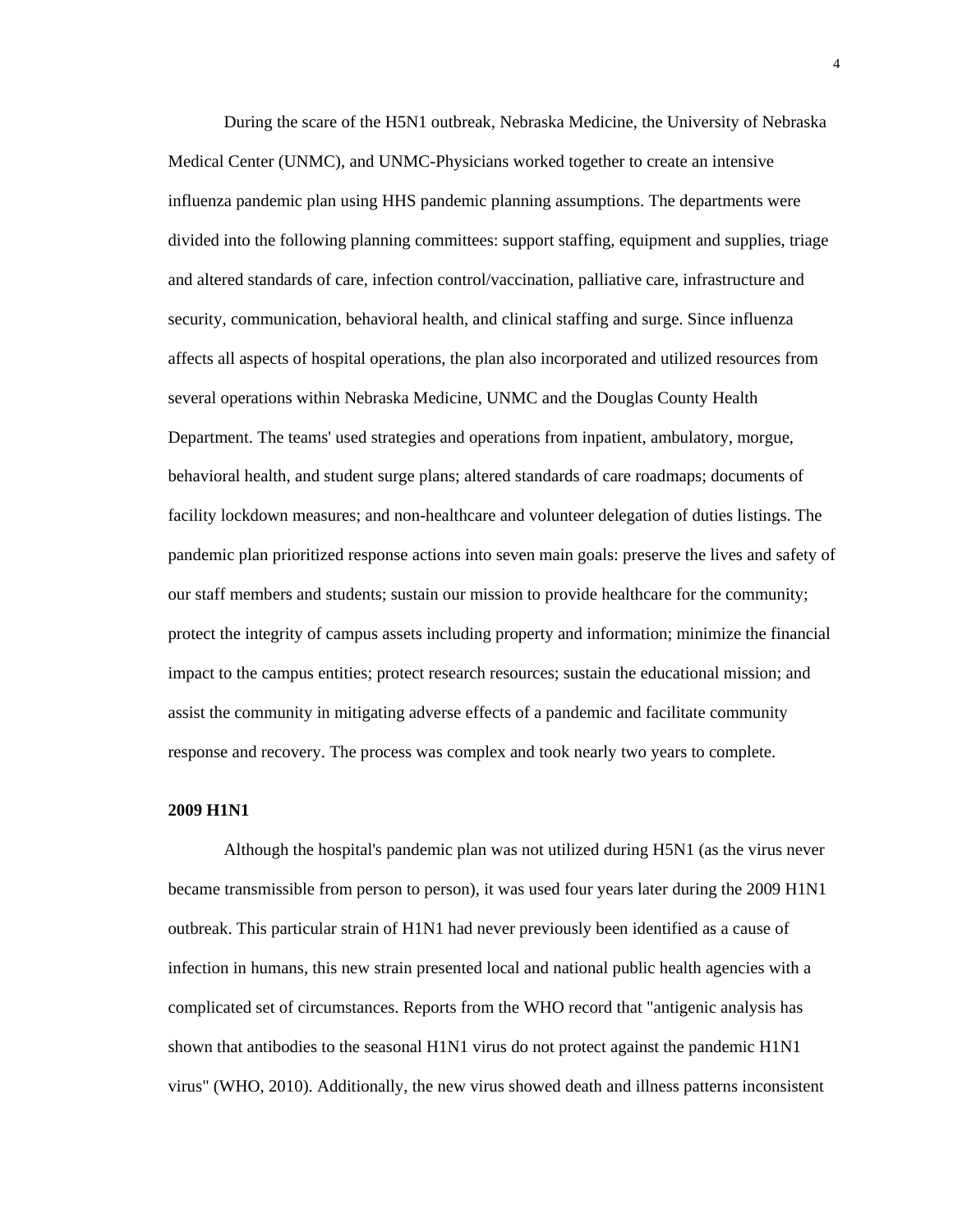During the scare of the H5N1 outbreak, Nebraska Medicine, the University of Nebraska Medical Center (UNMC), and UNMC-Physicians worked together to create an intensive influenza pandemic plan using HHS pandemic planning assumptions. The departments were divided into the following planning committees: support staffing, equipment and supplies, triage and altered standards of care, infection control/vaccination, palliative care, infrastructure and security, communication, behavioral health, and clinical staffing and surge. Since influenza affects all aspects of hospital operations, the plan also incorporated and utilized resources from several operations within Nebraska Medicine, UNMC and the Douglas County Health Department. The teams' used strategies and operations from inpatient, ambulatory, morgue, behavioral health, and student surge plans; altered standards of care roadmaps; documents of facility lockdown measures; and non-healthcare and volunteer delegation of duties listings. The pandemic plan prioritized response actions into seven main goals: preserve the lives and safety of our staff members and students; sustain our mission to provide healthcare for the community; protect the integrity of campus assets including property and information; minimize the financial impact to the campus entities; protect research resources; sustain the educational mission; and assist the community in mitigating adverse effects of a pandemic and facilitate community response and recovery. The process was complex and took nearly two years to complete.

**2009 H1N1**

Although the hospital's pandemic plan was not utilized during H5N1 (as the virus never became transmissible from person to person), it was used four years later during the 2009 H1N1 outbreak. This particular strain of H1N1 had never previously been identified as a cause of infection in humans, this new strain presented local and national public health agencies with a complicated set of circumstances. Reports from the WHO record that "antigenic analysis has shown that antibodies to the seasonal H1N1 virus do not protect against the pandemic H1N1 virus" (WHO, 2010). Additionally, the new virus showed death and illness patterns inconsistent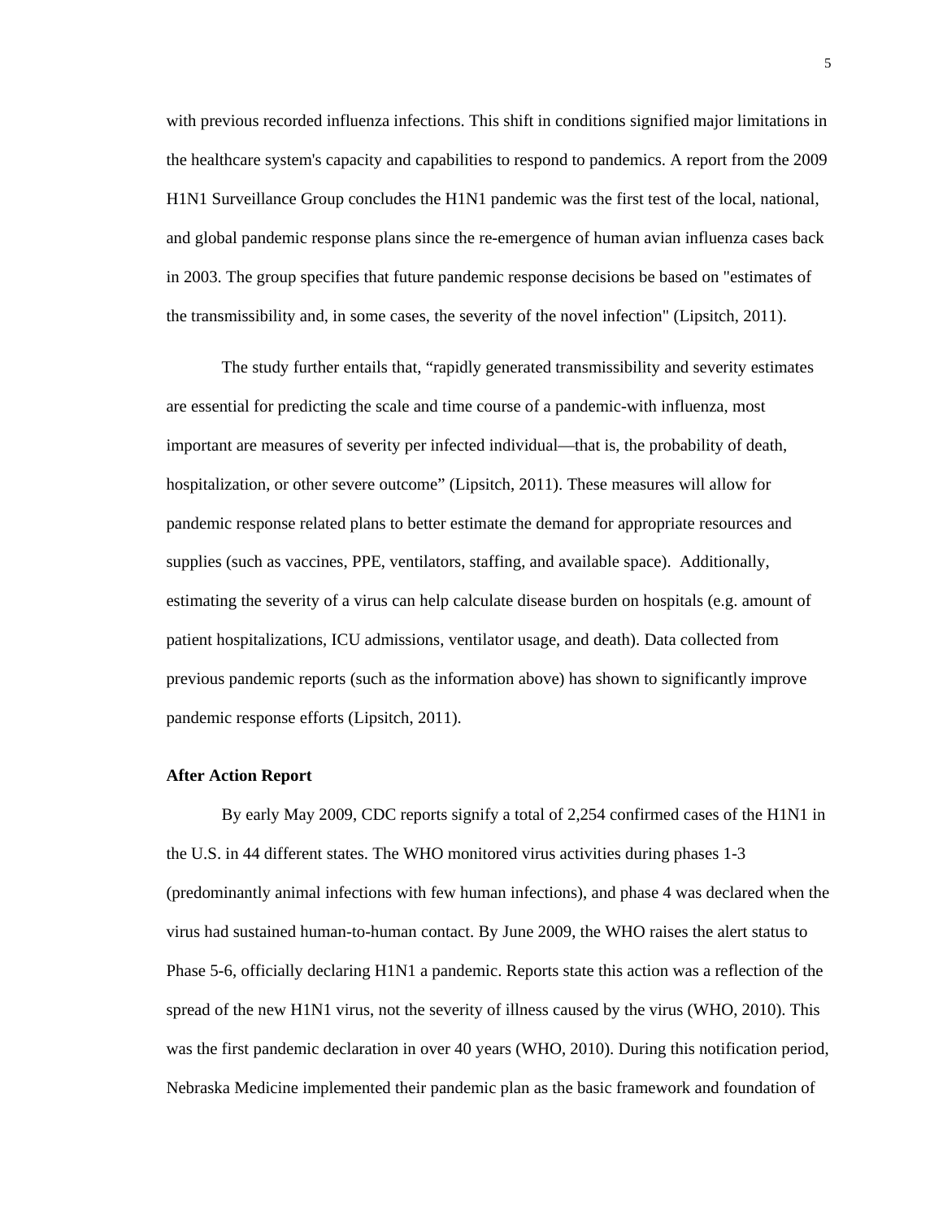with previous recorded influenza infections. This shift in conditions signified major limitations in the healthcare system's capacity and capabilities to respond to pandemics. A report from the 2009 H1N1 Surveillance Group concludes the H1N1 pandemic was the first test of the local, national, and global pandemic response plans since the re-emergence of human avian influenza cases back in 2003. The group specifies that future pandemic response decisions be based on "estimates of the transmissibility and, in some cases, the severity of the novel infection" (Lipsitch, 2011).

The study further entails that, “rapidly generated transmissibility and severity estimates are essential for predicting the scale and time course of a pandemic-with influenza, most important are measures of severity per infected individual—that is, the probability of death, hospitalization, or other severe outcome” (Lipsitch, 2011). These measures will allow for pandemic response related plans to better estimate the demand for appropriate resources and supplies (such as vaccines, PPE, ventilators, staffing, and available space). Additionally, estimating the severity of a virus can help calculate disease burden on hospitals (e.g. amount of patient hospitalizations, ICU admissions, ventilator usage, and death). Data collected from previous pandemic reports (such as the information above) has shown to significantly improve pandemic response efforts (Lipsitch, 2011).

**After Action Report**

By early May 2009, CDC reports signify a total of 2,254 confirmed cases of the H1N1 in the U.S. in 44 different states. The WHO monitored virus activities during phases 1-3 (predominantly animal infections with few human infections), and phase 4 was declared when the virus had sustained human-to-human contact. By June 2009, the WHO raises the alert status to Phase 5-6, officially declaring H1N1 a pandemic. Reports state this action was a reflection of the spread of the new H1N1 virus, not the severity of illness caused by the virus (WHO, 2010). This was the first pandemic declaration in over 40 years (WHO, 2010). During this notification period, Nebraska Medicine implemented their pandemic plan as the basic framework and foundation of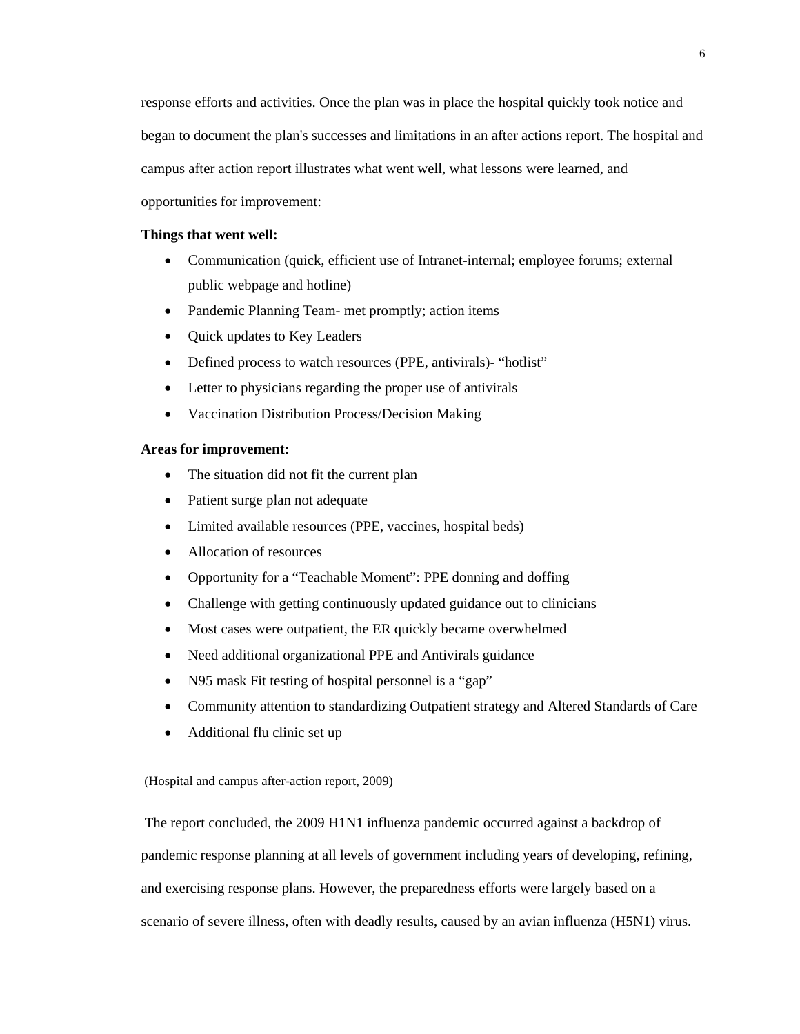response efforts and activities. Once the plan was in place the hospital quickly took notice and began to document the plan's successes and limitations in an after actions report. The hospital and campus after action report illustrates what went well, what lessons were learned, and opportunities for improvement:

**Things that went well:**

- Communication (quick, efficient use of Intranet-internal; employee forums; external public webpage and hotline)
- Pandemic Planning Team- met promptly; action items
- Quick updates to Key Leaders
- Defined process to watch resources (PPE, antivirals)- "hotlist"
- Letter to physicians regarding the proper use of antivirals
- Vaccination Distribution Process/Decision Making

**Areas for improvement:**

- The situation did not fit the current plan
- Patient surge plan not adequate
- Limited available resources (PPE, vaccines, hospital beds)
- Allocation of resources
- Opportunity for a "Teachable Moment": PPE donning and doffing
- Challenge with getting continuously updated guidance out to clinicians
- Most cases were outpatient, the ER quickly became overwhelmed
- Need additional organizational PPE and Antivirals guidance
- N95 mask Fit testing of hospital personnel is a "gap"
- Community attention to standardizing Outpatient strategy and Altered Standards of Care
- Additional flu clinic set up

(Hospital and campus after-action report, 2009)

The report concluded, the 2009 H1N1 influenza pandemic occurred against a backdrop of pandemic response planning at all levels of government including years of developing, refining, and exercising response plans. However, the preparedness efforts were largely based on a scenario of severe illness, often with deadly results, caused by an avian influenza (H5N1) virus.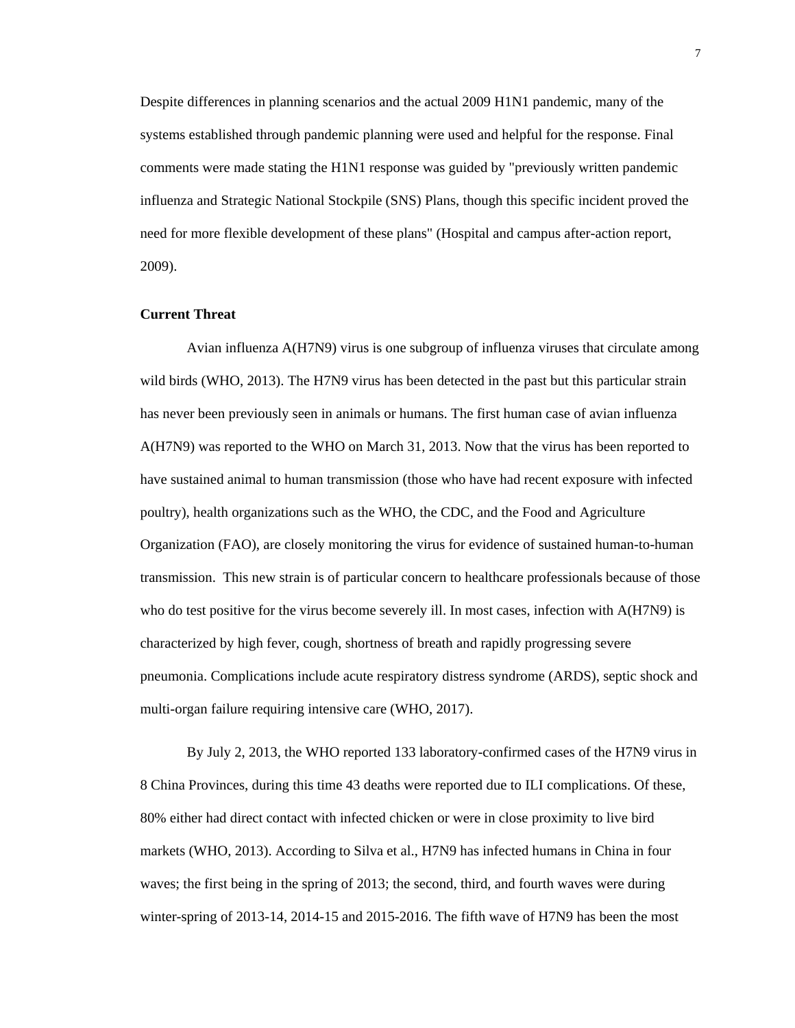Despite differences in planning scenarios and the actual 2009 H1N1 pandemic, many of the systems established through pandemic planning were used and helpful for the response. Final comments were made stating the H1N1 response was guided by "previously written pandemic influenza and Strategic National Stockpile (SNS) Plans, though this specific incident proved the need for more flexible development of these plans" (Hospital and campus after-action report, 2009).

**Current Threat**

Avian influenza A(H7N9) virus is one subgroup of influenza viruses that circulate among wild birds (WHO, 2013). The H7N9 virus has been detected in the past but this particular strain has never been previously seen in animals or humans. The first human case of avian influenza A(H7N9) was reported to the WHO on March 31, 2013. Now that the virus has been reported to have sustained animal to human transmission (those who have had recent exposure with infected poultry), health organizations such as the WHO, the CDC, and the Food and Agriculture Organization (FAO), are closely monitoring the virus for evidence of sustained human-to-human transmission. This new strain is of particular concern to healthcare professionals because of those who do test positive for the virus become severely ill. In most cases, infection with A(H7N9) is characterized by high fever, cough, shortness of breath and rapidly progressing severe pneumonia. Complications include acute respiratory distress syndrome (ARDS), septic shock and multi-organ failure requiring intensive care (WHO, 2017).

By July 2, 2013, the WHO reported 133 laboratory-confirmed cases of the H7N9 virus in 8 China Provinces, during this time 43 deaths were reported due to ILI complications. Of these, 80% either had direct contact with infected chicken or were in close proximity to live bird markets (WHO, 2013). According to Silva et al., H7N9 has infected humans in China in four waves; the first being in the spring of 2013; the second, third, and fourth waves were during winter-spring of 2013-14, 2014-15 and 2015-2016. The fifth wave of H7N9 has been the most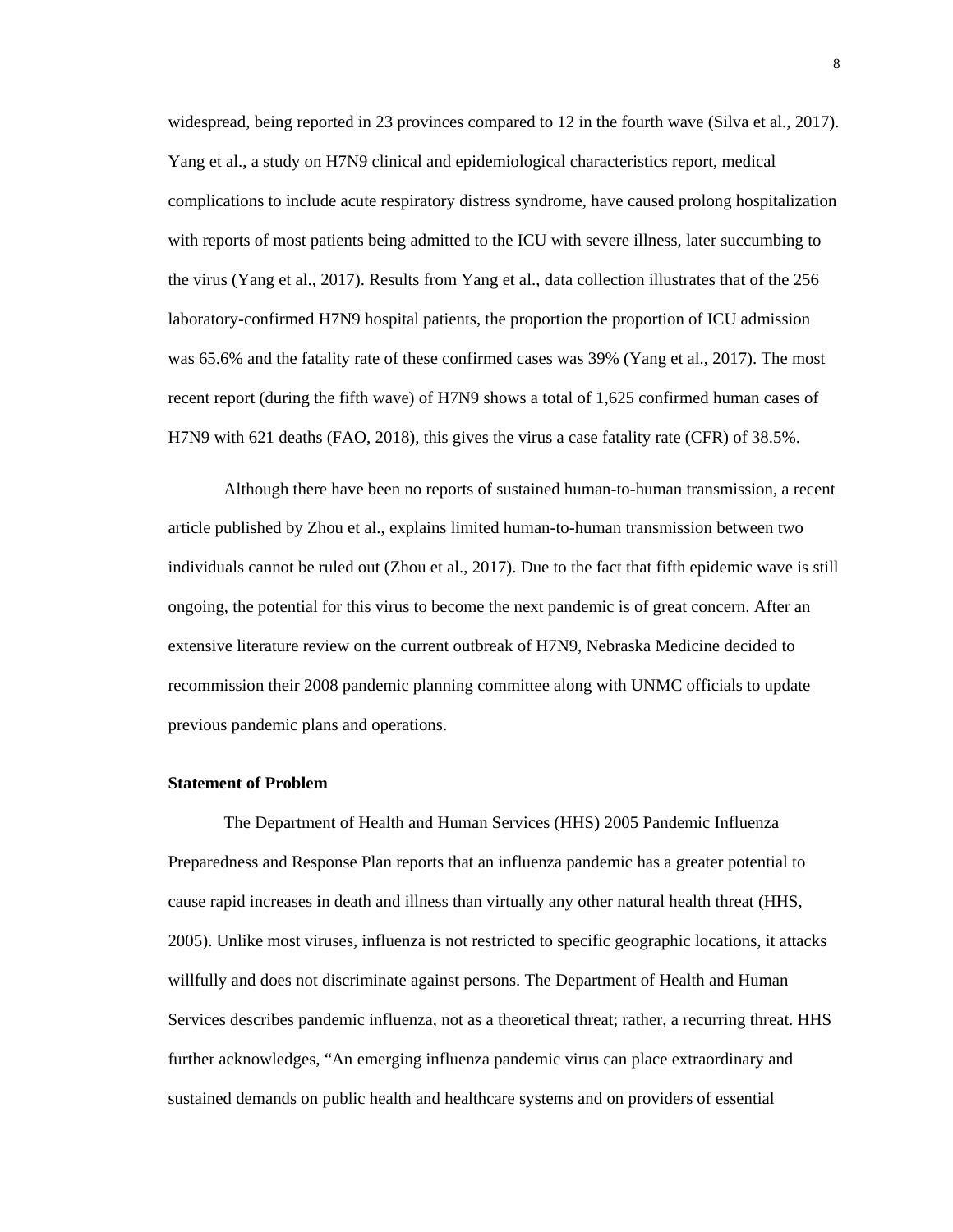widespread, being reported in 23 provinces compared to 12 in the fourth wave (Silva et al., 2017). Yang et al., a study on H7N9 clinical and epidemiological characteristics report, medical complications to include acute respiratory distress syndrome, have caused prolong hospitalization with reports of most patients being admitted to the ICU with severe illness, later succumbing to the virus (Yang et al., 2017). Results from Yang et al., data collection illustrates that of the 256 laboratory-confirmed H7N9 hospital patients, the proportion the proportion of ICU admission was 65.6% and the fatality rate of these confirmed cases was 39% (Yang et al., 2017). The most recent report (during the fifth wave) of H7N9 shows a total of 1,625 confirmed human cases of H7N9 with 621 deaths (FAO, 2018), this gives the virus a case fatality rate (CFR) of 38.5%.

Although there have been no reports of sustained human-to-human transmission, a recent article published by Zhou et al., explains limited human-to-human transmission between two individuals cannot be ruled out (Zhou et al., 2017). Due to the fact that fifth epidemic wave is still ongoing, the potential for this virus to become the next pandemic is of great concern. After an extensive literature review on the current outbreak of H7N9, Nebraska Medicine decided to recommission their 2008 pandemic planning committee along with UNMC officials to update previous pandemic plans and operations.

**Statement of Problem**

The Department of Health and Human Services (HHS) 2005 Pandemic Influenza Preparedness and Response Plan reports that an influenza pandemic has a greater potential to cause rapid increases in death and illness than virtually any other natural health threat (HHS, 2005). Unlike most viruses, influenza is not restricted to specific geographic locations, it attacks willfully and does not discriminate against persons. The Department of Health and Human Services describes pandemic influenza, not as a theoretical threat; rather, a recurring threat. HHS further acknowledges, "An emerging influenza pandemic virus can place extraordinary and sustained demands on public health and healthcare systems and on providers of essential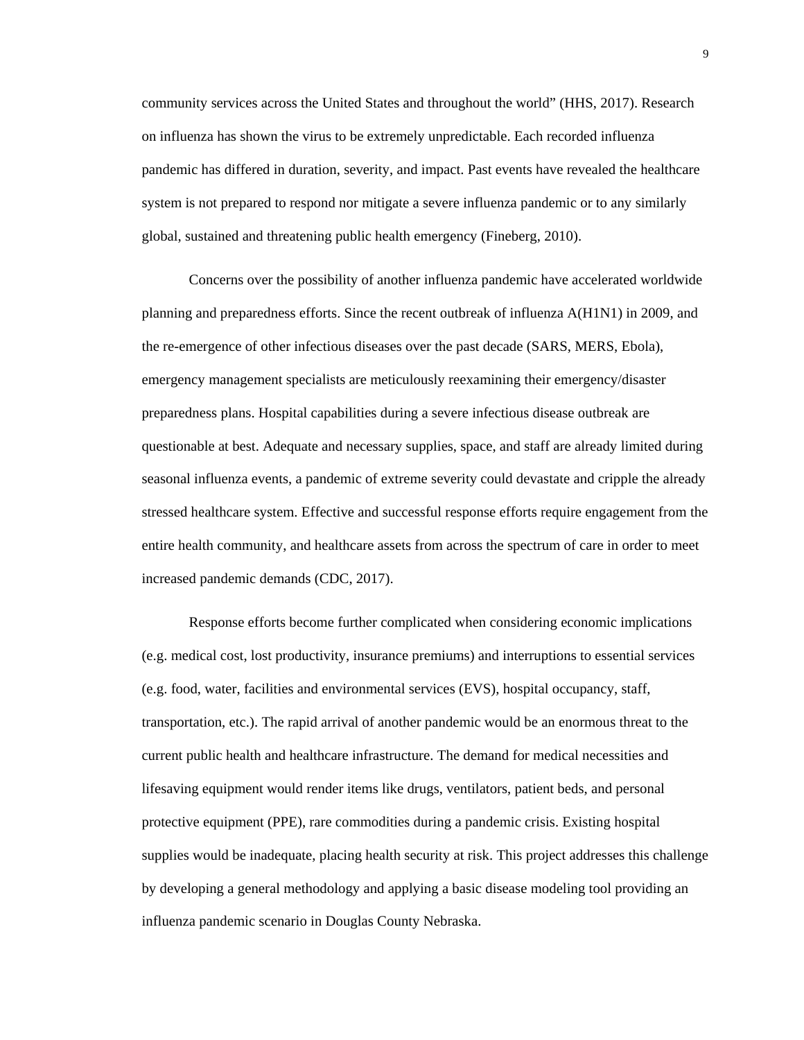community services across the United States and throughout the world" (HHS, 2017). Research on influenza has shown the virus to be extremely unpredictable. Each recorded influenza pandemic has differed in duration, severity, and impact. Past events have revealed the healthcare system is not prepared to respond nor mitigate a severe influenza pandemic or to any similarly global, sustained and threatening public health emergency (Fineberg, 2010).

Concerns over the possibility of another influenza pandemic have accelerated worldwide planning and preparedness efforts. Since the recent outbreak of influenza A(H1N1) in 2009, and the re-emergence of other infectious diseases over the past decade (SARS, MERS, Ebola), emergency management specialists are meticulously reexamining their emergency/disaster preparedness plans. Hospital capabilities during a severe infectious disease outbreak are questionable at best. Adequate and necessary supplies, space, and staff are already limited during seasonal influenza events, a pandemic of extreme severity could devastate and cripple the already stressed healthcare system. Effective and successful response efforts require engagement from the entire health community, and healthcare assets from across the spectrum of care in order to meet increased pandemic demands (CDC, 2017).

Response efforts become further complicated when considering economic implications (e.g. medical cost, lost productivity, insurance premiums) and interruptions to essential services (e.g. food, water, facilities and environmental services (EVS), hospital occupancy, staff, transportation, etc.). The rapid arrival of another pandemic would be an enormous threat to the current public health and healthcare infrastructure. The demand for medical necessities and lifesaving equipment would render items like drugs, ventilators, patient beds, and personal protective equipment (PPE), rare commodities during a pandemic crisis. Existing hospital supplies would be inadequate, placing health security at risk. This project addresses this challenge by developing a general methodology and applying a basic disease modeling tool providing an influenza pandemic scenario in Douglas County Nebraska.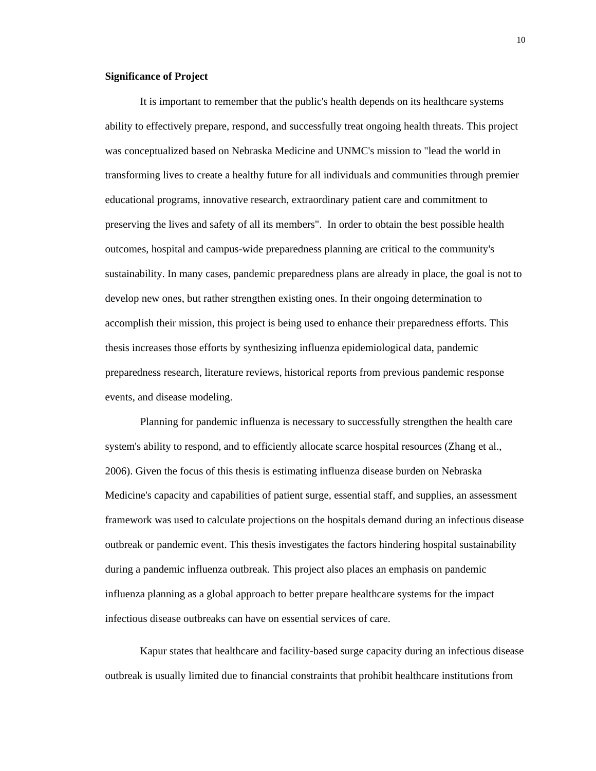**Significance of Project**

It is important to remember that the public's health depends on its healthcare systems ability to effectively prepare, respond, and successfully treat ongoing health threats. This project was conceptualized based on Nebraska Medicine and UNMC's mission to "lead the world in transforming lives to create a healthy future for all individuals and communities through premier educational programs, innovative research, extraordinary patient care and commitment to preserving the lives and safety of all its members". In order to obtain the best possible health outcomes, hospital and campus-wide preparedness planning are critical to the community's sustainability. In many cases, pandemic preparedness plans are already in place, the goal is not to develop new ones, but rather strengthen existing ones. In their ongoing determination to accomplish their mission, this project is being used to enhance their preparedness efforts. This thesis increases those efforts by synthesizing influenza epidemiological data, pandemic preparedness research, literature reviews, historical reports from previous pandemic response events, and disease modeling.

Planning for pandemic influenza is necessary to successfully strengthen the health care system's ability to respond, and to efficiently allocate scarce hospital resources (Zhang et al., 2006). Given the focus of this thesis is estimating influenza disease burden on Nebraska Medicine's capacity and capabilities of patient surge, essential staff, and supplies, an assessment framework was used to calculate projections on the hospitals demand during an infectious disease outbreak or pandemic event. This thesis investigates the factors hindering hospital sustainability during a pandemic influenza outbreak. This project also places an emphasis on pandemic influenza planning as a global approach to better prepare healthcare systems for the impact infectious disease outbreaks can have on essential services of care.

Kapur states that healthcare and facility-based surge capacity during an infectious disease outbreak is usually limited due to financial constraints that prohibit healthcare institutions from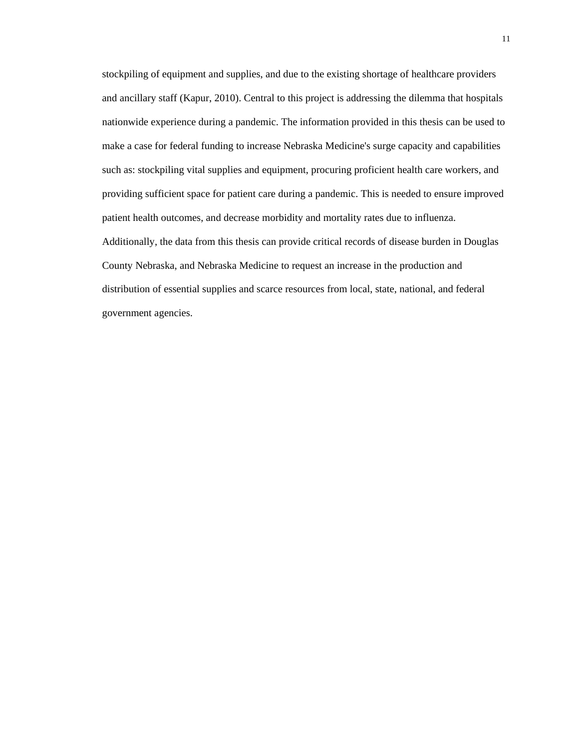stockpiling of equipment and supplies, and due to the existing shortage of healthcare providers and ancillary staff (Kapur, 2010). Central to this project is addressing the dilemma that hospitals nationwide experience during a pandemic. The information provided in this thesis can be used to make a case for federal funding to increase Nebraska Medicine's surge capacity and capabilities such as: stockpiling vital supplies and equipment, procuring proficient health care workers, and providing sufficient space for patient care during a pandemic. This is needed to ensure improved patient health outcomes, and decrease morbidity and mortality rates due to influenza. Additionally, the data from this thesis can provide critical records of disease burden in Douglas County Nebraska, and Nebraska Medicine to request an increase in the production and distribution of essential supplies and scarce resources from local, state, national, and federal government agencies.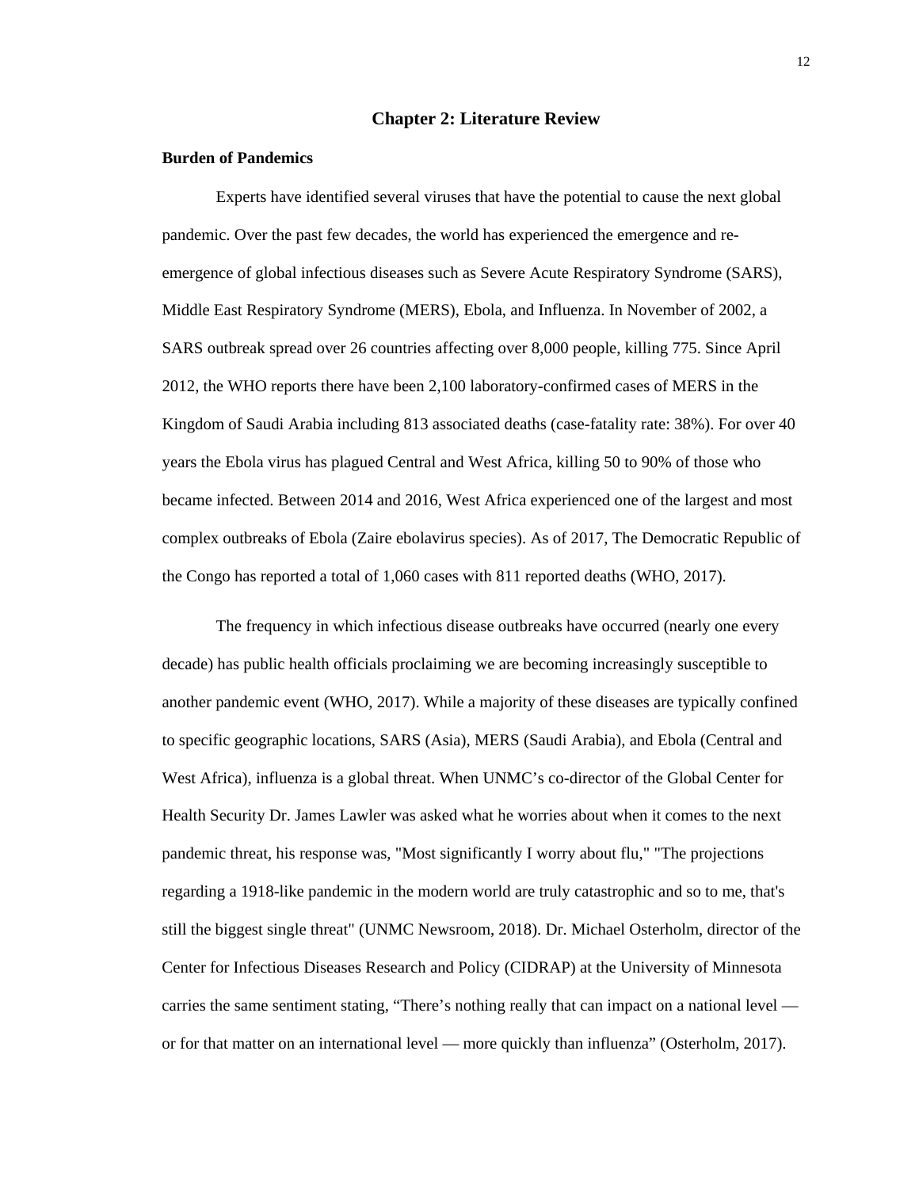# Chapter 2: Literature Review

## Burden of Pandemics

Experts have identified several viruses that have the potential to cause the next global pandemic. Over the past few decades, the world has experienced the emergence and re-emergence of global infectious diseases such as Severe Acute Respiratory Syndrome (SARS), Middle East Respiratory Syndrome (MERS), Ebola, and Influenza. In November of 2002, a SARS outbreak spread over 26 countries affecting over 8,000 people, killing 775. Since April 2012, the WHO reports there have been 2,100 laboratory-confirmed cases of MERS in the Kingdom of Saudi Arabia including 813 associated deaths (case-fatality rate: 38%). For over 40 years the Ebola virus has plagued Central and West Africa, killing 50 to 90% of those who became infected. Between 2014 and 2016, West Africa experienced one of the largest and most complex outbreaks of Ebola (Zaire ebolavirus species). As of 2017, The Democratic Republic of the Congo has reported a total of 1,060 cases with 811 reported deaths (WHO, 2017).

The frequency in which infectious disease outbreaks have occurred (nearly one every decade) has public health officials proclaiming we are becoming increasingly susceptible to another pandemic event (WHO, 2017). While a majority of these diseases are typically confined to specific geographic locations, SARS (Asia), MERS (Saudi Arabia), and Ebola (Central and West Africa), influenza is a global threat. When UNMC's co-director of the Global Center for Health Security Dr. James Lawler was asked what he worries about when it comes to the next pandemic threat, his response was, "Most significantly I worry about flu," "The projections regarding a 1918-like pandemic in the modern world are truly catastrophic and so to me, that's still the biggest single threat" (UNMC Newsroom, 2018). Dr. Michael Osterholm, director of the Center for Infectious Diseases Research and Policy (CIDRAP) at the University of Minnesota carries the same sentiment stating, "There's nothing really that can impact on a national level — or for that matter on an international level — more quickly than influenza" (Osterholm, 2017).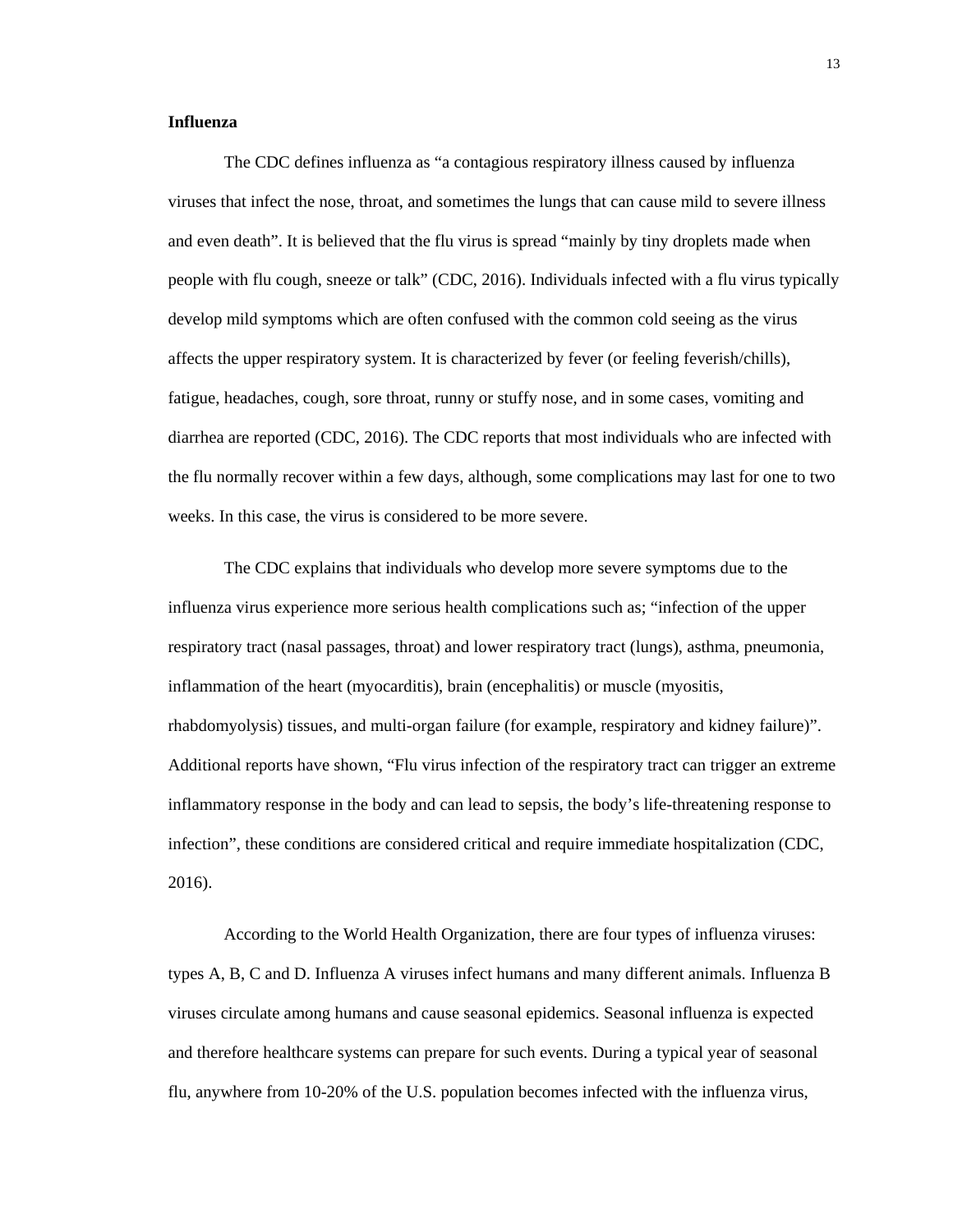**Influenza**

The CDC defines influenza as "a contagious respiratory illness caused by influenza viruses that infect the nose, throat, and sometimes the lungs that can cause mild to severe illness and even death". It is believed that the flu virus is spread "mainly by tiny droplets made when people with flu cough, sneeze or talk" (CDC, 2016). Individuals infected with a flu virus typically develop mild symptoms which are often confused with the common cold seeing as the virus affects the upper respiratory system. It is characterized by fever (or feeling feverish/chills), fatigue, headaches, cough, sore throat, runny or stuffy nose, and in some cases, vomiting and diarrhea are reported (CDC, 2016). The CDC reports that most individuals who are infected with the flu normally recover within a few days, although, some complications may last for one to two weeks. In this case, the virus is considered to be more severe.

The CDC explains that individuals who develop more severe symptoms due to the influenza virus experience more serious health complications such as; "infection of the upper respiratory tract (nasal passages, throat) and lower respiratory tract (lungs), asthma, pneumonia, inflammation of the heart (myocarditis), brain (encephalitis) or muscle (myositis, rhabdomyolysis) tissues, and multi-organ failure (for example, respiratory and kidney failure)". Additional reports have shown, "Flu virus infection of the respiratory tract can trigger an extreme inflammatory response in the body and can lead to sepsis, the body's life-threatening response to infection", these conditions are considered critical and require immediate hospitalization (CDC, 2016).

According to the World Health Organization, there are four types of influenza viruses: types A, B, C and D. Influenza A viruses infect humans and many different animals. Influenza B viruses circulate among humans and cause seasonal epidemics. Seasonal influenza is expected and therefore healthcare systems can prepare for such events. During a typical year of seasonal flu, anywhere from 10-20% of the U.S. population becomes infected with the influenza virus,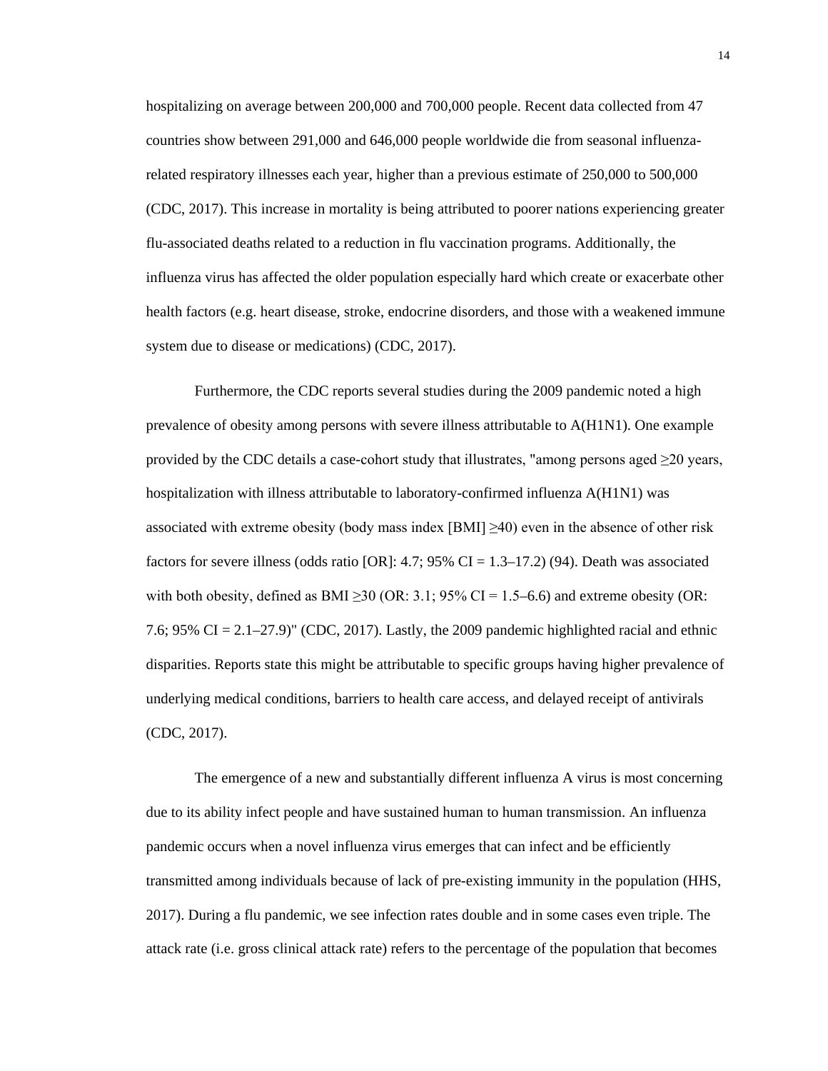hospitalizing on average between 200,000 and 700,000 people. Recent data collected from 47 countries show between 291,000 and 646,000 people worldwide die from seasonal influenza-related respiratory illnesses each year, higher than a previous estimate of 250,000 to 500,000 (CDC, 2017). This increase in mortality is being attributed to poorer nations experiencing greater flu-associated deaths related to a reduction in flu vaccination programs. Additionally, the influenza virus has affected the older population especially hard which create or exacerbate other health factors (e.g. heart disease, stroke, endocrine disorders, and those with a weakened immune system due to disease or medications) (CDC, 2017).

Furthermore, the CDC reports several studies during the 2009 pandemic noted a high prevalence of obesity among persons with severe illness attributable to A(H1N1). One example provided by the CDC details a case-cohort study that illustrates, "among persons aged ≥20 years, hospitalization with illness attributable to laboratory-confirmed influenza A(H1N1) was associated with extreme obesity (body mass index [BMI] ≥40) even in the absence of other risk factors for severe illness (odds ratio [OR]: 4.7; 95% CI = 1.3–17.2) (94). Death was associated with both obesity, defined as BMI ≥30 (OR: 3.1; 95% CI = 1.5–6.6) and extreme obesity (OR: 7.6; 95% CI = 2.1–27.9)" (CDC, 2017). Lastly, the 2009 pandemic highlighted racial and ethnic disparities. Reports state this might be attributable to specific groups having higher prevalence of underlying medical conditions, barriers to health care access, and delayed receipt of antivirals (CDC, 2017).

The emergence of a new and substantially different influenza A virus is most concerning due to its ability infect people and have sustained human to human transmission. An influenza pandemic occurs when a novel influenza virus emerges that can infect and be efficiently transmitted among individuals because of lack of pre-existing immunity in the population (HHS, 2017). During a flu pandemic, we see infection rates double and in some cases even triple. The attack rate (i.e. gross clinical attack rate) refers to the percentage of the population that becomes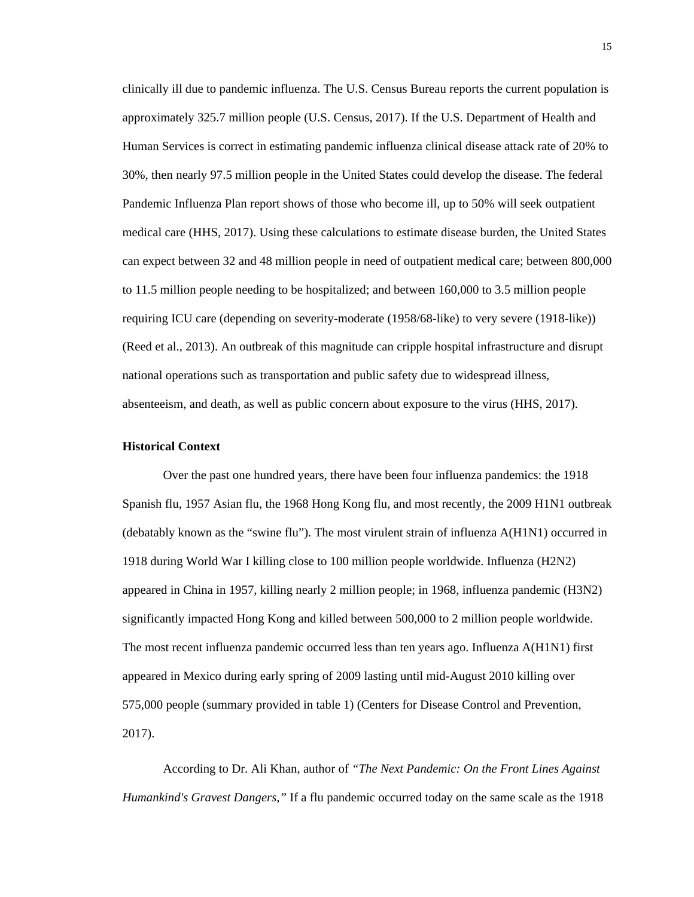clinically ill due to pandemic influenza. The U.S. Census Bureau reports the current population is approximately 325.7 million people (U.S. Census, 2017). If the U.S. Department of Health and Human Services is correct in estimating pandemic influenza clinical disease attack rate of 20% to 30%, then nearly 97.5 million people in the United States could develop the disease. The federal Pandemic Influenza Plan report shows of those who become ill, up to 50% will seek outpatient medical care (HHS, 2017). Using these calculations to estimate disease burden, the United States can expect between 32 and 48 million people in need of outpatient medical care; between 800,000 to 11.5 million people needing to be hospitalized; and between 160,000 to 3.5 million people requiring ICU care (depending on severity-moderate (1958/68-like) to very severe (1918-like)) (Reed et al., 2013). An outbreak of this magnitude can cripple hospital infrastructure and disrupt national operations such as transportation and public safety due to widespread illness, absenteeism, and death, as well as public concern about exposure to the virus (HHS, 2017).

**Historical Context**

Over the past one hundred years, there have been four influenza pandemics: the 1918 Spanish flu, 1957 Asian flu, the 1968 Hong Kong flu, and most recently, the 2009 H1N1 outbreak (debatably known as the "swine flu"). The most virulent strain of influenza A(H1N1) occurred in 1918 during World War I killing close to 100 million people worldwide. Influenza (H2N2) appeared in China in 1957, killing nearly 2 million people; in 1968, influenza pandemic (H3N2) significantly impacted Hong Kong and killed between 500,000 to 2 million people worldwide. The most recent influenza pandemic occurred less than ten years ago. Influenza A(H1N1) first appeared in Mexico during early spring of 2009 lasting until mid-August 2010 killing over 575,000 people (summary provided in table 1) (Centers for Disease Control and Prevention, 2017).

According to Dr. Ali Khan, author of *"The Next Pandemic: On the Front Lines Against Humankind's Gravest Dangers,"* If a flu pandemic occurred today on the same scale as the 1918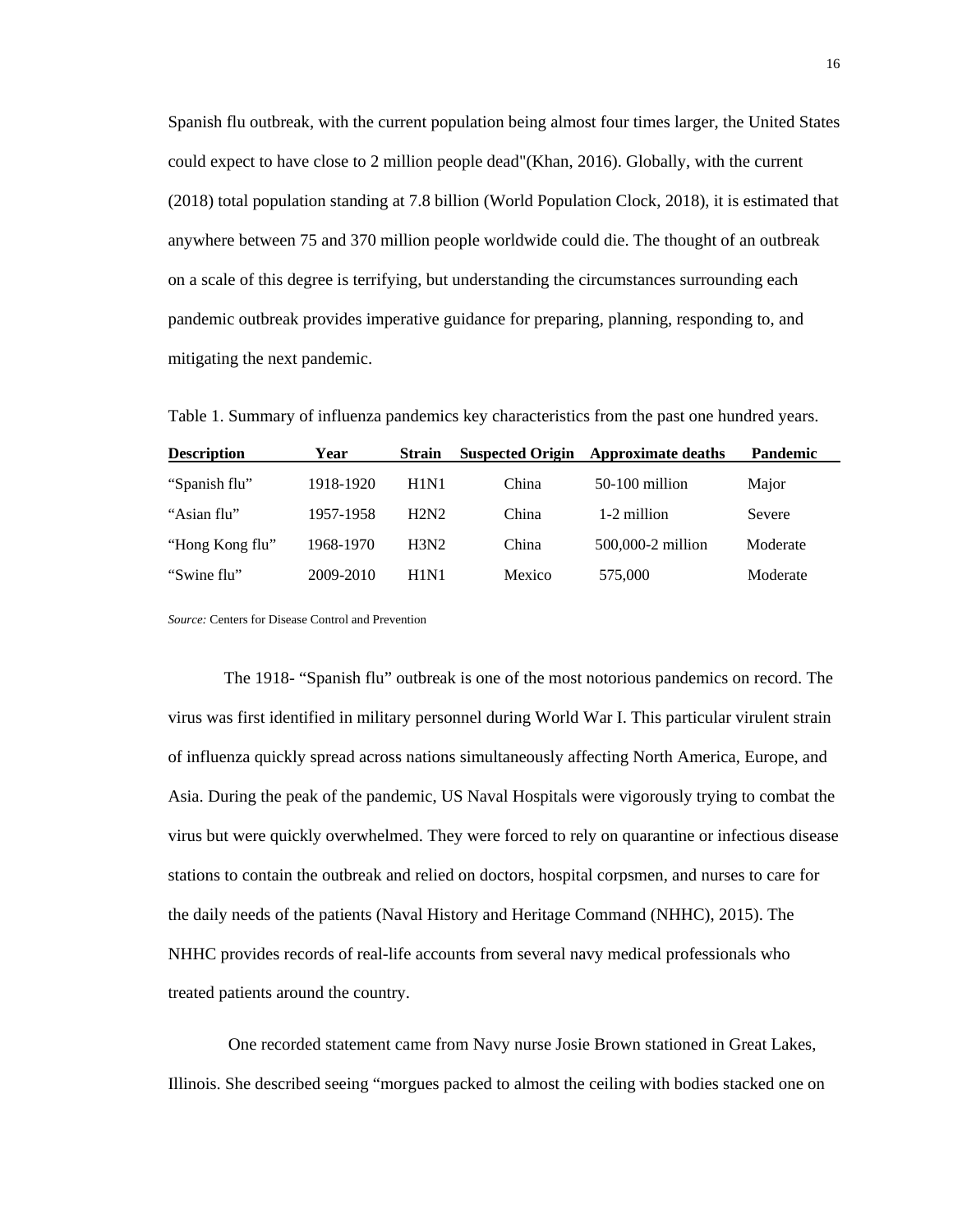Spanish flu outbreak, with the current population being almost four times larger, the United States could expect to have close to 2 million people dead"(Khan, 2016). Globally, with the current (2018) total population standing at 7.8 billion (World Population Clock, 2018), it is estimated that anywhere between 75 and 370 million people worldwide could die. The thought of an outbreak on a scale of this degree is terrifying, but understanding the circumstances surrounding each pandemic outbreak provides imperative guidance for preparing, planning, responding to, and mitigating the next pandemic.

Table 1. Summary of influenza pandemics key characteristics from the past one hundred years.

| Description | Year | Strain | Suspected Origin | Approximate deaths | Pandemic |
|---|---|---|---|---|---|
| "Spanish flu" | 1918-1920 | H1N1 | China | 50-100 million | Major |
| "Asian flu" | 1957-1958 | H2N2 | China | 1-2 million | Severe |
| "Hong Kong flu" | 1968-1970 | H3N2 | China | 500,000-2 million | Moderate |
| "Swine flu" | 2009-2010 | H1N1 | Mexico | 575,000 | Moderate |

*Source:* Centers for Disease Control and Prevention

The 1918- "Spanish flu" outbreak is one of the most notorious pandemics on record. The virus was first identified in military personnel during World War I. This particular virulent strain of influenza quickly spread across nations simultaneously affecting North America, Europe, and Asia. During the peak of the pandemic, US Naval Hospitals were vigorously trying to combat the virus but were quickly overwhelmed. They were forced to rely on quarantine or infectious disease stations to contain the outbreak and relied on doctors, hospital corpsmen, and nurses to care for the daily needs of the patients (Naval History and Heritage Command (NHHC), 2015). The NHHC provides records of real-life accounts from several navy medical professionals who treated patients around the country.

One recorded statement came from Navy nurse Josie Brown stationed in Great Lakes, Illinois. She described seeing "morgues packed to almost the ceiling with bodies stacked one on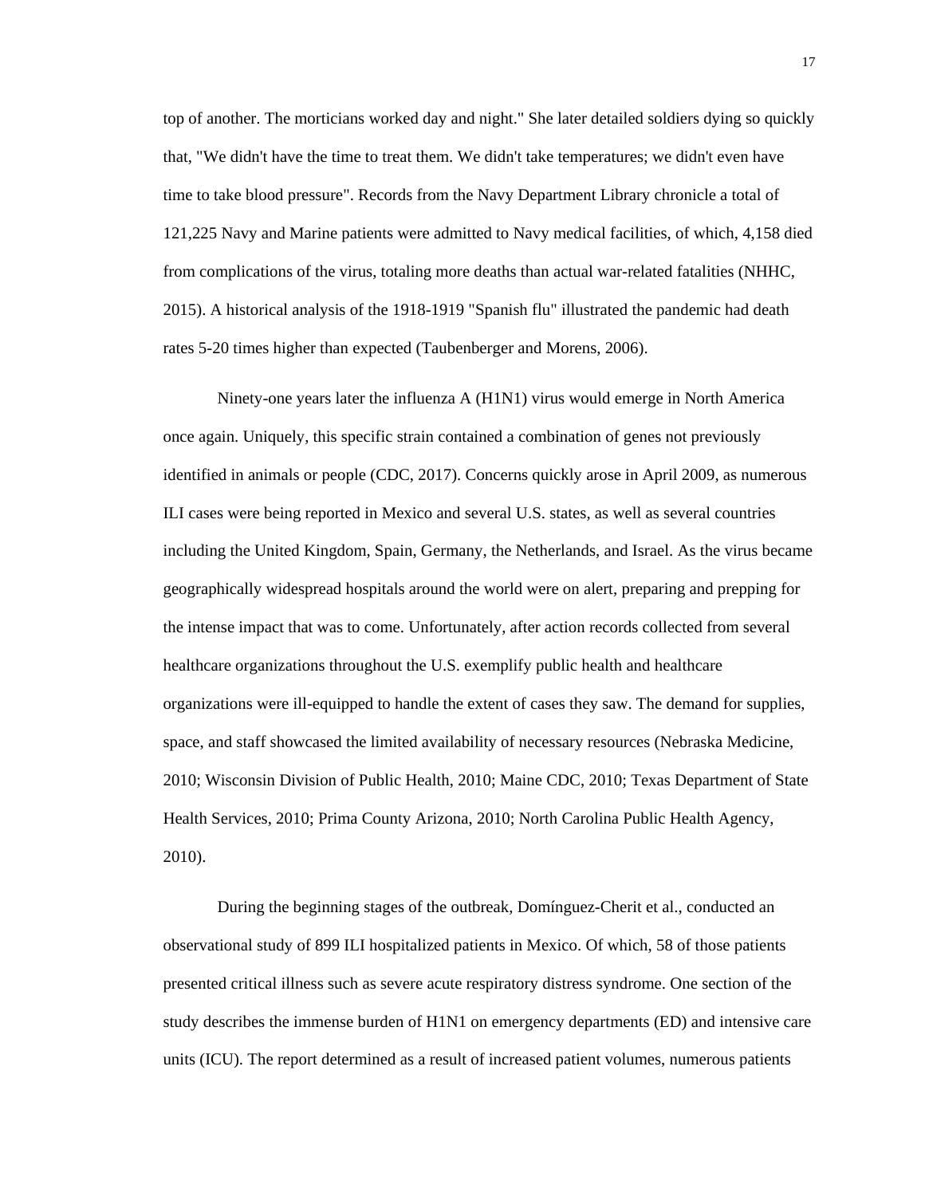top of another. The morticians worked day and night." She later detailed soldiers dying so quickly that, "We didn't have the time to treat them. We didn't take temperatures; we didn't even have time to take blood pressure". Records from the Navy Department Library chronicle a total of 121,225 Navy and Marine patients were admitted to Navy medical facilities, of which, 4,158 died from complications of the virus, totaling more deaths than actual war-related fatalities (NHHC, 2015). A historical analysis of the 1918-1919 "Spanish flu" illustrated the pandemic had death rates 5-20 times higher than expected (Taubenberger and Morens, 2006).

Ninety-one years later the influenza A (H1N1) virus would emerge in North America once again. Uniquely, this specific strain contained a combination of genes not previously identified in animals or people (CDC, 2017). Concerns quickly arose in April 2009, as numerous ILI cases were being reported in Mexico and several U.S. states, as well as several countries including the United Kingdom, Spain, Germany, the Netherlands, and Israel. As the virus became geographically widespread hospitals around the world were on alert, preparing and prepping for the intense impact that was to come. Unfortunately, after action records collected from several healthcare organizations throughout the U.S. exemplify public health and healthcare organizations were ill-equipped to handle the extent of cases they saw. The demand for supplies, space, and staff showcased the limited availability of necessary resources (Nebraska Medicine, 2010; Wisconsin Division of Public Health, 2010; Maine CDC, 2010; Texas Department of State Health Services, 2010; Prima County Arizona, 2010; North Carolina Public Health Agency, 2010).

During the beginning stages of the outbreak, Domínguez-Cherit et al., conducted an observational study of 899 ILI hospitalized patients in Mexico. Of which, 58 of those patients presented critical illness such as severe acute respiratory distress syndrome. One section of the study describes the immense burden of H1N1 on emergency departments (ED) and intensive care units (ICU). The report determined as a result of increased patient volumes, numerous patients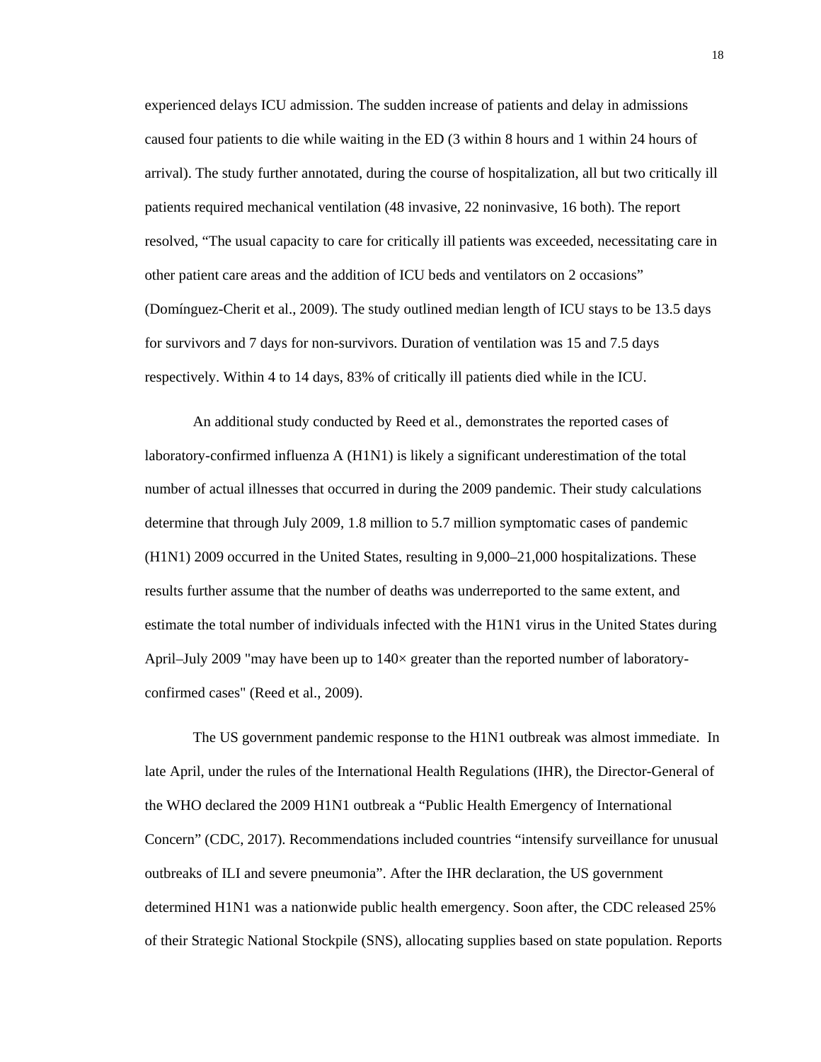experienced delays ICU admission. The sudden increase of patients and delay in admissions caused four patients to die while waiting in the ED (3 within 8 hours and 1 within 24 hours of arrival). The study further annotated, during the course of hospitalization, all but two critically ill patients required mechanical ventilation (48 invasive, 22 noninvasive, 16 both). The report resolved, "The usual capacity to care for critically ill patients was exceeded, necessitating care in other patient care areas and the addition of ICU beds and ventilators on 2 occasions" (Domínguez-Cherit et al., 2009). The study outlined median length of ICU stays to be 13.5 days for survivors and 7 days for non-survivors. Duration of ventilation was 15 and 7.5 days respectively. Within 4 to 14 days, 83% of critically ill patients died while in the ICU.

An additional study conducted by Reed et al., demonstrates the reported cases of laboratory-confirmed influenza A (H1N1) is likely a significant underestimation of the total number of actual illnesses that occurred in during the 2009 pandemic. Their study calculations determine that through July 2009, 1.8 million to 5.7 million symptomatic cases of pandemic (H1N1) 2009 occurred in the United States, resulting in 9,000–21,000 hospitalizations. These results further assume that the number of deaths was underreported to the same extent, and estimate the total number of individuals infected with the H1N1 virus in the United States during April–July 2009 "may have been up to 140× greater than the reported number of laboratory-confirmed cases" (Reed et al., 2009).

The US government pandemic response to the H1N1 outbreak was almost immediate. In late April, under the rules of the International Health Regulations (IHR), the Director-General of the WHO declared the 2009 H1N1 outbreak a "Public Health Emergency of International Concern" (CDC, 2017). Recommendations included countries "intensify surveillance for unusual outbreaks of ILI and severe pneumonia". After the IHR declaration, the US government determined H1N1 was a nationwide public health emergency. Soon after, the CDC released 25% of their Strategic National Stockpile (SNS), allocating supplies based on state population. Reports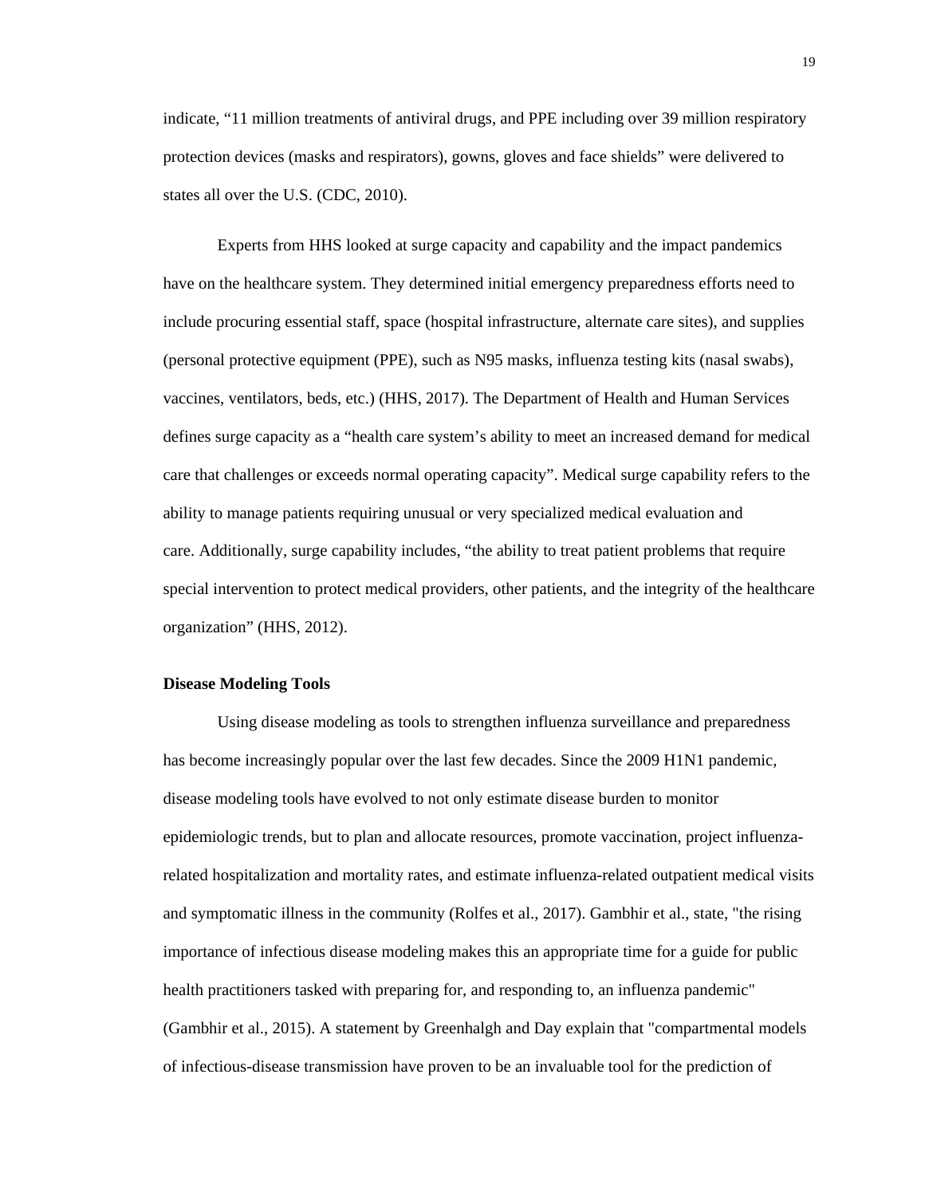indicate, "11 million treatments of antiviral drugs, and PPE including over 39 million respiratory protection devices (masks and respirators), gowns, gloves and face shields" were delivered to states all over the U.S. (CDC, 2010).

Experts from HHS looked at surge capacity and capability and the impact pandemics have on the healthcare system. They determined initial emergency preparedness efforts need to include procuring essential staff, space (hospital infrastructure, alternate care sites), and supplies (personal protective equipment (PPE), such as N95 masks, influenza testing kits (nasal swabs), vaccines, ventilators, beds, etc.) (HHS, 2017). The Department of Health and Human Services defines surge capacity as a "health care system's ability to meet an increased demand for medical care that challenges or exceeds normal operating capacity". Medical surge capability refers to the ability to manage patients requiring unusual or very specialized medical evaluation and care. Additionally, surge capability includes, "the ability to treat patient problems that require special intervention to protect medical providers, other patients, and the integrity of the healthcare organization" (HHS, 2012).

**Disease Modeling Tools**

Using disease modeling as tools to strengthen influenza surveillance and preparedness has become increasingly popular over the last few decades. Since the 2009 H1N1 pandemic, disease modeling tools have evolved to not only estimate disease burden to monitor epidemiologic trends, but to plan and allocate resources, promote vaccination, project influenza-related hospitalization and mortality rates, and estimate influenza-related outpatient medical visits and symptomatic illness in the community (Rolfes et al., 2017). Gambhir et al., state, "the rising importance of infectious disease modeling makes this an appropriate time for a guide for public health practitioners tasked with preparing for, and responding to, an influenza pandemic" (Gambhir et al., 2015). A statement by Greenhalgh and Day explain that "compartmental models of infectious-disease transmission have proven to be an invaluable tool for the prediction of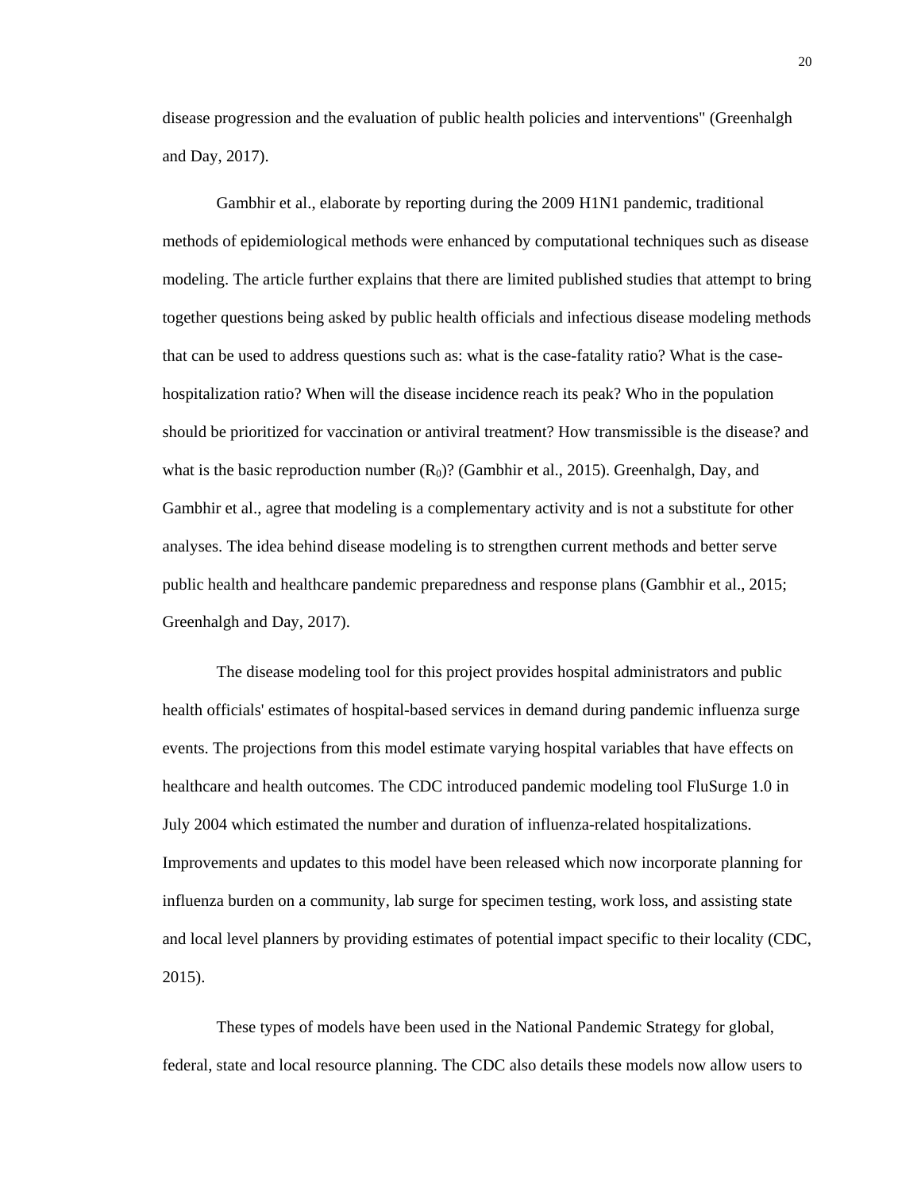disease progression and the evaluation of public health policies and interventions" (Greenhalgh and Day, 2017).

Gambhir et al., elaborate by reporting during the 2009 H1N1 pandemic, traditional methods of epidemiological methods were enhanced by computational techniques such as disease modeling. The article further explains that there are limited published studies that attempt to bring together questions being asked by public health officials and infectious disease modeling methods that can be used to address questions such as: what is the case-fatality ratio? What is the case-hospitalization ratio? When will the disease incidence reach its peak? Who in the population should be prioritized for vaccination or antiviral treatment? How transmissible is the disease? and what is the basic reproduction number ($R_0$)? (Gambhir et al., 2015). Greenhalgh, Day, and Gambhir et al., agree that modeling is a complementary activity and is not a substitute for other analyses. The idea behind disease modeling is to strengthen current methods and better serve public health and healthcare pandemic preparedness and response plans (Gambhir et al., 2015; Greenhalgh and Day, 2017).

The disease modeling tool for this project provides hospital administrators and public health officials' estimates of hospital-based services in demand during pandemic influenza surge events. The projections from this model estimate varying hospital variables that have effects on healthcare and health outcomes. The CDC introduced pandemic modeling tool FluSurge 1.0 in July 2004 which estimated the number and duration of influenza-related hospitalizations. Improvements and updates to this model have been released which now incorporate planning for influenza burden on a community, lab surge for specimen testing, work loss, and assisting state and local level planners by providing estimates of potential impact specific to their locality (CDC, 2015).

These types of models have been used in the National Pandemic Strategy for global, federal, state and local resource planning. The CDC also details these models now allow users to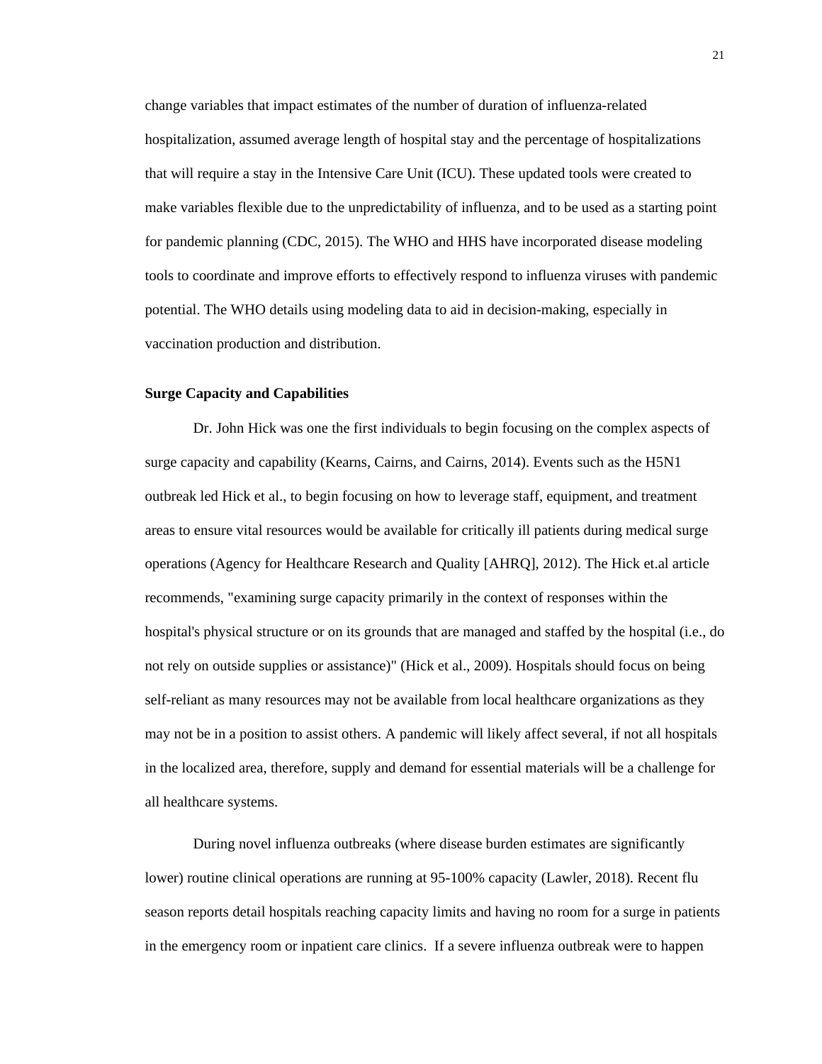change variables that impact estimates of the number of duration of influenza-related hospitalization, assumed average length of hospital stay and the percentage of hospitalizations that will require a stay in the Intensive Care Unit (ICU). These updated tools were created to make variables flexible due to the unpredictability of influenza, and to be used as a starting point for pandemic planning (CDC, 2015). The WHO and HHS have incorporated disease modeling tools to coordinate and improve efforts to effectively respond to influenza viruses with pandemic potential. The WHO details using modeling data to aid in decision-making, especially in vaccination production and distribution.

**Surge Capacity and Capabilities**

Dr. John Hick was one the first individuals to begin focusing on the complex aspects of surge capacity and capability (Kearns, Cairns, and Cairns, 2014). Events such as the H5N1 outbreak led Hick et al., to begin focusing on how to leverage staff, equipment, and treatment areas to ensure vital resources would be available for critically ill patients during medical surge operations (Agency for Healthcare Research and Quality [AHRQ], 2012). The Hick et.al article recommends, "examining surge capacity primarily in the context of responses within the hospital's physical structure or on its grounds that are managed and staffed by the hospital (i.e., do not rely on outside supplies or assistance)" (Hick et al., 2009). Hospitals should focus on being self-reliant as many resources may not be available from local healthcare organizations as they may not be in a position to assist others. A pandemic will likely affect several, if not all hospitals in the localized area, therefore, supply and demand for essential materials will be a challenge for all healthcare systems.

During novel influenza outbreaks (where disease burden estimates are significantly lower) routine clinical operations are running at 95-100% capacity (Lawler, 2018). Recent flu season reports detail hospitals reaching capacity limits and having no room for a surge in patients in the emergency room or inpatient care clinics. If a severe influenza outbreak were to happen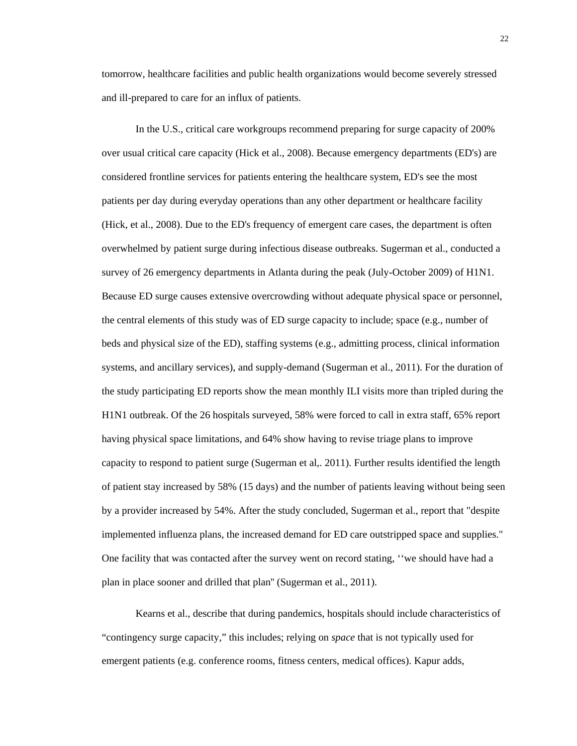tomorrow, healthcare facilities and public health organizations would become severely stressed and ill-prepared to care for an influx of patients.

In the U.S., critical care workgroups recommend preparing for surge capacity of 200% over usual critical care capacity (Hick et al., 2008). Because emergency departments (ED's) are considered frontline services for patients entering the healthcare system, ED's see the most patients per day during everyday operations than any other department or healthcare facility (Hick, et al., 2008). Due to the ED's frequency of emergent care cases, the department is often overwhelmed by patient surge during infectious disease outbreaks. Sugerman et al., conducted a survey of 26 emergency departments in Atlanta during the peak (July-October 2009) of H1N1. Because ED surge causes extensive overcrowding without adequate physical space or personnel, the central elements of this study was of ED surge capacity to include; space (e.g., number of beds and physical size of the ED), staffing systems (e.g., admitting process, clinical information systems, and ancillary services), and supply-demand (Sugerman et al., 2011). For the duration of the study participating ED reports show the mean monthly ILI visits more than tripled during the H1N1 outbreak. Of the 26 hospitals surveyed, 58% were forced to call in extra staff, 65% report having physical space limitations, and 64% show having to revise triage plans to improve capacity to respond to patient surge (Sugerman et al,. 2011). Further results identified the length of patient stay increased by 58% (15 days) and the number of patients leaving without being seen by a provider increased by 54%. After the study concluded, Sugerman et al., report that "despite implemented influenza plans, the increased demand for ED care outstripped space and supplies." One facility that was contacted after the survey went on record stating, ‘‘we should have had a plan in place sooner and drilled that plan'' (Sugerman et al., 2011).

Kearns et al., describe that during pandemics, hospitals should include characteristics of “contingency surge capacity,” this includes; relying on *space* that is not typically used for emergent patients (e.g. conference rooms, fitness centers, medical offices). Kapur adds,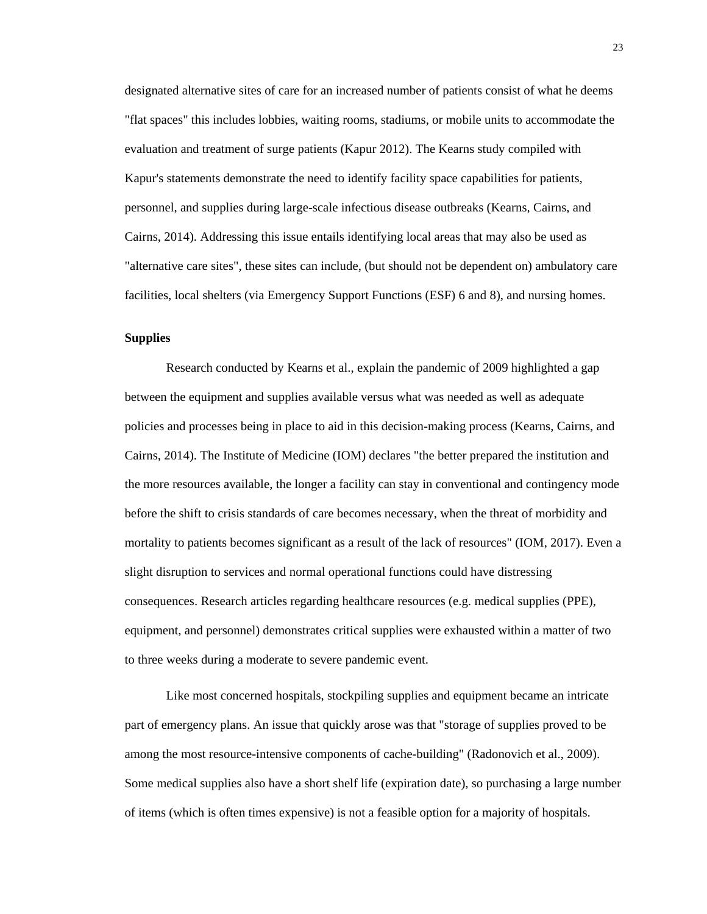designated alternative sites of care for an increased number of patients consist of what he deems "flat spaces" this includes lobbies, waiting rooms, stadiums, or mobile units to accommodate the evaluation and treatment of surge patients (Kapur 2012). The Kearns study compiled with Kapur's statements demonstrate the need to identify facility space capabilities for patients, personnel, and supplies during large-scale infectious disease outbreaks (Kearns, Cairns, and Cairns, 2014). Addressing this issue entails identifying local areas that may also be used as "alternative care sites", these sites can include, (but should not be dependent on) ambulatory care facilities, local shelters (via Emergency Support Functions (ESF) 6 and 8), and nursing homes.

**Supplies**

Research conducted by Kearns et al., explain the pandemic of 2009 highlighted a gap between the equipment and supplies available versus what was needed as well as adequate policies and processes being in place to aid in this decision-making process (Kearns, Cairns, and Cairns, 2014). The Institute of Medicine (IOM) declares "the better prepared the institution and the more resources available, the longer a facility can stay in conventional and contingency mode before the shift to crisis standards of care becomes necessary, when the threat of morbidity and mortality to patients becomes significant as a result of the lack of resources" (IOM, 2017). Even a slight disruption to services and normal operational functions could have distressing consequences. Research articles regarding healthcare resources (e.g. medical supplies (PPE), equipment, and personnel) demonstrates critical supplies were exhausted within a matter of two to three weeks during a moderate to severe pandemic event.

Like most concerned hospitals, stockpiling supplies and equipment became an intricate part of emergency plans. An issue that quickly arose was that "storage of supplies proved to be among the most resource-intensive components of cache-building" (Radonovich et al., 2009). Some medical supplies also have a short shelf life (expiration date), so purchasing a large number of items (which is often times expensive) is not a feasible option for a majority of hospitals.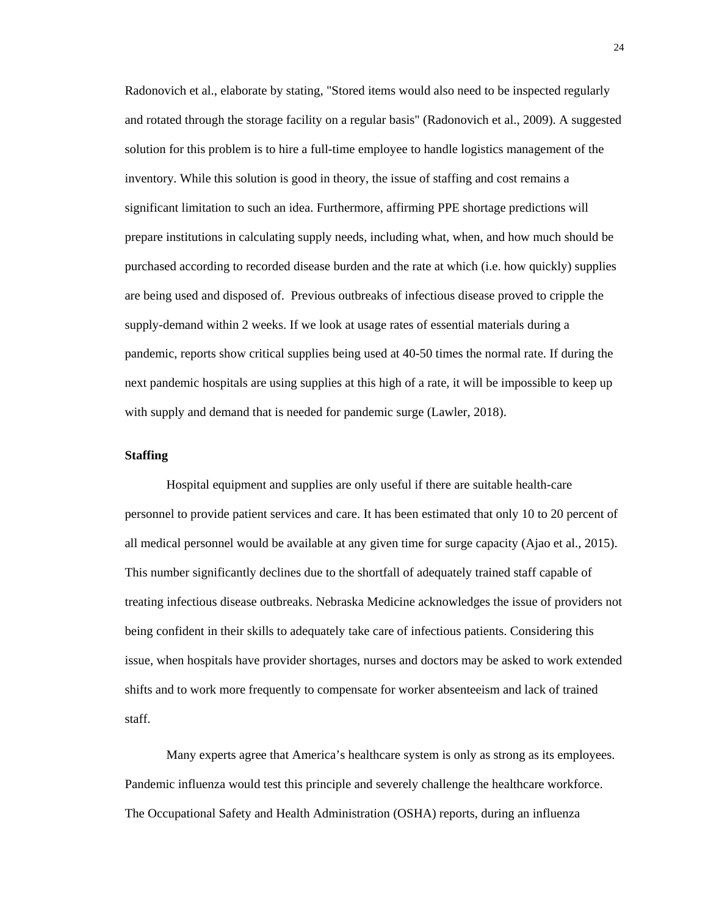Radonovich et al., elaborate by stating, "Stored items would also need to be inspected regularly and rotated through the storage facility on a regular basis" (Radonovich et al., 2009). A suggested solution for this problem is to hire a full-time employee to handle logistics management of the inventory. While this solution is good in theory, the issue of staffing and cost remains a significant limitation to such an idea. Furthermore, affirming PPE shortage predictions will prepare institutions in calculating supply needs, including what, when, and how much should be purchased according to recorded disease burden and the rate at which (i.e. how quickly) supplies are being used and disposed of. Previous outbreaks of infectious disease proved to cripple the supply-demand within 2 weeks. If we look at usage rates of essential materials during a pandemic, reports show critical supplies being used at 40-50 times the normal rate. If during the next pandemic hospitals are using supplies at this high of a rate, it will be impossible to keep up with supply and demand that is needed for pandemic surge (Lawler, 2018).

**Staffing**

Hospital equipment and supplies are only useful if there are suitable health-care personnel to provide patient services and care. It has been estimated that only 10 to 20 percent of all medical personnel would be available at any given time for surge capacity (Ajao et al., 2015). This number significantly declines due to the shortfall of adequately trained staff capable of treating infectious disease outbreaks. Nebraska Medicine acknowledges the issue of providers not being confident in their skills to adequately take care of infectious patients. Considering this issue, when hospitals have provider shortages, nurses and doctors may be asked to work extended shifts and to work more frequently to compensate for worker absenteeism and lack of trained staff.

Many experts agree that America's healthcare system is only as strong as its employees. Pandemic influenza would test this principle and severely challenge the healthcare workforce. The Occupational Safety and Health Administration (OSHA) reports, during an influenza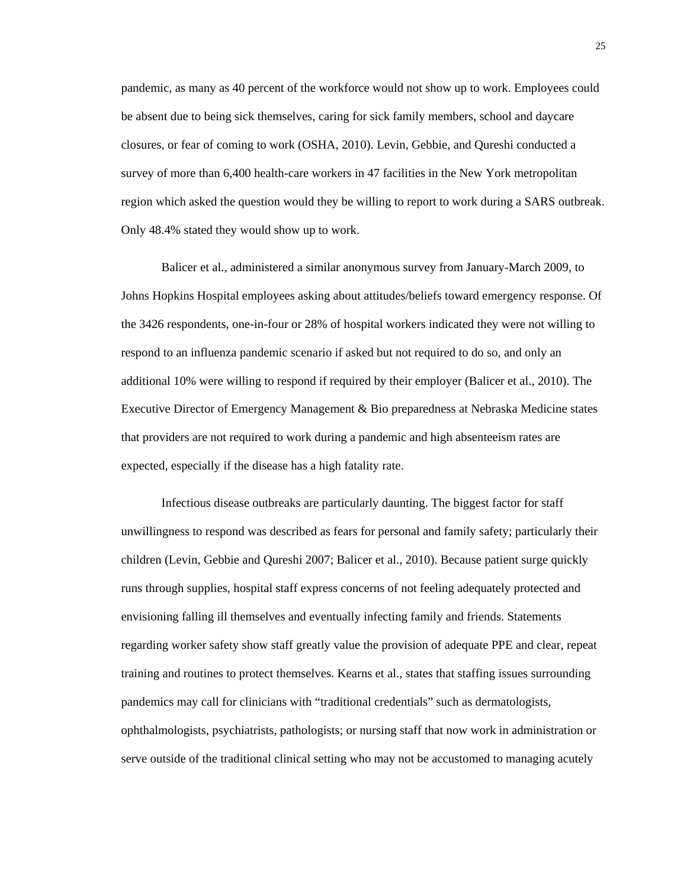pandemic, as many as 40 percent of the workforce would not show up to work. Employees could be absent due to being sick themselves, caring for sick family members, school and daycare closures, or fear of coming to work (OSHA, 2010). Levin, Gebbie, and Qureshi conducted a survey of more than 6,400 health-care workers in 47 facilities in the New York metropolitan region which asked the question would they be willing to report to work during a SARS outbreak. Only 48.4% stated they would show up to work.

Balicer et al., administered a similar anonymous survey from January-March 2009, to Johns Hopkins Hospital employees asking about attitudes/beliefs toward emergency response. Of the 3426 respondents, one-in-four or 28% of hospital workers indicated they were not willing to respond to an influenza pandemic scenario if asked but not required to do so, and only an additional 10% were willing to respond if required by their employer (Balicer et al., 2010). The Executive Director of Emergency Management & Bio preparedness at Nebraska Medicine states that providers are not required to work during a pandemic and high absenteeism rates are expected, especially if the disease has a high fatality rate.

Infectious disease outbreaks are particularly daunting. The biggest factor for staff unwillingness to respond was described as fears for personal and family safety; particularly their children (Levin, Gebbie and Qureshi 2007; Balicer et al., 2010). Because patient surge quickly runs through supplies, hospital staff express concerns of not feeling adequately protected and envisioning falling ill themselves and eventually infecting family and friends. Statements regarding worker safety show staff greatly value the provision of adequate PPE and clear, repeat training and routines to protect themselves. Kearns et al., states that staffing issues surrounding pandemics may call for clinicians with "traditional credentials" such as dermatologists, ophthalmologists, psychiatrists, pathologists; or nursing staff that now work in administration or serve outside of the traditional clinical setting who may not be accustomed to managing acutely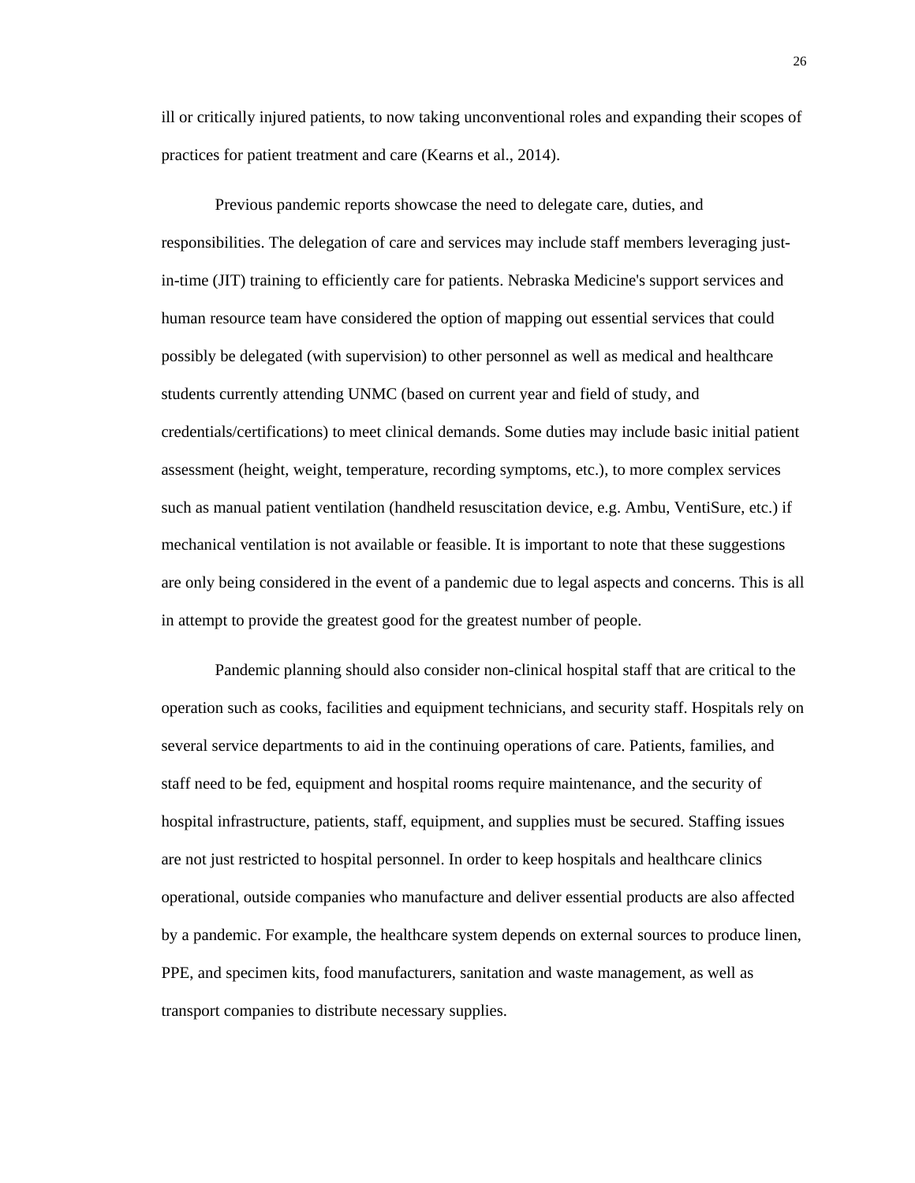ill or critically injured patients, to now taking unconventional roles and expanding their scopes of practices for patient treatment and care (Kearns et al., 2014).

Previous pandemic reports showcase the need to delegate care, duties, and responsibilities. The delegation of care and services may include staff members leveraging just-in-time (JIT) training to efficiently care for patients. Nebraska Medicine's support services and human resource team have considered the option of mapping out essential services that could possibly be delegated (with supervision) to other personnel as well as medical and healthcare students currently attending UNMC (based on current year and field of study, and credentials/certifications) to meet clinical demands. Some duties may include basic initial patient assessment (height, weight, temperature, recording symptoms, etc.), to more complex services such as manual patient ventilation (handheld resuscitation device, e.g. Ambu, VentiSure, etc.) if mechanical ventilation is not available or feasible. It is important to note that these suggestions are only being considered in the event of a pandemic due to legal aspects and concerns. This is all in attempt to provide the greatest good for the greatest number of people.

Pandemic planning should also consider non-clinical hospital staff that are critical to the operation such as cooks, facilities and equipment technicians, and security staff. Hospitals rely on several service departments to aid in the continuing operations of care. Patients, families, and staff need to be fed, equipment and hospital rooms require maintenance, and the security of hospital infrastructure, patients, staff, equipment, and supplies must be secured. Staffing issues are not just restricted to hospital personnel. In order to keep hospitals and healthcare clinics operational, outside companies who manufacture and deliver essential products are also affected by a pandemic. For example, the healthcare system depends on external sources to produce linen, PPE, and specimen kits, food manufacturers, sanitation and waste management, as well as transport companies to distribute necessary supplies.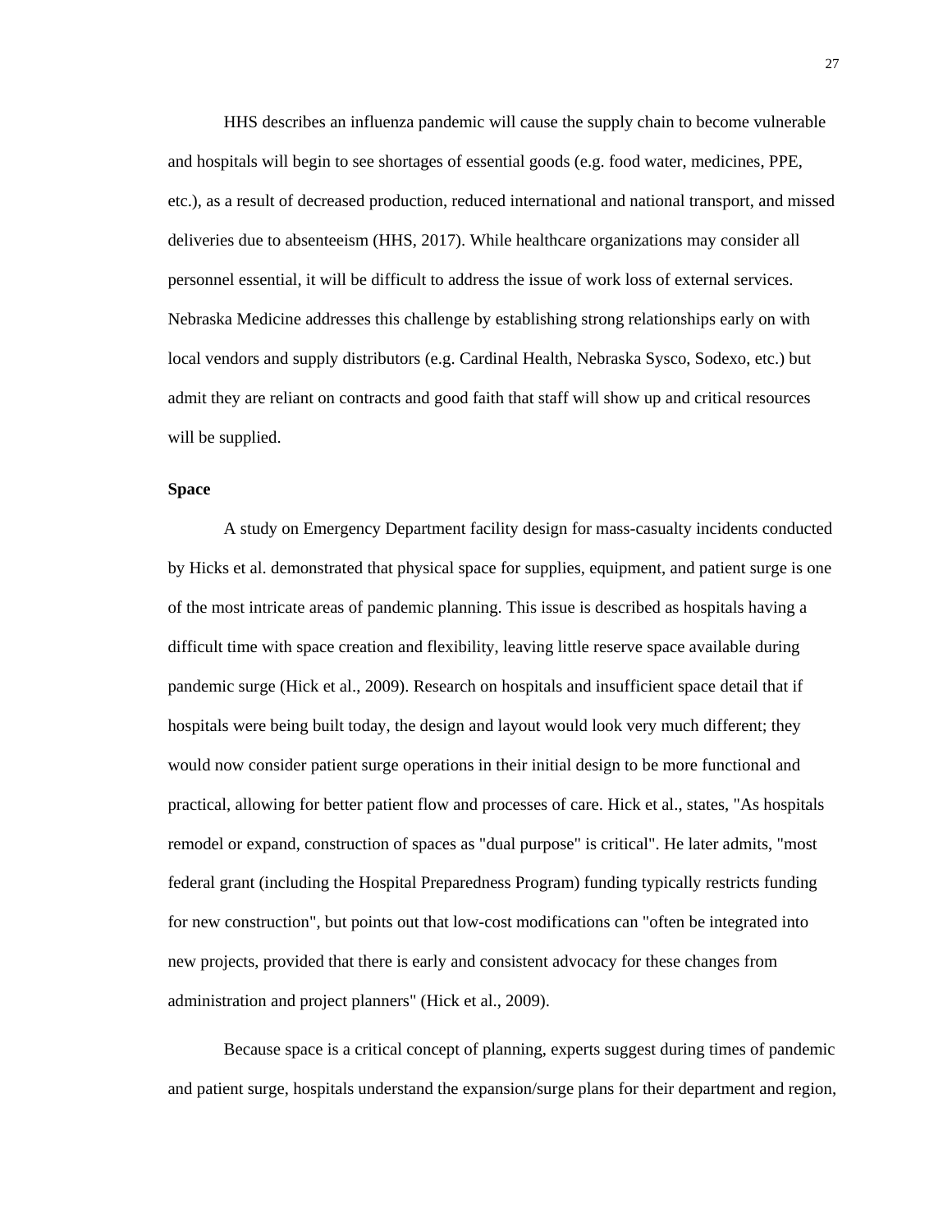HHS describes an influenza pandemic will cause the supply chain to become vulnerable and hospitals will begin to see shortages of essential goods (e.g. food water, medicines, PPE, etc.), as a result of decreased production, reduced international and national transport, and missed deliveries due to absenteeism (HHS, 2017). While healthcare organizations may consider all personnel essential, it will be difficult to address the issue of work loss of external services. Nebraska Medicine addresses this challenge by establishing strong relationships early on with local vendors and supply distributors (e.g. Cardinal Health, Nebraska Sysco, Sodexo, etc.) but admit they are reliant on contracts and good faith that staff will show up and critical resources will be supplied.

**Space**

A study on Emergency Department facility design for mass-casualty incidents conducted by Hicks et al. demonstrated that physical space for supplies, equipment, and patient surge is one of the most intricate areas of pandemic planning. This issue is described as hospitals having a difficult time with space creation and flexibility, leaving little reserve space available during pandemic surge (Hick et al., 2009). Research on hospitals and insufficient space detail that if hospitals were being built today, the design and layout would look very much different; they would now consider patient surge operations in their initial design to be more functional and practical, allowing for better patient flow and processes of care. Hick et al., states, "As hospitals remodel or expand, construction of spaces as "dual purpose" is critical". He later admits, "most federal grant (including the Hospital Preparedness Program) funding typically restricts funding for new construction", but points out that low-cost modifications can "often be integrated into new projects, provided that there is early and consistent advocacy for these changes from administration and project planners" (Hick et al., 2009).

Because space is a critical concept of planning, experts suggest during times of pandemic and patient surge, hospitals understand the expansion/surge plans for their department and region,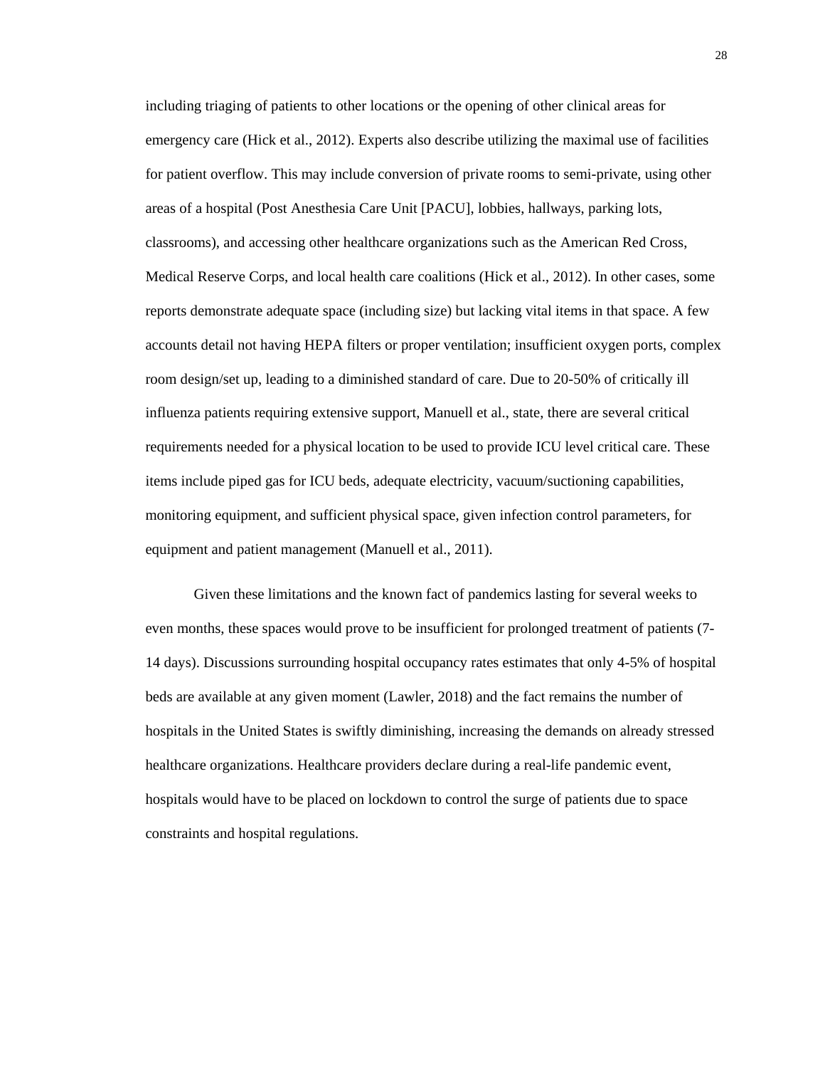including triaging of patients to other locations or the opening of other clinical areas for emergency care (Hick et al., 2012). Experts also describe utilizing the maximal use of facilities for patient overflow. This may include conversion of private rooms to semi-private, using other areas of a hospital (Post Anesthesia Care Unit [PACU], lobbies, hallways, parking lots, classrooms), and accessing other healthcare organizations such as the American Red Cross, Medical Reserve Corps, and local health care coalitions (Hick et al., 2012). In other cases, some reports demonstrate adequate space (including size) but lacking vital items in that space. A few accounts detail not having HEPA filters or proper ventilation; insufficient oxygen ports, complex room design/set up, leading to a diminished standard of care. Due to 20-50% of critically ill influenza patients requiring extensive support, Manuell et al., state, there are several critical requirements needed for a physical location to be used to provide ICU level critical care. These items include piped gas for ICU beds, adequate electricity, vacuum/suctioning capabilities, monitoring equipment, and sufficient physical space, given infection control parameters, for equipment and patient management (Manuell et al., 2011).

Given these limitations and the known fact of pandemics lasting for several weeks to even months, these spaces would prove to be insufficient for prolonged treatment of patients (7-14 days). Discussions surrounding hospital occupancy rates estimates that only 4-5% of hospital beds are available at any given moment (Lawler, 2018) and the fact remains the number of hospitals in the United States is swiftly diminishing, increasing the demands on already stressed healthcare organizations. Healthcare providers declare during a real-life pandemic event, hospitals would have to be placed on lockdown to control the surge of patients due to space constraints and hospital regulations.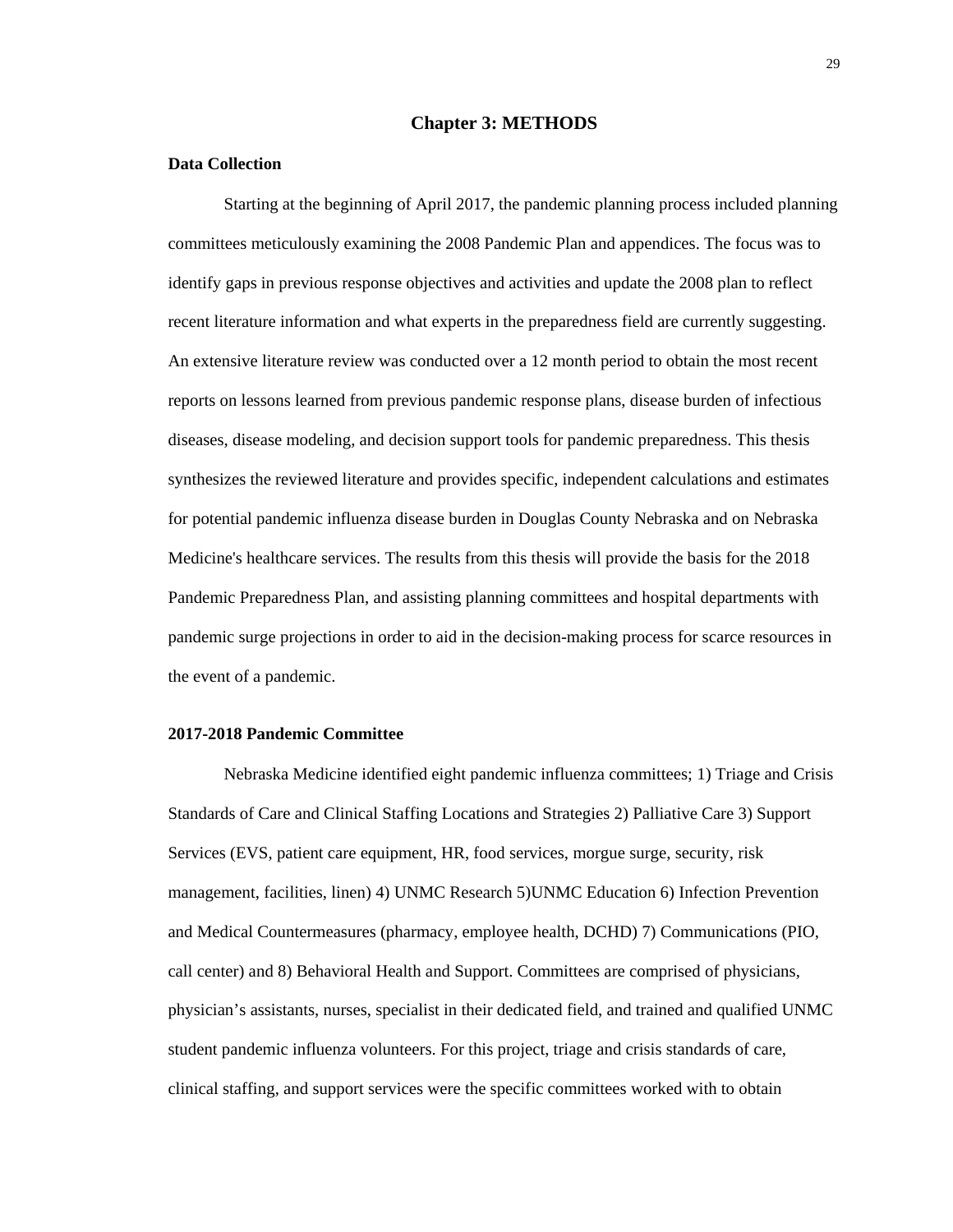# Chapter 3: METHODS

## Data Collection

Starting at the beginning of April 2017, the pandemic planning process included planning committees meticulously examining the 2008 Pandemic Plan and appendices. The focus was to identify gaps in previous response objectives and activities and update the 2008 plan to reflect recent literature information and what experts in the preparedness field are currently suggesting. An extensive literature review was conducted over a 12 month period to obtain the most recent reports on lessons learned from previous pandemic response plans, disease burden of infectious diseases, disease modeling, and decision support tools for pandemic preparedness. This thesis synthesizes the reviewed literature and provides specific, independent calculations and estimates for potential pandemic influenza disease burden in Douglas County Nebraska and on Nebraska Medicine's healthcare services. The results from this thesis will provide the basis for the 2018 Pandemic Preparedness Plan, and assisting planning committees and hospital departments with pandemic surge projections in order to aid in the decision-making process for scarce resources in the event of a pandemic.

## 2017-2018 Pandemic Committee

Nebraska Medicine identified eight pandemic influenza committees; 1) Triage and Crisis Standards of Care and Clinical Staffing Locations and Strategies 2) Palliative Care 3) Support Services (EVS, patient care equipment, HR, food services, morgue surge, security, risk management, facilities, linen) 4) UNMC Research 5)UNMC Education 6) Infection Prevention and Medical Countermeasures (pharmacy, employee health, DCHD) 7) Communications (PIO, call center) and 8) Behavioral Health and Support. Committees are comprised of physicians, physician’s assistants, nurses, specialist in their dedicated field, and trained and qualified UNMC student pandemic influenza volunteers. For this project, triage and crisis standards of care, clinical staffing, and support services were the specific committees worked with to obtain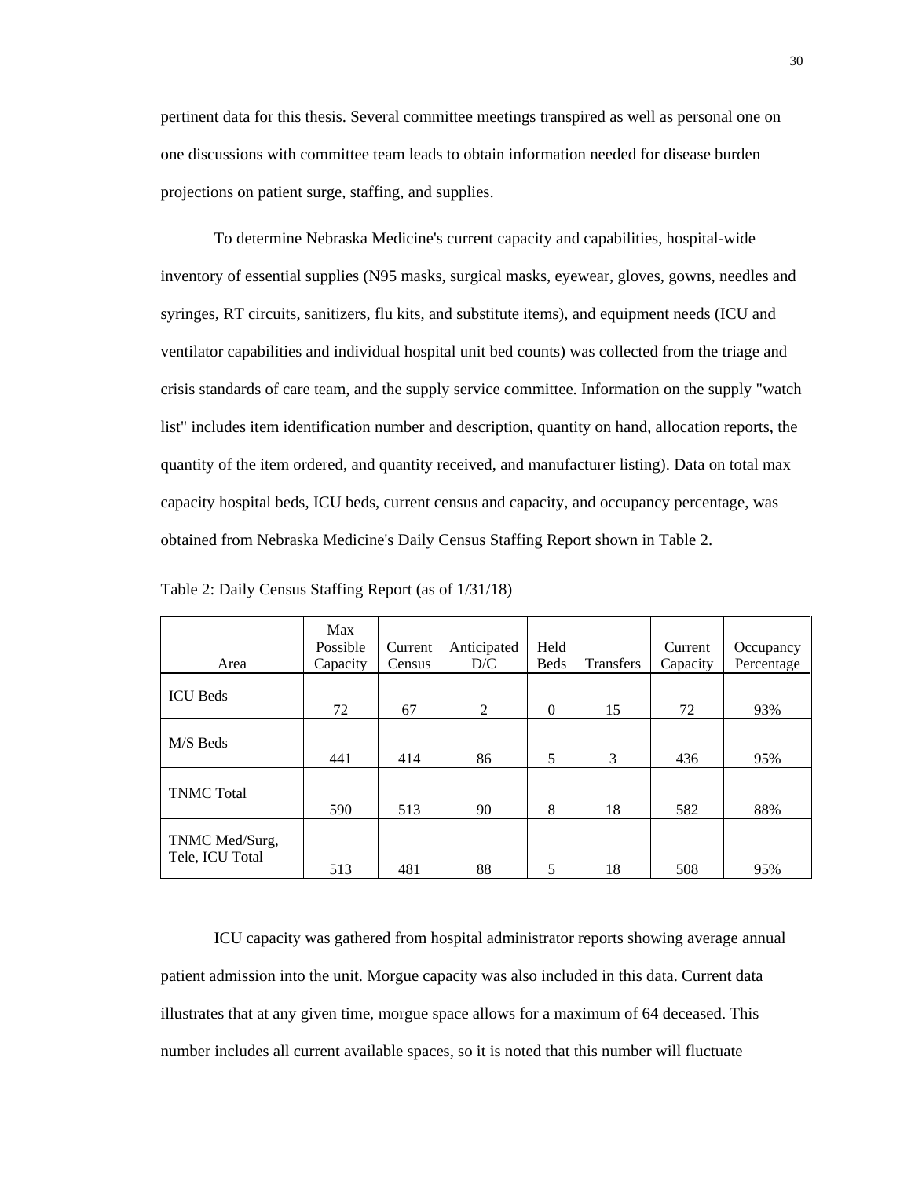pertinent data for this thesis. Several committee meetings transpired as well as personal one on one discussions with committee team leads to obtain information needed for disease burden projections on patient surge, staffing, and supplies.

To determine Nebraska Medicine's current capacity and capabilities, hospital-wide inventory of essential supplies (N95 masks, surgical masks, eyewear, gloves, gowns, needles and syringes, RT circuits, sanitizers, flu kits, and substitute items), and equipment needs (ICU and ventilator capabilities and individual hospital unit bed counts) was collected from the triage and crisis standards of care team, and the supply service committee. Information on the supply "watch list" includes item identification number and description, quantity on hand, allocation reports, the quantity of the item ordered, and quantity received, and manufacturer listing). Data on total max capacity hospital beds, ICU beds, current census and capacity, and occupancy percentage, was obtained from Nebraska Medicine's Daily Census Staffing Report shown in Table 2.

Table 2: Daily Census Staffing Report (as of 1/31/18)

| Area | Max Possible Capacity | Current Census | Anticipated D/C | Held Beds | Transfers | Current Capacity | Occupancy Percentage |
|---|---|---|---|---|---|---|---|
| ICU Beds | 72 | 67 | 2 | 0 | 15 | 72 | 93% |
| M/S Beds | 441 | 414 | 86 | 5 | 3 | 436 | 95% |
| TNMC Total | 590 | 513 | 90 | 8 | 18 | 582 | 88% |
| TNMC Med/Surg, Tele, ICU Total | 513 | 481 | 88 | 5 | 18 | 508 | 95% |

ICU capacity was gathered from hospital administrator reports showing average annual patient admission into the unit. Morgue capacity was also included in this data. Current data illustrates that at any given time, morgue space allows for a maximum of 64 deceased. This number includes all current available spaces, so it is noted that this number will fluctuate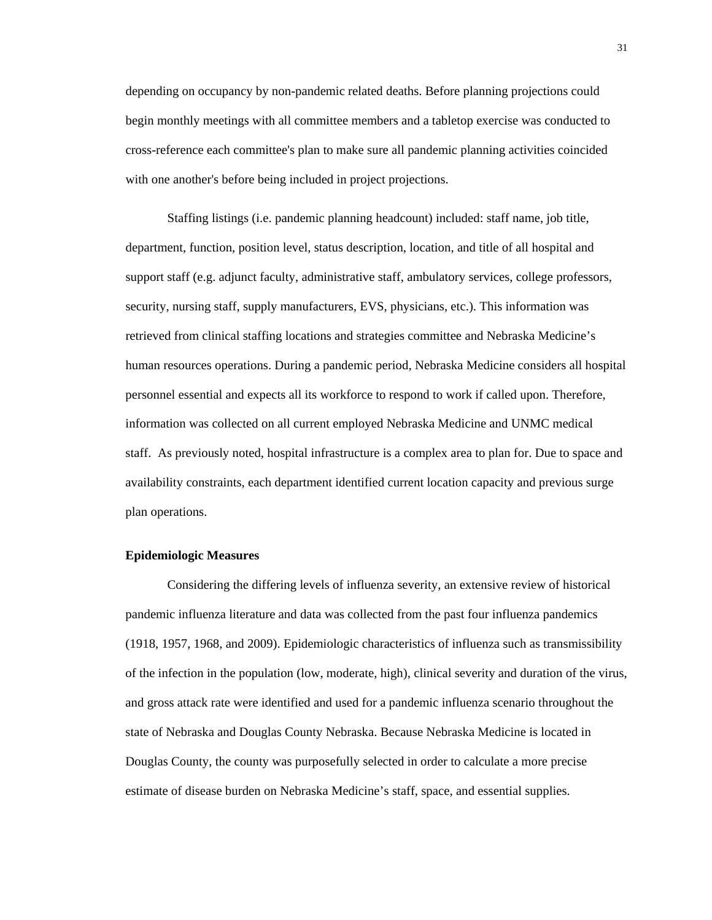depending on occupancy by non-pandemic related deaths. Before planning projections could begin monthly meetings with all committee members and a tabletop exercise was conducted to cross-reference each committee's plan to make sure all pandemic planning activities coincided with one another's before being included in project projections.

Staffing listings (i.e. pandemic planning headcount) included: staff name, job title, department, function, position level, status description, location, and title of all hospital and support staff (e.g. adjunct faculty, administrative staff, ambulatory services, college professors, security, nursing staff, supply manufacturers, EVS, physicians, etc.). This information was retrieved from clinical staffing locations and strategies committee and Nebraska Medicine's human resources operations. During a pandemic period, Nebraska Medicine considers all hospital personnel essential and expects all its workforce to respond to work if called upon. Therefore, information was collected on all current employed Nebraska Medicine and UNMC medical staff. As previously noted, hospital infrastructure is a complex area to plan for. Due to space and availability constraints, each department identified current location capacity and previous surge plan operations.

**Epidemiologic Measures**

Considering the differing levels of influenza severity, an extensive review of historical pandemic influenza literature and data was collected from the past four influenza pandemics (1918, 1957, 1968, and 2009). Epidemiologic characteristics of influenza such as transmissibility of the infection in the population (low, moderate, high), clinical severity and duration of the virus, and gross attack rate were identified and used for a pandemic influenza scenario throughout the state of Nebraska and Douglas County Nebraska. Because Nebraska Medicine is located in Douglas County, the county was purposefully selected in order to calculate a more precise estimate of disease burden on Nebraska Medicine's staff, space, and essential supplies.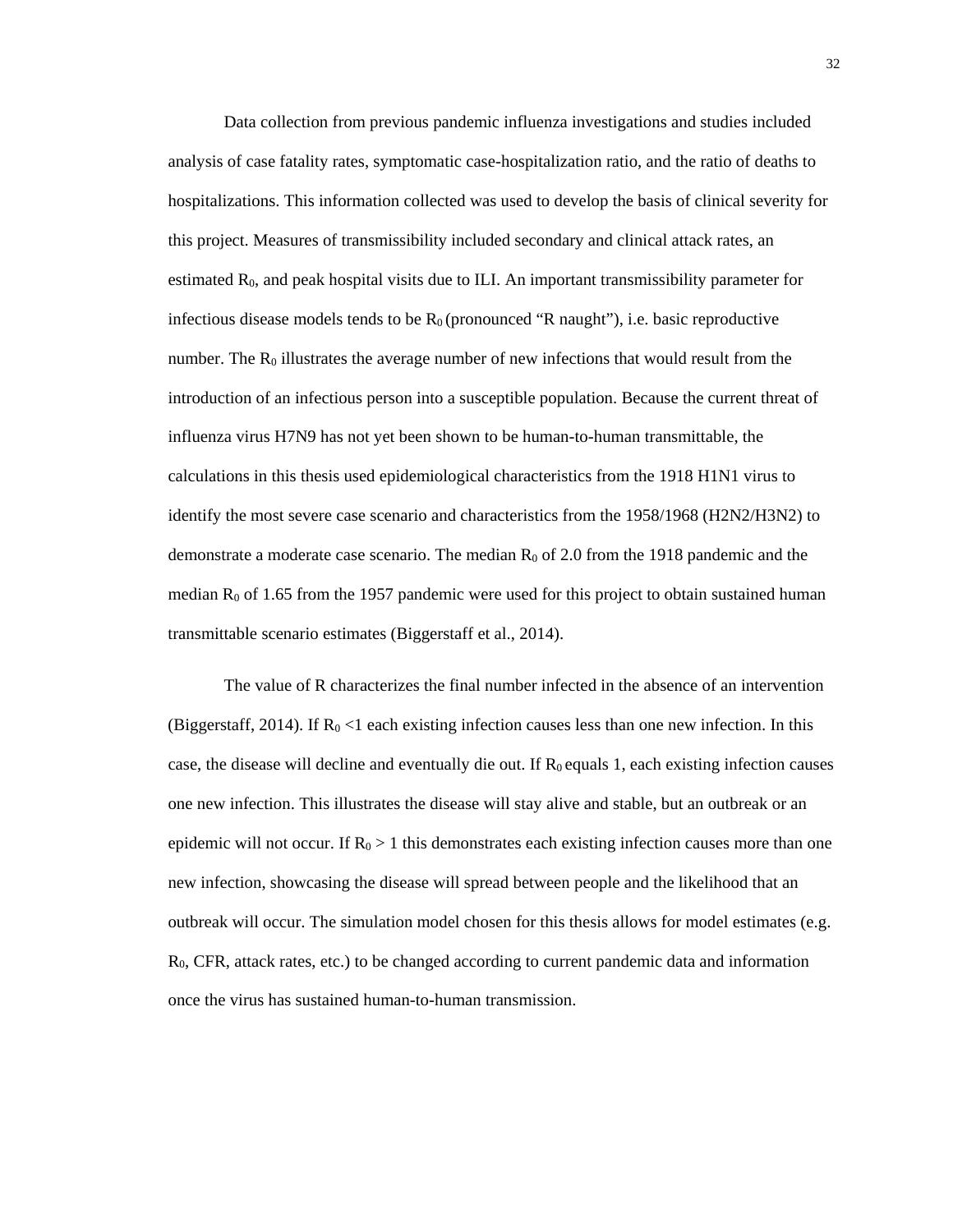Data collection from previous pandemic influenza investigations and studies included analysis of case fatality rates, symptomatic case-hospitalization ratio, and the ratio of deaths to hospitalizations. This information collected was used to develop the basis of clinical severity for this project. Measures of transmissibility included secondary and clinical attack rates, an estimated $R_0$, and peak hospital visits due to ILI. An important transmissibility parameter for infectious disease models tends to be $R_0$ (pronounced "R naught"), i.e. basic reproductive number. The $R_0$ illustrates the average number of new infections that would result from the introduction of an infectious person into a susceptible population. Because the current threat of influenza virus H7N9 has not yet been shown to be human-to-human transmittable, the calculations in this thesis used epidemiological characteristics from the 1918 H1N1 virus to identify the most severe case scenario and characteristics from the 1958/1968 (H2N2/H3N2) to demonstrate a moderate case scenario. The median $R_0$ of 2.0 from the 1918 pandemic and the median $R_0$ of 1.65 from the 1957 pandemic were used for this project to obtain sustained human transmittable scenario estimates (Biggerstaff et al., 2014).

The value of R characterizes the final number infected in the absence of an intervention (Biggerstaff, 2014). If $R_0 <1$ each existing infection causes less than one new infection. In this case, the disease will decline and eventually die out. If $R_0$ equals 1, each existing infection causes one new infection. This illustrates the disease will stay alive and stable, but an outbreak or an epidemic will not occur. If $R_0 > 1$ this demonstrates each existing infection causes more than one new infection, showcasing the disease will spread between people and the likelihood that an outbreak will occur. The simulation model chosen for this thesis allows for model estimates (e.g. $R_0$, CFR, attack rates, etc.) to be changed according to current pandemic data and information once the virus has sustained human-to-human transmission.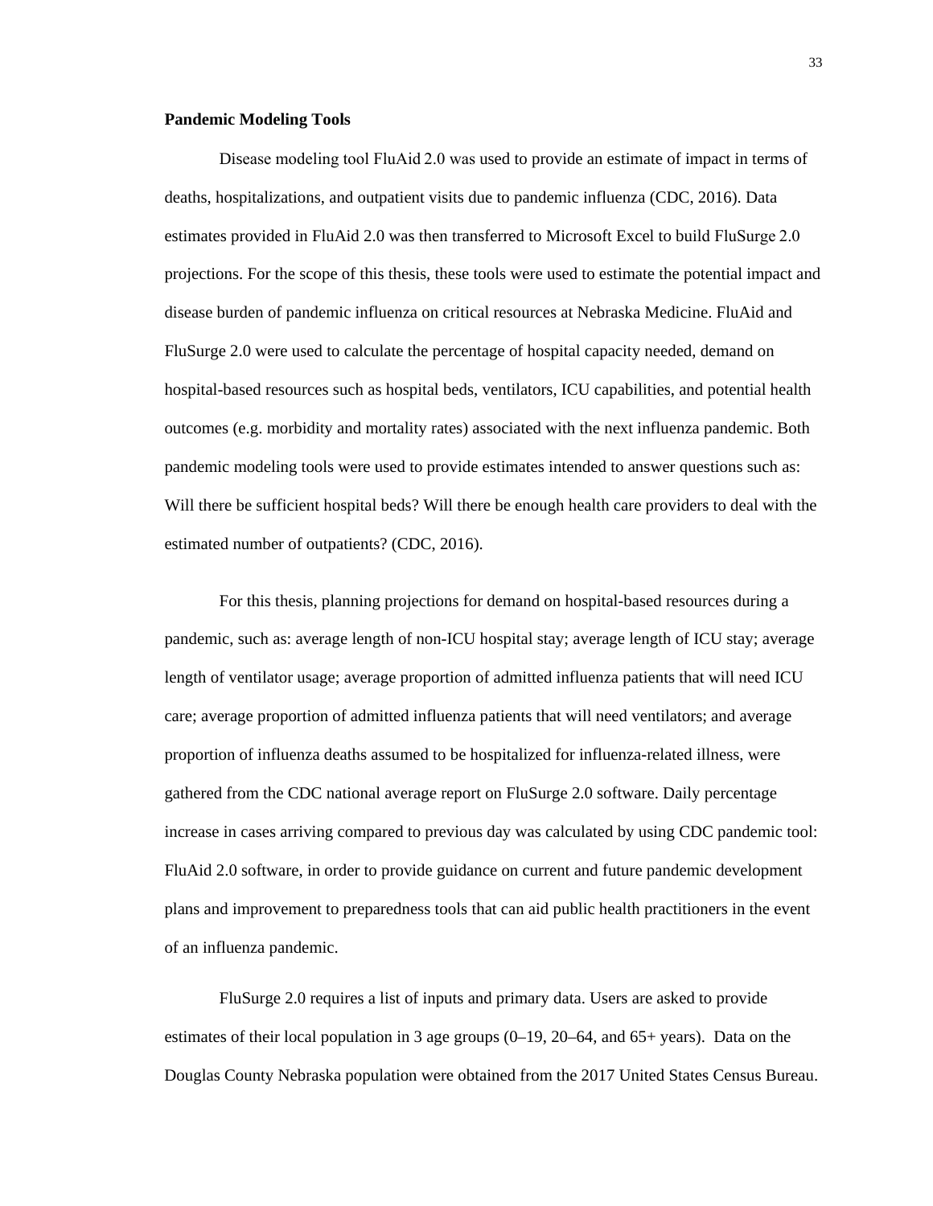**Pandemic Modeling Tools**

Disease modeling tool FluAid 2.0 was used to provide an estimate of impact in terms of deaths, hospitalizations, and outpatient visits due to pandemic influenza (CDC, 2016). Data estimates provided in FluAid 2.0 was then transferred to Microsoft Excel to build FluSurge 2.0 projections. For the scope of this thesis, these tools were used to estimate the potential impact and disease burden of pandemic influenza on critical resources at Nebraska Medicine. FluAid and FluSurge 2.0 were used to calculate the percentage of hospital capacity needed, demand on hospital-based resources such as hospital beds, ventilators, ICU capabilities, and potential health outcomes (e.g. morbidity and mortality rates) associated with the next influenza pandemic. Both pandemic modeling tools were used to provide estimates intended to answer questions such as: Will there be sufficient hospital beds? Will there be enough health care providers to deal with the estimated number of outpatients? (CDC, 2016).

For this thesis, planning projections for demand on hospital-based resources during a pandemic, such as: average length of non-ICU hospital stay; average length of ICU stay; average length of ventilator usage; average proportion of admitted influenza patients that will need ICU care; average proportion of admitted influenza patients that will need ventilators; and average proportion of influenza deaths assumed to be hospitalized for influenza-related illness, were gathered from the CDC national average report on FluSurge 2.0 software. Daily percentage increase in cases arriving compared to previous day was calculated by using CDC pandemic tool: FluAid 2.0 software, in order to provide guidance on current and future pandemic development plans and improvement to preparedness tools that can aid public health practitioners in the event of an influenza pandemic.

FluSurge 2.0 requires a list of inputs and primary data. Users are asked to provide estimates of their local population in 3 age groups (0–19, 20–64, and 65+ years). Data on the Douglas County Nebraska population were obtained from the 2017 United States Census Bureau.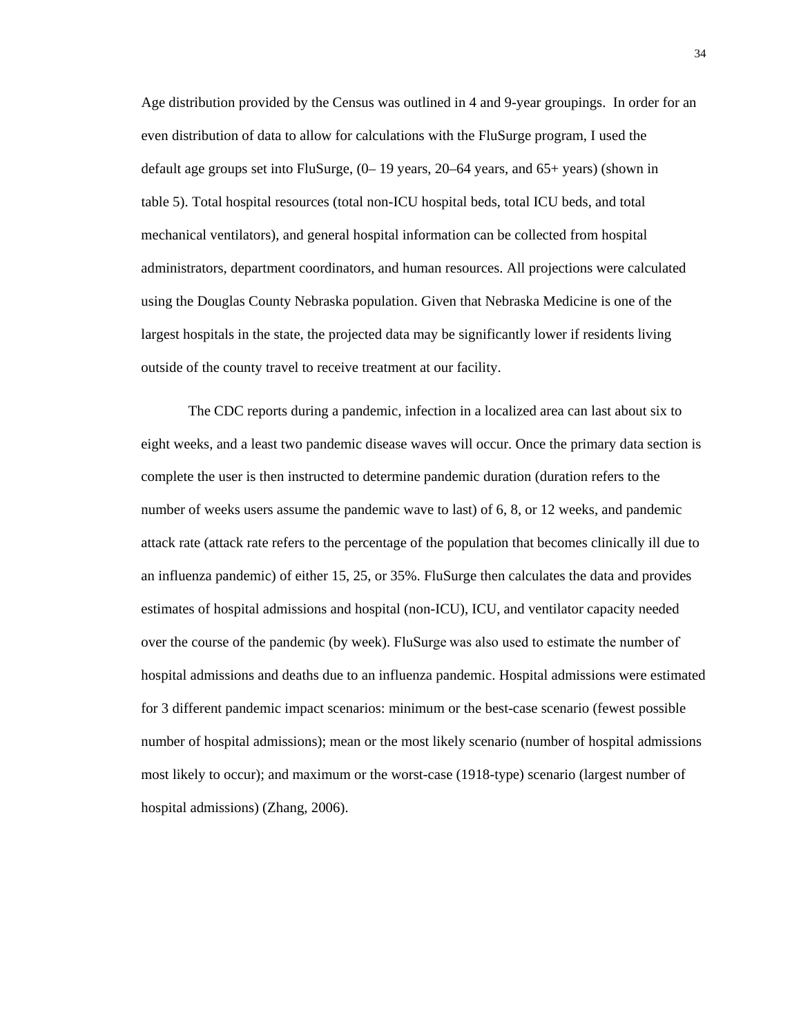Age distribution provided by the Census was outlined in 4 and 9-year groupings. In order for an even distribution of data to allow for calculations with the FluSurge program, I used the default age groups set into FluSurge, (0– 19 years, 20–64 years, and 65+ years) (shown in table 5). Total hospital resources (total non-ICU hospital beds, total ICU beds, and total mechanical ventilators), and general hospital information can be collected from hospital administrators, department coordinators, and human resources. All projections were calculated using the Douglas County Nebraska population. Given that Nebraska Medicine is one of the largest hospitals in the state, the projected data may be significantly lower if residents living outside of the county travel to receive treatment at our facility.

The CDC reports during a pandemic, infection in a localized area can last about six to eight weeks, and a least two pandemic disease waves will occur. Once the primary data section is complete the user is then instructed to determine pandemic duration (duration refers to the number of weeks users assume the pandemic wave to last) of 6, 8, or 12 weeks, and pandemic attack rate (attack rate refers to the percentage of the population that becomes clinically ill due to an influenza pandemic) of either 15, 25, or 35%. FluSurge then calculates the data and provides estimates of hospital admissions and hospital (non-ICU), ICU, and ventilator capacity needed over the course of the pandemic (by week). FluSurge was also used to estimate the number of hospital admissions and deaths due to an influenza pandemic. Hospital admissions were estimated for 3 different pandemic impact scenarios: minimum or the best-case scenario (fewest possible number of hospital admissions); mean or the most likely scenario (number of hospital admissions most likely to occur); and maximum or the worst-case (1918-type) scenario (largest number of hospital admissions) (Zhang, 2006).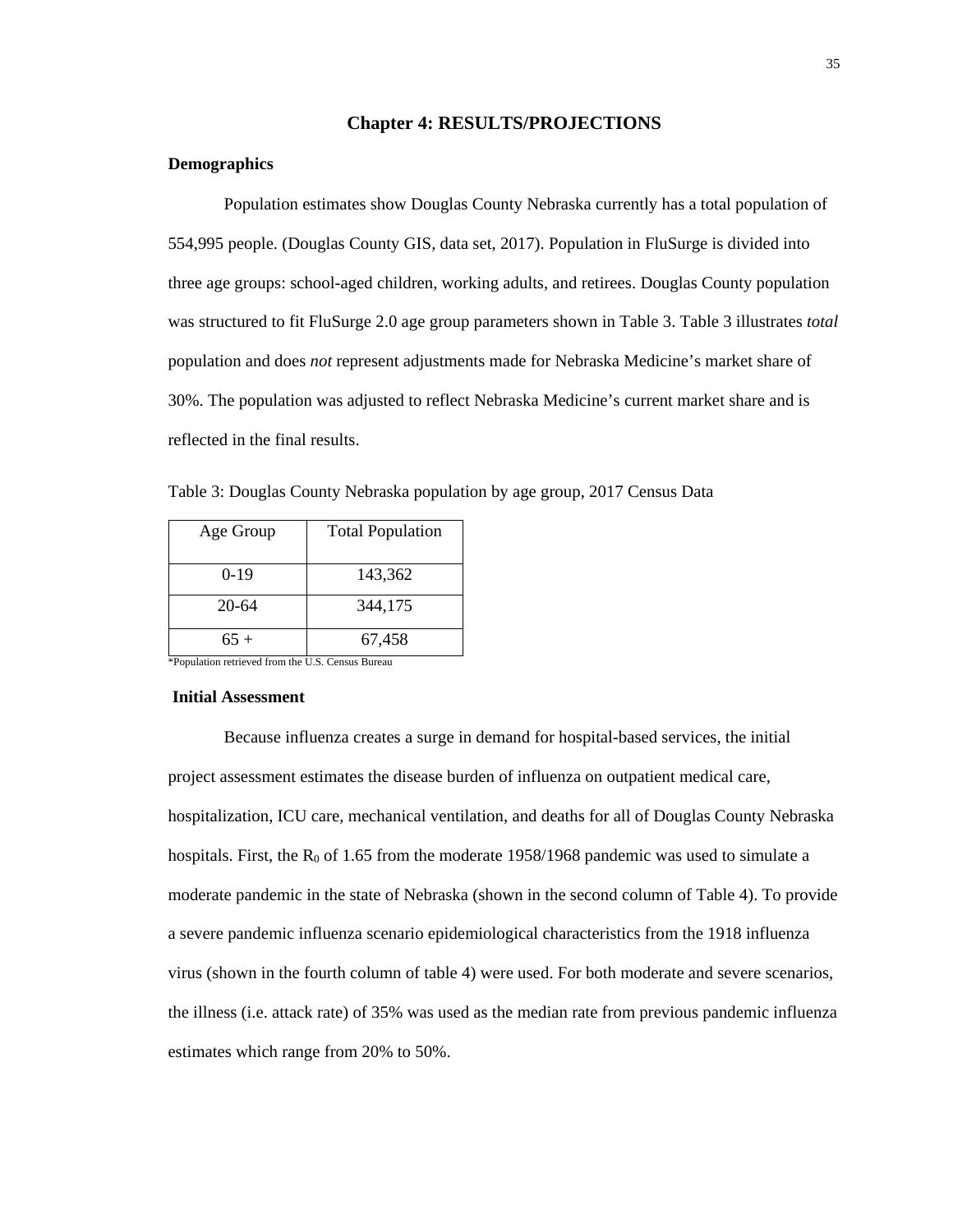## Chapter 4: RESULTS/PROJECTIONS

### Demographics

Population estimates show Douglas County Nebraska currently has a total population of 554,995 people. (Douglas County GIS, data set, 2017). Population in FluSurge is divided into three age groups: school-aged children, working adults, and retirees. Douglas County population was structured to fit FluSurge 2.0 age group parameters shown in Table 3. Table 3 illustrates *total* population and does *not* represent adjustments made for Nebraska Medicine's market share of 30%. The population was adjusted to reflect Nebraska Medicine's current market share and is reflected in the final results.

Table 3: Douglas County Nebraska population by age group, 2017 Census Data

| Age Group | Total Population |
|---|---|
| 0-19 | 143,362 |
| 20-64 | 344,175 |
| 65 + | 67,458 |

*Population retrieved from the U.S. Census Bureau

### Initial Assessment

Because influenza creates a surge in demand for hospital-based services, the initial project assessment estimates the disease burden of influenza on outpatient medical care, hospitalization, ICU care, mechanical ventilation, and deaths for all of Douglas County Nebraska hospitals. First, the $R_0$ of 1.65 from the moderate 1958/1968 pandemic was used to simulate a moderate pandemic in the state of Nebraska (shown in the second column of Table 4). To provide a severe pandemic influenza scenario epidemiological characteristics from the 1918 influenza virus (shown in the fourth column of table 4) were used. For both moderate and severe scenarios, the illness (i.e. attack rate) of 35% was used as the median rate from previous pandemic influenza estimates which range from 20% to 50%.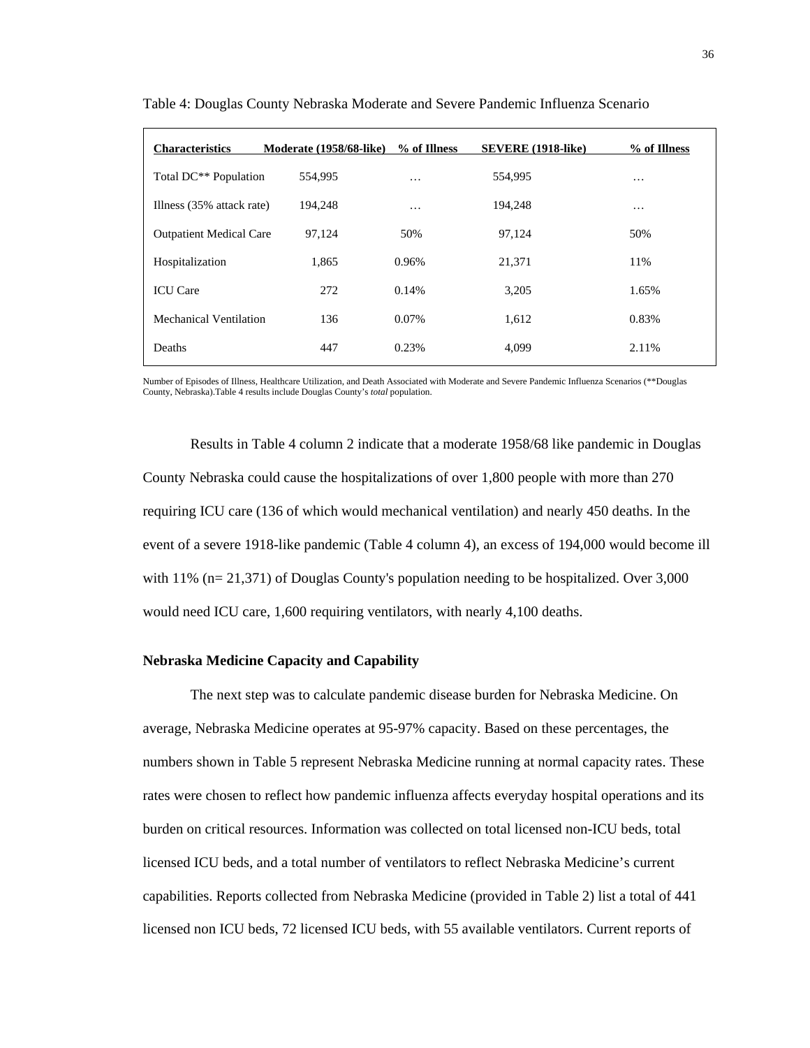Table 4: Douglas County Nebraska Moderate and Severe Pandemic Influenza Scenario

| Characteristics | Moderate (1958/68-like) | % of Illness | SEVERE (1918-like) | % of Illness |
|---|---|---|---|---|
| Total DC** Population | 554,995 | … | 554,995 | … |
| Illness (35% attack rate) | 194,248 | … | 194,248 | … |
| Outpatient Medical Care | 97,124 | 50% | 97,124 | 50% |
| Hospitalization | 1,865 | 0.96% | 21,371 | 11% |
| ICU Care | 272 | 0.14% | 3,205 | 1.65% |
| Mechanical Ventilation | 136 | 0.07% | 1,612 | 0.83% |
| Deaths | 447 | 0.23% | 4,099 | 2.11% |

Number of Episodes of Illness, Healthcare Utilization, and Death Associated with Moderate and Severe Pandemic Influenza Scenarios (**Douglas County, Nebraska).Table 4 results include Douglas County's *total* population.

Results in Table 4 column 2 indicate that a moderate 1958/68 like pandemic in Douglas County Nebraska could cause the hospitalizations of over 1,800 people with more than 270 requiring ICU care (136 of which would mechanical ventilation) and nearly 450 deaths. In the event of a severe 1918-like pandemic (Table 4 column 4), an excess of 194,000 would become ill with 11% (n= 21,371) of Douglas County's population needing to be hospitalized. Over 3,000 would need ICU care, 1,600 requiring ventilators, with nearly 4,100 deaths.

**Nebraska Medicine Capacity and Capability**

The next step was to calculate pandemic disease burden for Nebraska Medicine. On average, Nebraska Medicine operates at 95-97% capacity. Based on these percentages, the numbers shown in Table 5 represent Nebraska Medicine running at normal capacity rates. These rates were chosen to reflect how pandemic influenza affects everyday hospital operations and its burden on critical resources. Information was collected on total licensed non-ICU beds, total licensed ICU beds, and a total number of ventilators to reflect Nebraska Medicine's current capabilities. Reports collected from Nebraska Medicine (provided in Table 2) list a total of 441 licensed non ICU beds, 72 licensed ICU beds, with 55 available ventilators. Current reports of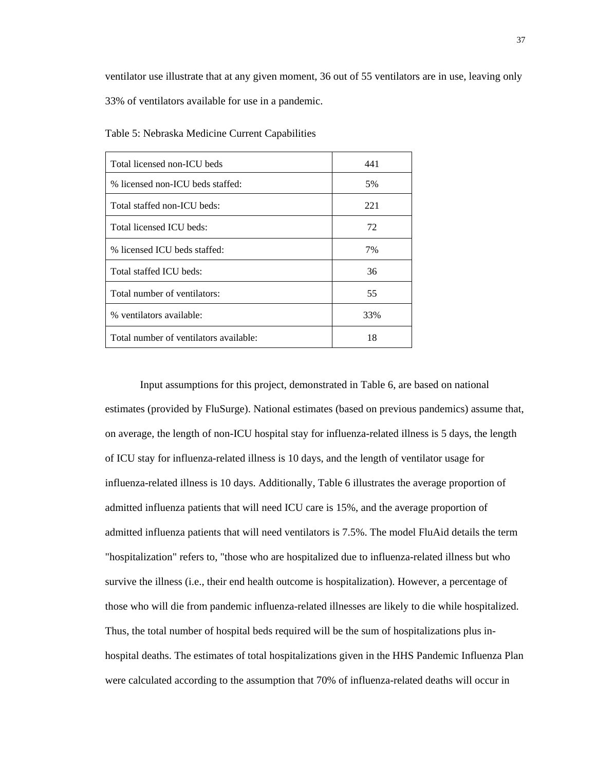ventilator use illustrate that at any given moment, 36 out of 55 ventilators are in use, leaving only 33% of ventilators available for use in a pandemic.

Table 5: Nebraska Medicine Current Capabilities

| | |
|---|---|
| Total licensed non-ICU beds | 441 |
| % licensed non-ICU beds staffed: | 5% |
| Total staffed non-ICU beds: | 221 |
| Total licensed ICU beds: | 72 |
| % licensed ICU beds staffed: | 7% |
| Total staffed ICU beds: | 36 |
| Total number of ventilators: | 55 |
| % ventilators available: | 33% |
| Total number of ventilators available: | 18 |

Input assumptions for this project, demonstrated in Table 6, are based on national estimates (provided by FluSurge). National estimates (based on previous pandemics) assume that, on average, the length of non-ICU hospital stay for influenza-related illness is 5 days, the length of ICU stay for influenza-related illness is 10 days, and the length of ventilator usage for influenza-related illness is 10 days. Additionally, Table 6 illustrates the average proportion of admitted influenza patients that will need ICU care is 15%, and the average proportion of admitted influenza patients that will need ventilators is 7.5%. The model FluAid details the term "hospitalization" refers to, "those who are hospitalized due to influenza-related illness but who survive the illness (i.e., their end health outcome is hospitalization). However, a percentage of those who will die from pandemic influenza-related illnesses are likely to die while hospitalized. Thus, the total number of hospital beds required will be the sum of hospitalizations plus in-hospital deaths. The estimates of total hospitalizations given in the HHS Pandemic Influenza Plan were calculated according to the assumption that 70% of influenza-related deaths will occur in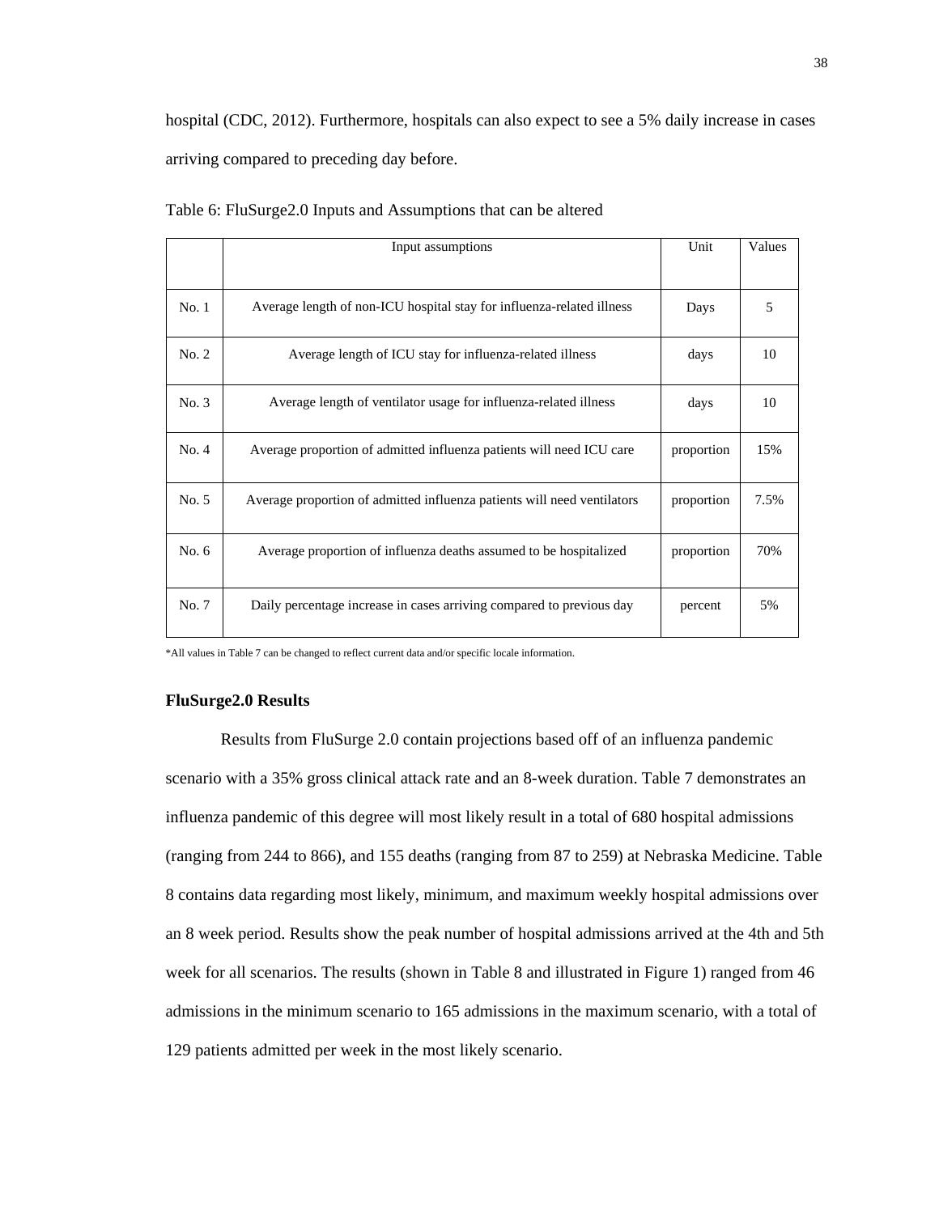hospital (CDC, 2012). Furthermore, hospitals can also expect to see a 5% daily increase in cases arriving compared to preceding day before.

Table 6: FluSurge2.0 Inputs and Assumptions that can be altered

| | Input assumptions | Unit | Values |
|---|---|---|---|
| No. 1 | Average length of non-ICU hospital stay for influenza-related illness | Days | 5 |
| No. 2 | Average length of ICU stay for influenza-related illness | days | 10 |
| No. 3 | Average length of ventilator usage for influenza-related illness | days | 10 |
| No. 4 | Average proportion of admitted influenza patients will need ICU care | proportion | 15% |
| No. 5 | Average proportion of admitted influenza patients will need ventilators | proportion | 7.5% |
| No. 6 | Average proportion of influenza deaths assumed to be hospitalized | proportion | 70% |
| No. 7 | Daily percentage increase in cases arriving compared to previous day | percent | 5% |

*All values in Table 7 can be changed to reflect current data and/or specific locale information.

**FluSurge2.0 Results**

Results from FluSurge 2.0 contain projections based off of an influenza pandemic scenario with a 35% gross clinical attack rate and an 8-week duration. Table 7 demonstrates an influenza pandemic of this degree will most likely result in a total of 680 hospital admissions (ranging from 244 to 866), and 155 deaths (ranging from 87 to 259) at Nebraska Medicine. Table 8 contains data regarding most likely, minimum, and maximum weekly hospital admissions over an 8 week period. Results show the peak number of hospital admissions arrived at the 4th and 5th week for all scenarios. The results (shown in Table 8 and illustrated in Figure 1) ranged from 46 admissions in the minimum scenario to 165 admissions in the maximum scenario, with a total of 129 patients admitted per week in the most likely scenario.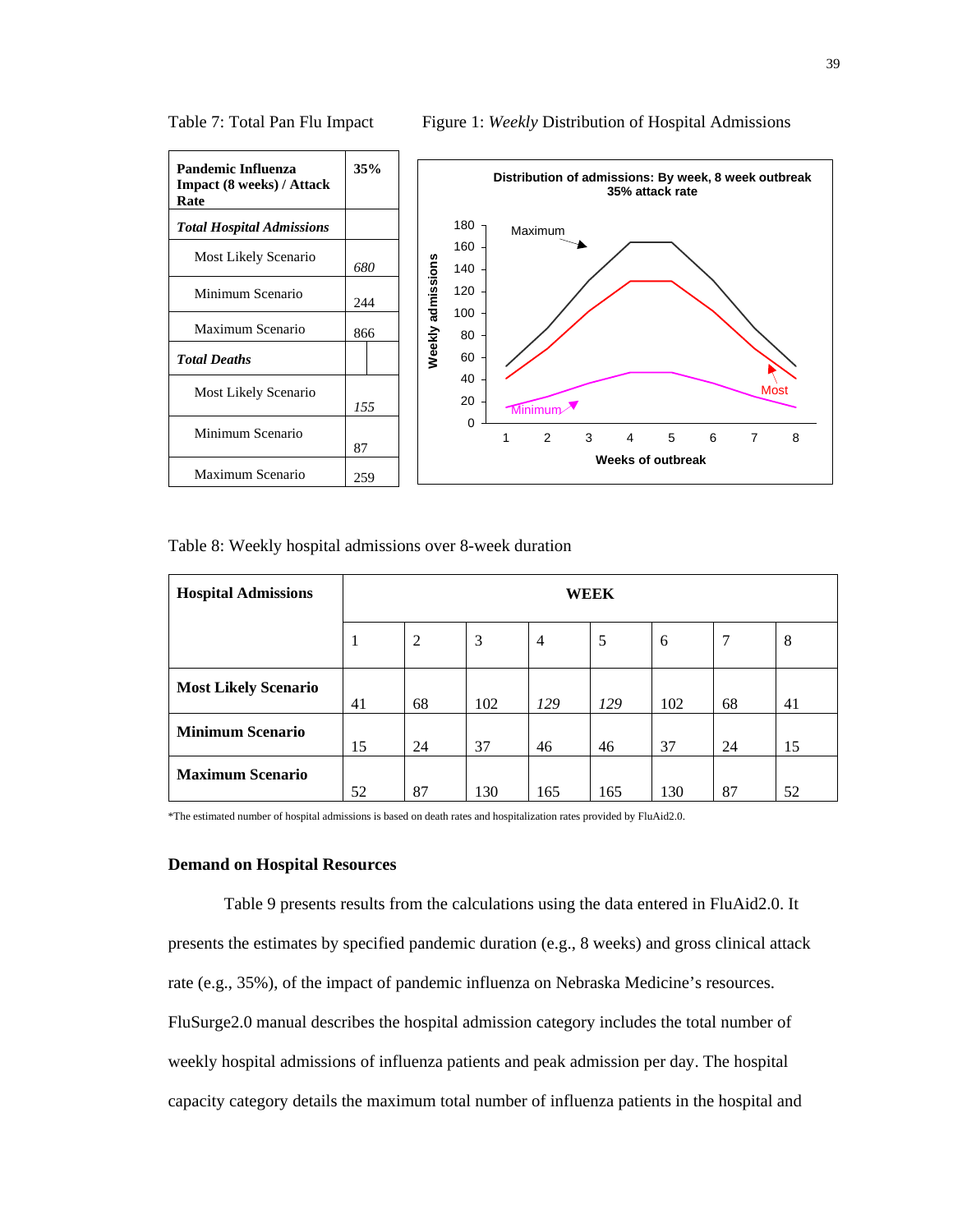Table 7: Total Pan Flu Impact

| **Pandemic Influenza Impact (8 weeks) / Attack Rate** | **35%** |
|---|---|
| ***Total Hospital Admissions*** | |
| Most Likely Scenario | *680* |
| Minimum Scenario | 244 |
| Maximum Scenario | 866 |
| ***Total Deaths*** | |
| Most Likely Scenario | *155* |
| Minimum Scenario | 87 |
| Maximum Scenario | 259 |

Figure 1: *Weekly* Distribution of Hospital Admissions

Table 8: Weekly hospital admissions over 8-week duration

| **Hospital Admissions** | **WEEK** | | | | | | | |
|---|---|---|---|---|---|---|---|---|
| | 1 | 2 | 3 | 4 | 5 | 6 | 7 | 8 |
| **Most Likely Scenario** | 41 | 68 | 102 | *129* | *129* | 102 | 68 | 41 |
| **Minimum Scenario** | 15 | 24 | 37 | 46 | 46 | 37 | 24 | 15 |
| **Maximum Scenario** | 52 | 87 | 130 | 165 | 165 | 130 | 87 | 52 |

*The estimated number of hospital admissions is based on death rates and hospitalization rates provided by FluAid2.0.

### Demand on Hospital Resources

Table 9 presents results from the calculations using the data entered in FluAid2.0. It presents the estimates by specified pandemic duration (e.g., 8 weeks) and gross clinical attack rate (e.g., 35%), of the impact of pandemic influenza on Nebraska Medicine's resources. FluSurge2.0 manual describes the hospital admission category includes the total number of weekly hospital admissions of influenza patients and peak admission per day. The hospital capacity category details the maximum total number of influenza patients in the hospital and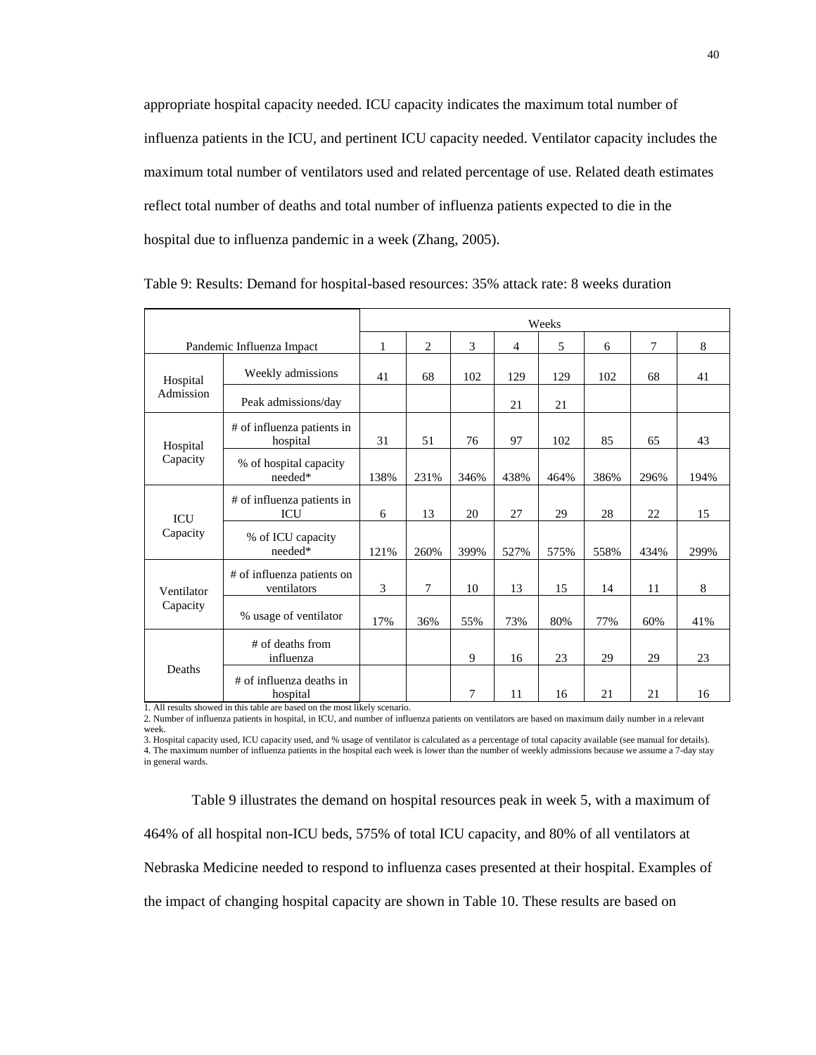appropriate hospital capacity needed. ICU capacity indicates the maximum total number of influenza patients in the ICU, and pertinent ICU capacity needed. Ventilator capacity includes the maximum total number of ventilators used and related percentage of use. Related death estimates reflect total number of deaths and total number of influenza patients expected to die in the hospital due to influenza pandemic in a week (Zhang, 2005).

Table 9: Results: Demand for hospital-based resources: 35% attack rate: 8 weeks duration

| | | Weeks | | | | | | | |
|---|---|---|---|---|---|---|---|---|---|
| Pandemic Influenza Impact | | 1 | 2 | 3 | 4 | 5 | 6 | 7 | 8 |
| Hospital Admission | Weekly admissions | 41 | 68 | 102 | 129 | 129 | 102 | 68 | 41 |
| | Peak admissions/day | | | | 21 | 21 | | | |
| Hospital Capacity | # of influenza patients in hospital | 31 | 51 | 76 | 97 | 102 | 85 | 65 | 43 |
| | % of hospital capacity needed* | 138% | 231% | 346% | 438% | 464% | 386% | 296% | 194% |
| ICU Capacity | # of influenza patients in ICU | 6 | 13 | 20 | 27 | 29 | 28 | 22 | 15 |
| | % of ICU capacity needed* | 121% | 260% | 399% | 527% | 575% | 558% | 434% | 299% |
| Ventilator Capacity | # of influenza patients on ventilators | 3 | 7 | 10 | 13 | 15 | 14 | 11 | 8 |
| | % usage of ventilator | 17% | 36% | 55% | 73% | 80% | 77% | 60% | 41% |
| Deaths | # of deaths from influenza | | | 9 | 16 | 23 | 29 | 29 | 23 |
| | # of influenza deaths in hospital | | | 7 | 11 | 16 | 21 | 21 | 16 |

1. All results showed in this table are based on the most likely scenario.
2. Number of influenza patients in hospital, in ICU, and number of influenza patients on ventilators are based on maximum daily number in a relevant week.
3. Hospital capacity used, ICU capacity used, and % usage of ventilator is calculated as a percentage of total capacity available (see manual for details).
4. The maximum number of influenza patients in the hospital each week is lower than the number of weekly admissions because we assume a 7-day stay in general wards.

Table 9 illustrates the demand on hospital resources peak in week 5, with a maximum of 464% of all hospital non-ICU beds, 575% of total ICU capacity, and 80% of all ventilators at Nebraska Medicine needed to respond to influenza cases presented at their hospital. Examples of the impact of changing hospital capacity are shown in Table 10. These results are based on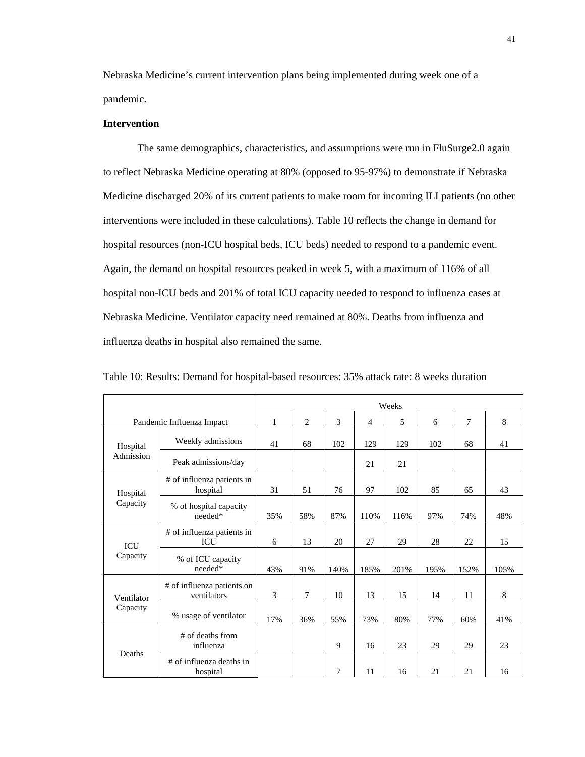Nebraska Medicine's current intervention plans being implemented during week one of a pandemic.

**Intervention**

The same demographics, characteristics, and assumptions were run in FluSurge2.0 again to reflect Nebraska Medicine operating at 80% (opposed to 95-97%) to demonstrate if Nebraska Medicine discharged 20% of its current patients to make room for incoming ILI patients (no other interventions were included in these calculations). Table 10 reflects the change in demand for hospital resources (non-ICU hospital beds, ICU beds) needed to respond to a pandemic event. Again, the demand on hospital resources peaked in week 5, with a maximum of 116% of all hospital non-ICU beds and 201% of total ICU capacity needed to respond to influenza cases at Nebraska Medicine. Ventilator capacity need remained at 80%. Deaths from influenza and influenza deaths in hospital also remained the same.

Table 10: Results: Demand for hospital-based resources: 35% attack rate: 8 weeks duration

| Pandemic Influenza Impact | | Weeks | | | | | | | |
|---|---|---|---|---|---|---|---|---|---|
| | | 1 | 2 | 3 | 4 | 5 | 6 | 7 | 8 |
| Hospital Admission | Weekly admissions | 41 | 68 | 102 | 129 | 129 | 102 | 68 | 41 |
| | Peak admissions/day | | | | 21 | 21 | | | |
| Hospital Capacity | # of influenza patients in hospital | 31 | 51 | 76 | 97 | 102 | 85 | 65 | 43 |
| | % of hospital capacity needed* | 35% | 58% | 87% | 110% | 116% | 97% | 74% | 48% |
| ICU Capacity | # of influenza patients in ICU | 6 | 13 | 20 | 27 | 29 | 28 | 22 | 15 |
| | % of ICU capacity needed* | 43% | 91% | 140% | 185% | 201% | 195% | 152% | 105% |
| Ventilator Capacity | # of influenza patients on ventilators | 3 | 7 | 10 | 13 | 15 | 14 | 11 | 8 |
| | % usage of ventilator | 17% | 36% | 55% | 73% | 80% | 77% | 60% | 41% |
| Deaths | # of deaths from influenza | | | 9 | 16 | 23 | 29 | 29 | 23 |
| | # of influenza deaths in hospital | | | 7 | 11 | 16 | 21 | 21 | 16 |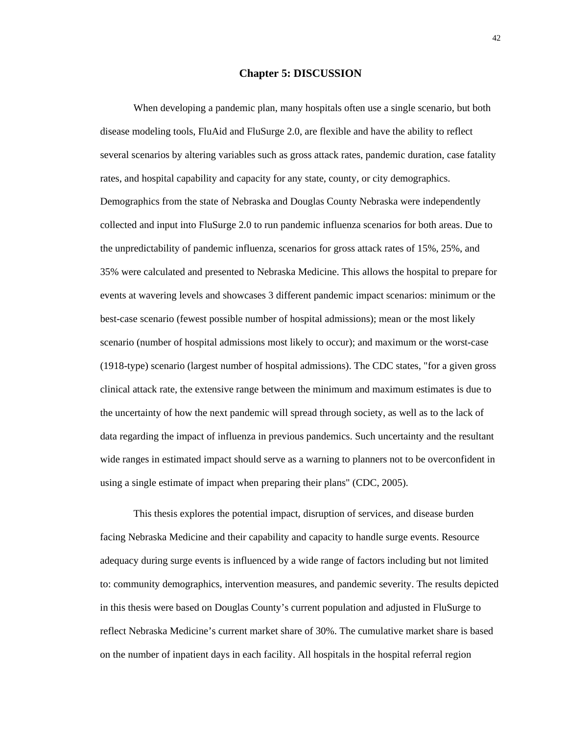# Chapter 5: DISCUSSION

When developing a pandemic plan, many hospitals often use a single scenario, but both disease modeling tools, FluAid and FluSurge 2.0, are flexible and have the ability to reflect several scenarios by altering variables such as gross attack rates, pandemic duration, case fatality rates, and hospital capability and capacity for any state, county, or city demographics. Demographics from the state of Nebraska and Douglas County Nebraska were independently collected and input into FluSurge 2.0 to run pandemic influenza scenarios for both areas. Due to the unpredictability of pandemic influenza, scenarios for gross attack rates of 15%, 25%, and 35% were calculated and presented to Nebraska Medicine. This allows the hospital to prepare for events at wavering levels and showcases 3 different pandemic impact scenarios: minimum or the best-case scenario (fewest possible number of hospital admissions); mean or the most likely scenario (number of hospital admissions most likely to occur); and maximum or the worst-case (1918-type) scenario (largest number of hospital admissions). The CDC states, "for a given gross clinical attack rate, the extensive range between the minimum and maximum estimates is due to the uncertainty of how the next pandemic will spread through society, as well as to the lack of data regarding the impact of influenza in previous pandemics. Such uncertainty and the resultant wide ranges in estimated impact should serve as a warning to planners not to be overconfident in using a single estimate of impact when preparing their plans" (CDC, 2005).

This thesis explores the potential impact, disruption of services, and disease burden facing Nebraska Medicine and their capability and capacity to handle surge events. Resource adequacy during surge events is influenced by a wide range of factors including but not limited to: community demographics, intervention measures, and pandemic severity. The results depicted in this thesis were based on Douglas County's current population and adjusted in FluSurge to reflect Nebraska Medicine's current market share of 30%. The cumulative market share is based on the number of inpatient days in each facility. All hospitals in the hospital referral region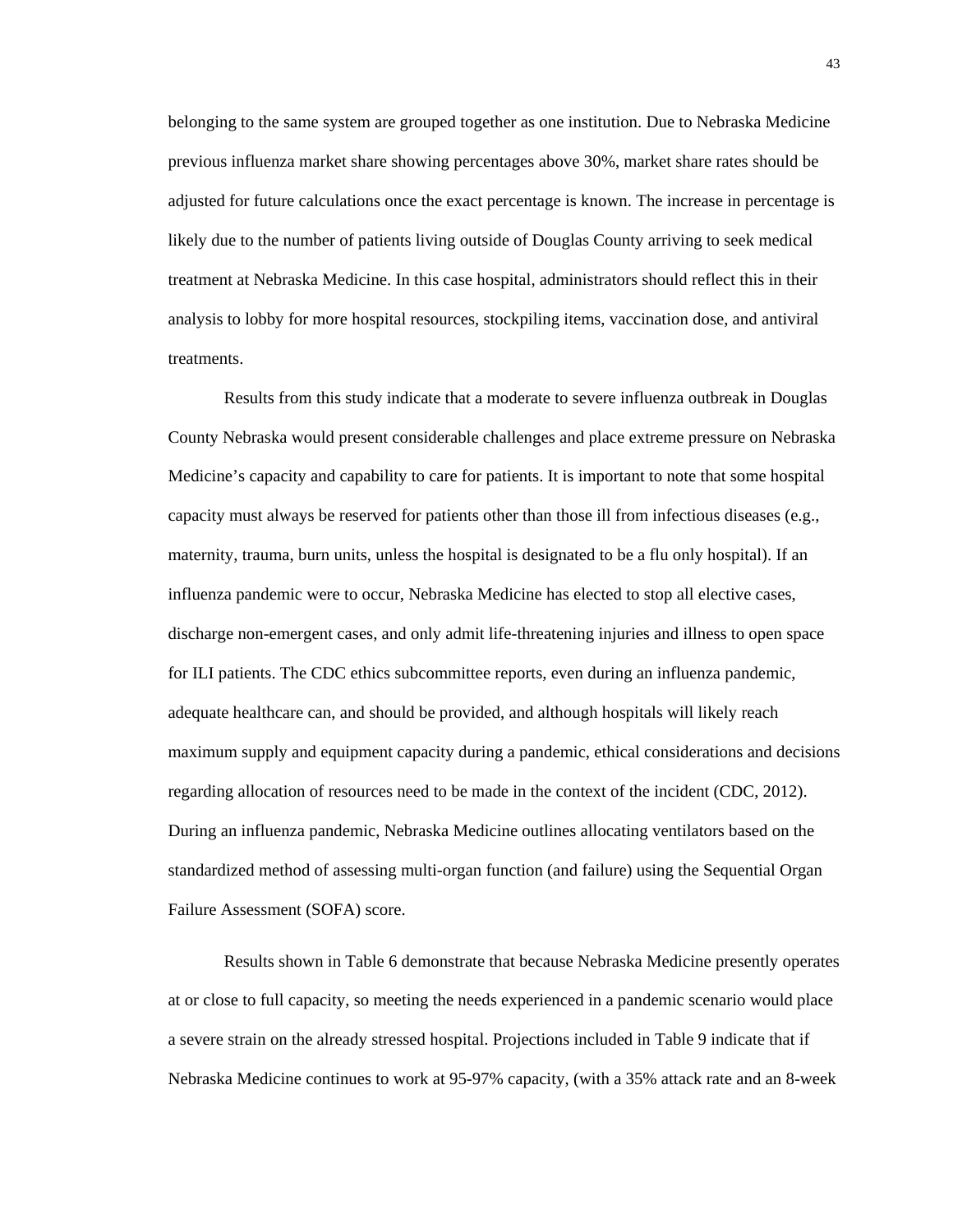belonging to the same system are grouped together as one institution. Due to Nebraska Medicine previous influenza market share showing percentages above 30%, market share rates should be adjusted for future calculations once the exact percentage is known. The increase in percentage is likely due to the number of patients living outside of Douglas County arriving to seek medical treatment at Nebraska Medicine. In this case hospital, administrators should reflect this in their analysis to lobby for more hospital resources, stockpiling items, vaccination dose, and antiviral treatments.

Results from this study indicate that a moderate to severe influenza outbreak in Douglas County Nebraska would present considerable challenges and place extreme pressure on Nebraska Medicine's capacity and capability to care for patients. It is important to note that some hospital capacity must always be reserved for patients other than those ill from infectious diseases (e.g., maternity, trauma, burn units, unless the hospital is designated to be a flu only hospital). If an influenza pandemic were to occur, Nebraska Medicine has elected to stop all elective cases, discharge non-emergent cases, and only admit life-threatening injuries and illness to open space for ILI patients. The CDC ethics subcommittee reports, even during an influenza pandemic, adequate healthcare can, and should be provided, and although hospitals will likely reach maximum supply and equipment capacity during a pandemic, ethical considerations and decisions regarding allocation of resources need to be made in the context of the incident (CDC, 2012). During an influenza pandemic, Nebraska Medicine outlines allocating ventilators based on the standardized method of assessing multi-organ function (and failure) using the Sequential Organ Failure Assessment (SOFA) score.

Results shown in Table 6 demonstrate that because Nebraska Medicine presently operates at or close to full capacity, so meeting the needs experienced in a pandemic scenario would place a severe strain on the already stressed hospital. Projections included in Table 9 indicate that if Nebraska Medicine continues to work at 95-97% capacity, (with a 35% attack rate and an 8-week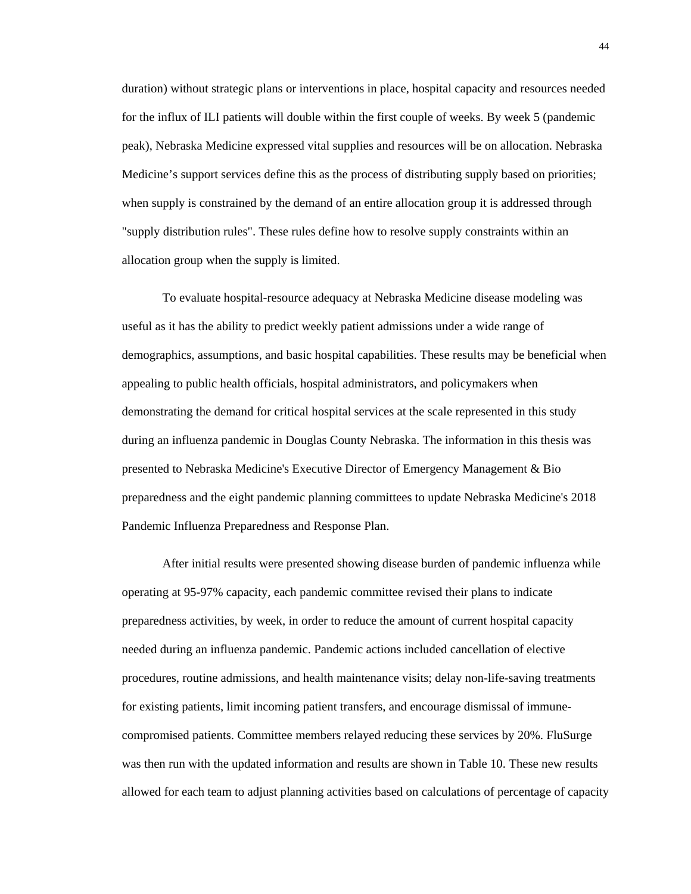duration) without strategic plans or interventions in place, hospital capacity and resources needed for the influx of ILI patients will double within the first couple of weeks. By week 5 (pandemic peak), Nebraska Medicine expressed vital supplies and resources will be on allocation. Nebraska Medicine's support services define this as the process of distributing supply based on priorities; when supply is constrained by the demand of an entire allocation group it is addressed through "supply distribution rules". These rules define how to resolve supply constraints within an allocation group when the supply is limited.

To evaluate hospital-resource adequacy at Nebraska Medicine disease modeling was useful as it has the ability to predict weekly patient admissions under a wide range of demographics, assumptions, and basic hospital capabilities. These results may be beneficial when appealing to public health officials, hospital administrators, and policymakers when demonstrating the demand for critical hospital services at the scale represented in this study during an influenza pandemic in Douglas County Nebraska. The information in this thesis was presented to Nebraska Medicine's Executive Director of Emergency Management & Bio preparedness and the eight pandemic planning committees to update Nebraska Medicine's 2018 Pandemic Influenza Preparedness and Response Plan.

After initial results were presented showing disease burden of pandemic influenza while operating at 95-97% capacity, each pandemic committee revised their plans to indicate preparedness activities, by week, in order to reduce the amount of current hospital capacity needed during an influenza pandemic. Pandemic actions included cancellation of elective procedures, routine admissions, and health maintenance visits; delay non-life-saving treatments for existing patients, limit incoming patient transfers, and encourage dismissal of immune-compromised patients. Committee members relayed reducing these services by 20%. FluSurge was then run with the updated information and results are shown in Table 10. These new results allowed for each team to adjust planning activities based on calculations of percentage of capacity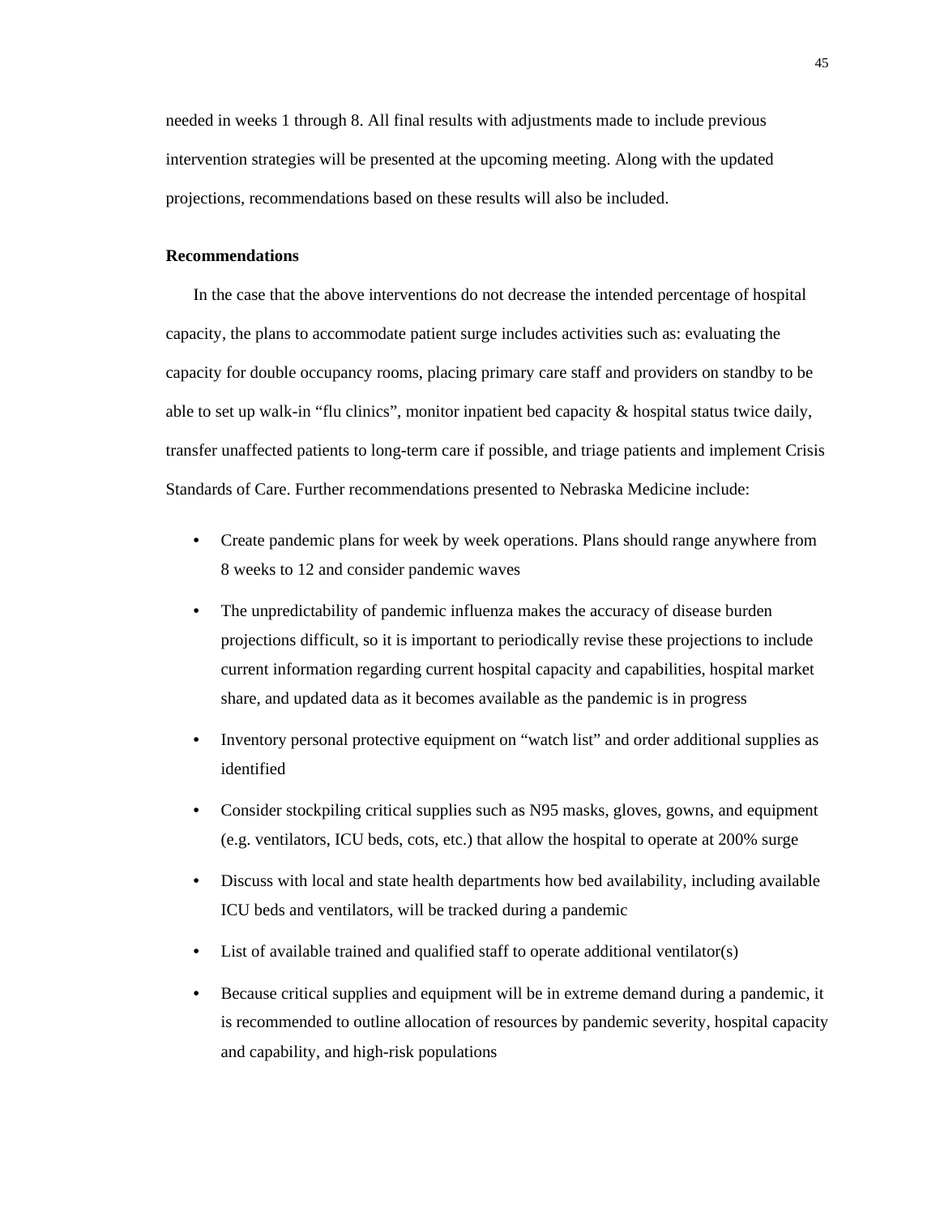needed in weeks 1 through 8. All final results with adjustments made to include previous intervention strategies will be presented at the upcoming meeting. Along with the updated projections, recommendations based on these results will also be included.

**Recommendations**

In the case that the above interventions do not decrease the intended percentage of hospital capacity, the plans to accommodate patient surge includes activities such as: evaluating the capacity for double occupancy rooms, placing primary care staff and providers on standby to be able to set up walk-in "flu clinics", monitor inpatient bed capacity & hospital status twice daily, transfer unaffected patients to long-term care if possible, and triage patients and implement Crisis Standards of Care. Further recommendations presented to Nebraska Medicine include:

- Create pandemic plans for week by week operations. Plans should range anywhere from 8 weeks to 12 and consider pandemic waves
- The unpredictability of pandemic influenza makes the accuracy of disease burden projections difficult, so it is important to periodically revise these projections to include current information regarding current hospital capacity and capabilities, hospital market share, and updated data as it becomes available as the pandemic is in progress
- Inventory personal protective equipment on "watch list" and order additional supplies as identified
- Consider stockpiling critical supplies such as N95 masks, gloves, gowns, and equipment (e.g. ventilators, ICU beds, cots, etc.) that allow the hospital to operate at 200% surge
- Discuss with local and state health departments how bed availability, including available ICU beds and ventilators, will be tracked during a pandemic
- List of available trained and qualified staff to operate additional ventilator(s)
- Because critical supplies and equipment will be in extreme demand during a pandemic, it is recommended to outline allocation of resources by pandemic severity, hospital capacity and capability, and high-risk populations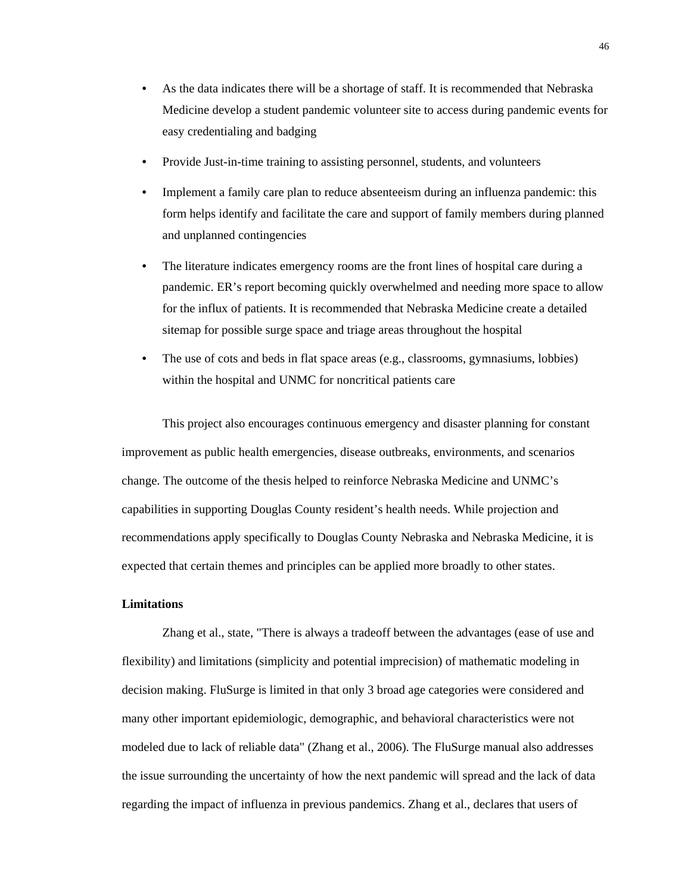- As the data indicates there will be a shortage of staff. It is recommended that Nebraska Medicine develop a student pandemic volunteer site to access during pandemic events for easy credentialing and badging
- Provide Just-in-time training to assisting personnel, students, and volunteers
- Implement a family care plan to reduce absenteeism during an influenza pandemic: this form helps identify and facilitate the care and support of family members during planned and unplanned contingencies
- The literature indicates emergency rooms are the front lines of hospital care during a pandemic. ER's report becoming quickly overwhelmed and needing more space to allow for the influx of patients. It is recommended that Nebraska Medicine create a detailed sitemap for possible surge space and triage areas throughout the hospital
- The use of cots and beds in flat space areas (e.g., classrooms, gymnasiums, lobbies) within the hospital and UNMC for noncritical patients care

This project also encourages continuous emergency and disaster planning for constant improvement as public health emergencies, disease outbreaks, environments, and scenarios change. The outcome of the thesis helped to reinforce Nebraska Medicine and UNMC's capabilities in supporting Douglas County resident's health needs. While projection and recommendations apply specifically to Douglas County Nebraska and Nebraska Medicine, it is expected that certain themes and principles can be applied more broadly to other states.

**Limitations**

Zhang et al., state, "There is always a tradeoff between the advantages (ease of use and flexibility) and limitations (simplicity and potential imprecision) of mathematic modeling in decision making. FluSurge is limited in that only 3 broad age categories were considered and many other important epidemiologic, demographic, and behavioral characteristics were not modeled due to lack of reliable data" (Zhang et al., 2006). The FluSurge manual also addresses the issue surrounding the uncertainty of how the next pandemic will spread and the lack of data regarding the impact of influenza in previous pandemics. Zhang et al., declares that users of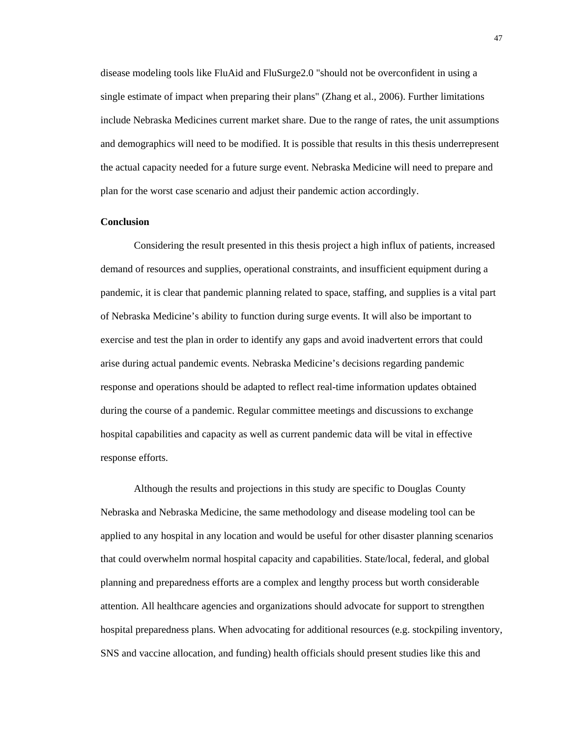disease modeling tools like FluAid and FluSurge2.0 "should not be overconfident in using a single estimate of impact when preparing their plans" (Zhang et al., 2006). Further limitations include Nebraska Medicines current market share. Due to the range of rates, the unit assumptions and demographics will need to be modified. It is possible that results in this thesis underrepresent the actual capacity needed for a future surge event. Nebraska Medicine will need to prepare and plan for the worst case scenario and adjust their pandemic action accordingly.

**Conclusion**

Considering the result presented in this thesis project a high influx of patients, increased demand of resources and supplies, operational constraints, and insufficient equipment during a pandemic, it is clear that pandemic planning related to space, staffing, and supplies is a vital part of Nebraska Medicine's ability to function during surge events. It will also be important to exercise and test the plan in order to identify any gaps and avoid inadvertent errors that could arise during actual pandemic events. Nebraska Medicine's decisions regarding pandemic response and operations should be adapted to reflect real-time information updates obtained during the course of a pandemic. Regular committee meetings and discussions to exchange hospital capabilities and capacity as well as current pandemic data will be vital in effective response efforts.

Although the results and projections in this study are specific to Douglas County Nebraska and Nebraska Medicine, the same methodology and disease modeling tool can be applied to any hospital in any location and would be useful for other disaster planning scenarios that could overwhelm normal hospital capacity and capabilities. State/local, federal, and global planning and preparedness efforts are a complex and lengthy process but worth considerable attention. All healthcare agencies and organizations should advocate for support to strengthen hospital preparedness plans. When advocating for additional resources (e.g. stockpiling inventory, SNS and vaccine allocation, and funding) health officials should present studies like this and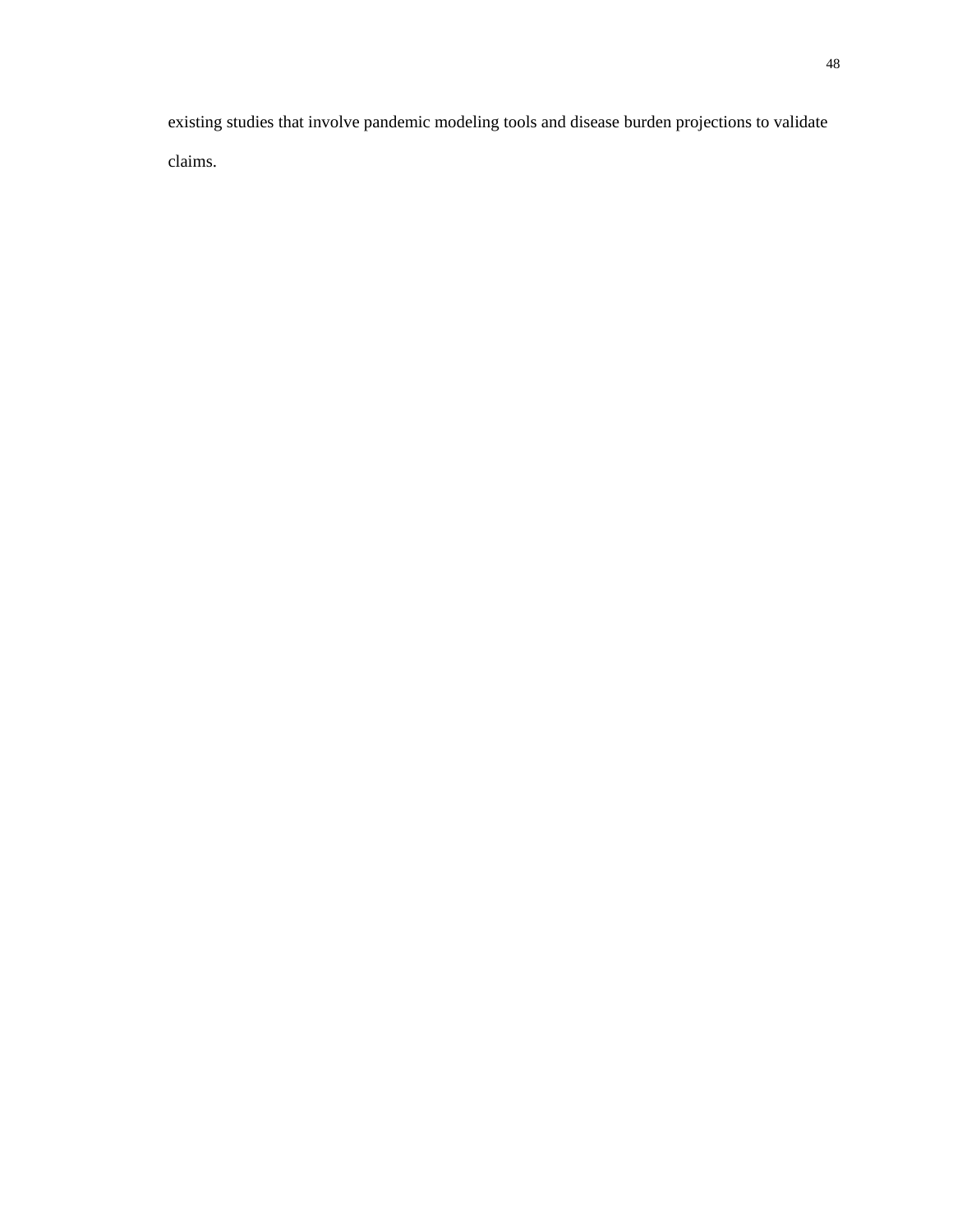existing studies that involve pandemic modeling tools and disease burden projections to validate claims.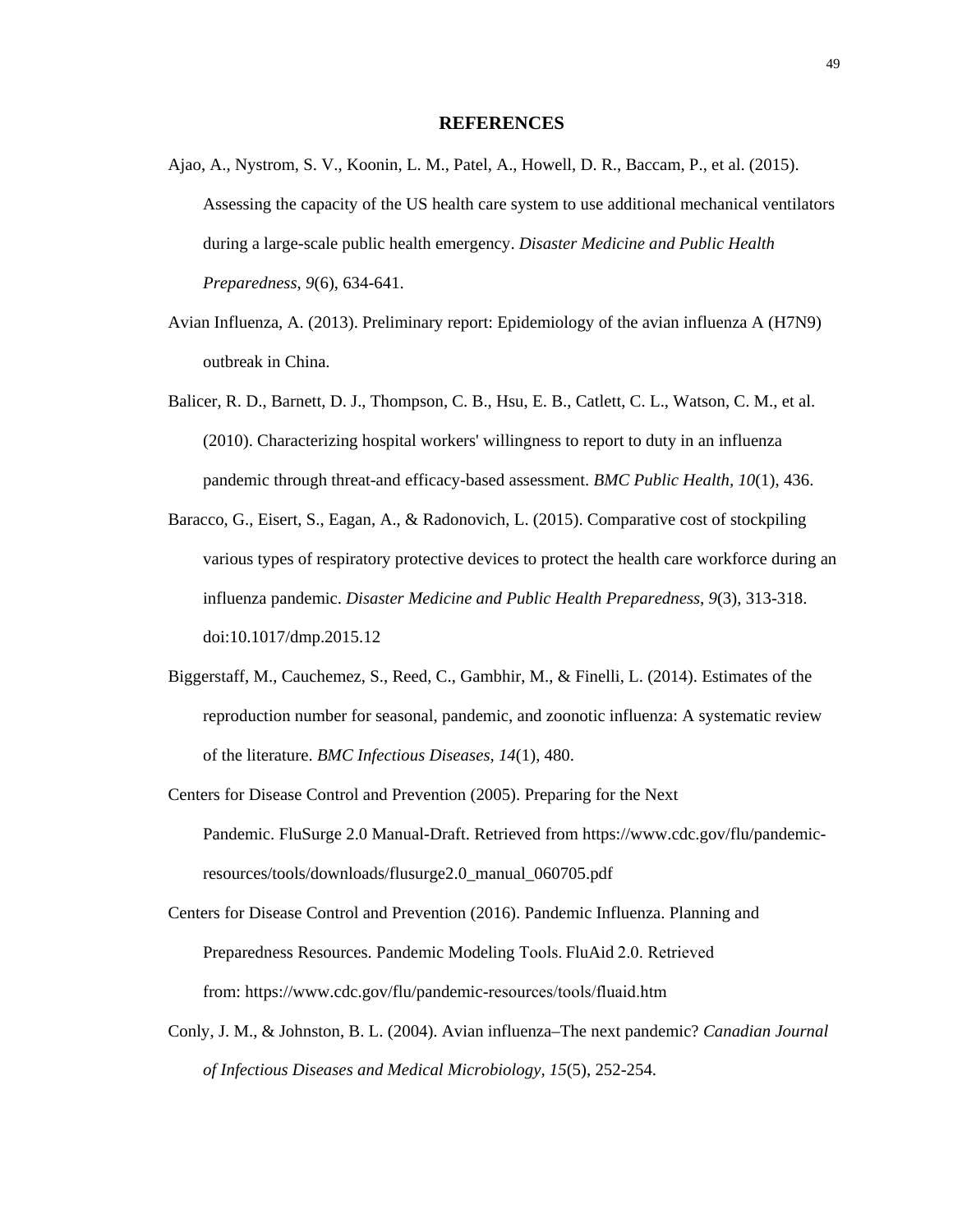# REFERENCES

Ajao, A., Nystrom, S. V., Koonin, L. M., Patel, A., Howell, D. R., Baccam, P., et al. (2015). Assessing the capacity of the US health care system to use additional mechanical ventilators during a large-scale public health emergency. *Disaster Medicine and Public Health Preparedness, 9*(6), 634-641.

Avian Influenza, A. (2013). Preliminary report: Epidemiology of the avian influenza A (H7N9) outbreak in China.

Balicer, R. D., Barnett, D. J., Thompson, C. B., Hsu, E. B., Catlett, C. L., Watson, C. M., et al. (2010). Characterizing hospital workers' willingness to report to duty in an influenza pandemic through threat-and efficacy-based assessment. *BMC Public Health, 10*(1), 436.

Baracco, G., Eisert, S., Eagan, A., & Radonovich, L. (2015). Comparative cost of stockpiling various types of respiratory protective devices to protect the health care workforce during an influenza pandemic. *Disaster Medicine and Public Health Preparedness, 9*(3), 313-318. doi:10.1017/dmp.2015.12

Biggerstaff, M., Cauchemez, S., Reed, C., Gambhir, M., & Finelli, L. (2014). Estimates of the reproduction number for seasonal, pandemic, and zoonotic influenza: A systematic review of the literature. *BMC Infectious Diseases, 14*(1), 480.

Centers for Disease Control and Prevention (2005). Preparing for the Next Pandemic. FluSurge 2.0 Manual-Draft. Retrieved from https://www.cdc.gov/flu/pandemic-resources/tools/downloads/flusurge2.0_manual_060705.pdf

Centers for Disease Control and Prevention (2016). Pandemic Influenza. Planning and Preparedness Resources. Pandemic Modeling Tools. FluAid 2.0. Retrieved from: https://www.cdc.gov/flu/pandemic-resources/tools/fluaid.htm

Conly, J. M., & Johnston, B. L. (2004). Avian influenza–The next pandemic? *Canadian Journal of Infectious Diseases and Medical Microbiology, 15*(5), 252-254.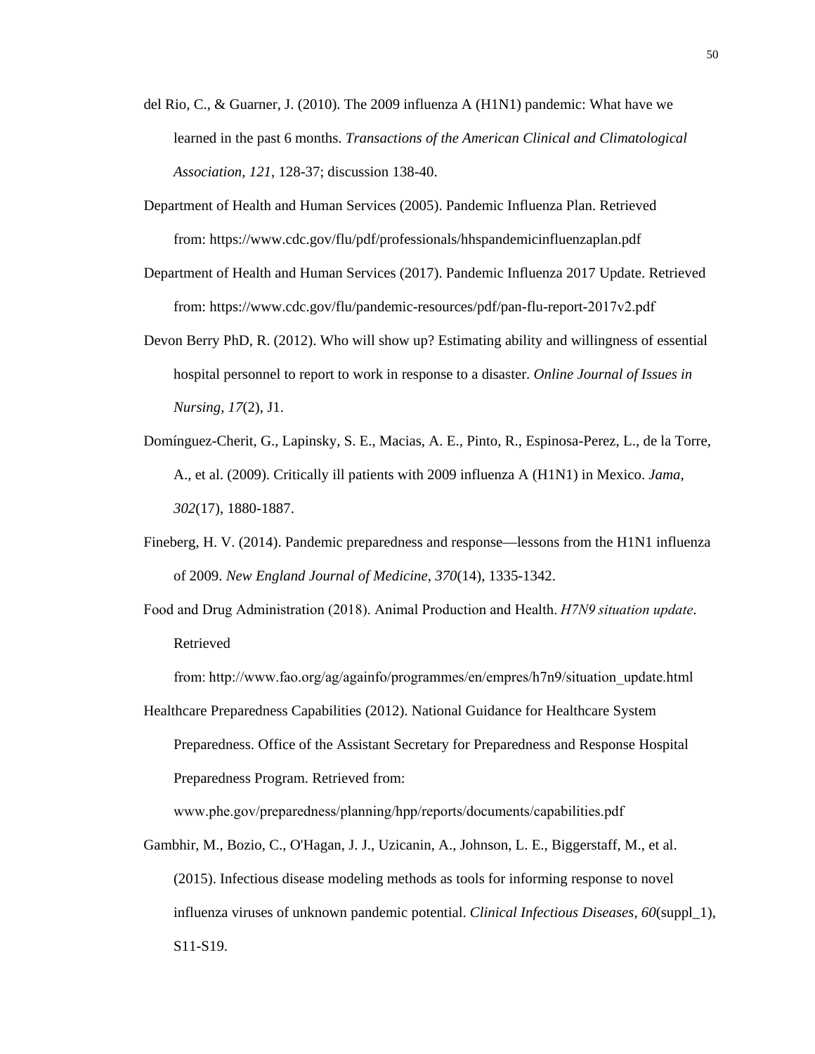del Rio, C., & Guarner, J. (2010). The 2009 influenza A (H1N1) pandemic: What have we learned in the past 6 months. *Transactions of the American Clinical and Climatological Association, 121*, 128-37; discussion 138-40.

Department of Health and Human Services (2005). Pandemic Influenza Plan. Retrieved from: https://www.cdc.gov/flu/pdf/professionals/hhspandemicinfluenzaplan.pdf

Department of Health and Human Services (2017). Pandemic Influenza 2017 Update. Retrieved from: https://www.cdc.gov/flu/pandemic-resources/pdf/pan-flu-report-2017v2.pdf

Devon Berry PhD, R. (2012). Who will show up? Estimating ability and willingness of essential hospital personnel to report to work in response to a disaster. *Online Journal of Issues in Nursing, 17*(2), J1.

Domínguez-Cherit, G., Lapinsky, S. E., Macias, A. E., Pinto, R., Espinosa-Perez, L., de la Torre, A., et al. (2009). Critically ill patients with 2009 influenza A (H1N1) in Mexico. *Jama, 302*(17), 1880-1887.

Fineberg, H. V. (2014). Pandemic preparedness and response—lessons from the H1N1 influenza of 2009. *New England Journal of Medicine, 370*(14), 1335-1342.

Food and Drug Administration (2018). Animal Production and Health. *H7N9 situation update*. Retrieved from: http://www.fao.org/ag/againfo/programmes/en/empres/h7n9/situation_update.html

Healthcare Preparedness Capabilities (2012). National Guidance for Healthcare System Preparedness. Office of the Assistant Secretary for Preparedness and Response Hospital Preparedness Program. Retrieved from: www.phe.gov/preparedness/planning/hpp/reports/documents/capabilities.pdf

Gambhir, M., Bozio, C., O'Hagan, J. J., Uzicanin, A., Johnson, L. E., Biggerstaff, M., et al. (2015). Infectious disease modeling methods as tools for informing response to novel influenza viruses of unknown pandemic potential. *Clinical Infectious Diseases, 60*(suppl_1), S11-S19.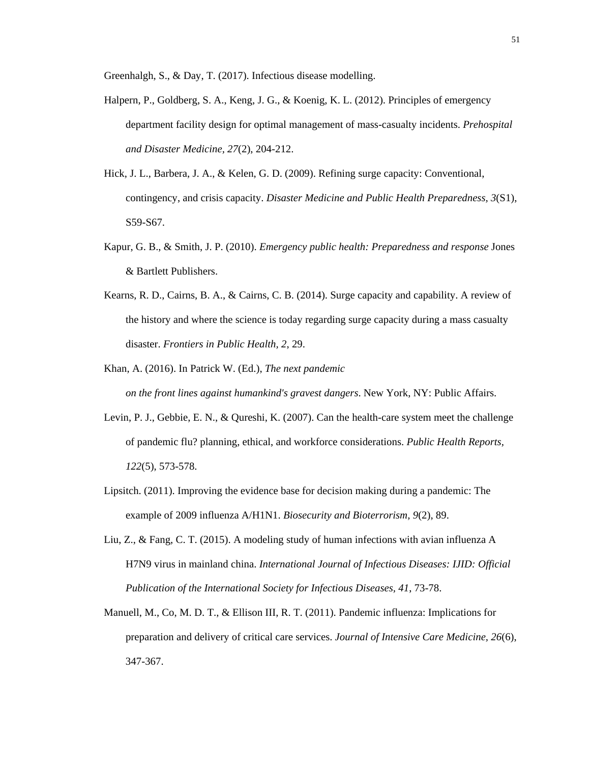Greenhalgh, S., & Day, T. (2017). Infectious disease modelling.

Halpern, P., Goldberg, S. A., Keng, J. G., & Koenig, K. L. (2012). Principles of emergency department facility design for optimal management of mass-casualty incidents. *Prehospital and Disaster Medicine, 27*(2), 204-212.

Hick, J. L., Barbera, J. A., & Kelen, G. D. (2009). Refining surge capacity: Conventional, contingency, and crisis capacity. *Disaster Medicine and Public Health Preparedness, 3*(S1), S59-S67.

Kapur, G. B., & Smith, J. P. (2010). *Emergency public health: Preparedness and response* Jones & Bartlett Publishers.

Kearns, R. D., Cairns, B. A., & Cairns, C. B. (2014). Surge capacity and capability. A review of the history and where the science is today regarding surge capacity during a mass casualty disaster. *Frontiers in Public Health, 2*, 29.

Khan, A. (2016). In Patrick W. (Ed.), *The next pandemic on the front lines against humankind's gravest dangers*. New York, NY: Public Affairs.

Levin, P. J., Gebbie, E. N., & Qureshi, K. (2007). Can the health-care system meet the challenge of pandemic flu? planning, ethical, and workforce considerations. *Public Health Reports, 122*(5), 573-578.

Lipsitch. (2011). Improving the evidence base for decision making during a pandemic: The example of 2009 influenza A/H1N1. *Biosecurity and Bioterrorism, 9*(2), 89.

Liu, Z., & Fang, C. T. (2015). A modeling study of human infections with avian influenza A H7N9 virus in mainland china. *International Journal of Infectious Diseases: IJID: Official Publication of the International Society for Infectious Diseases, 41*, 73-78.

Manuell, M., Co, M. D. T., & Ellison III, R. T. (2011). Pandemic influenza: Implications for preparation and delivery of critical care services. *Journal of Intensive Care Medicine, 26*(6), 347-367.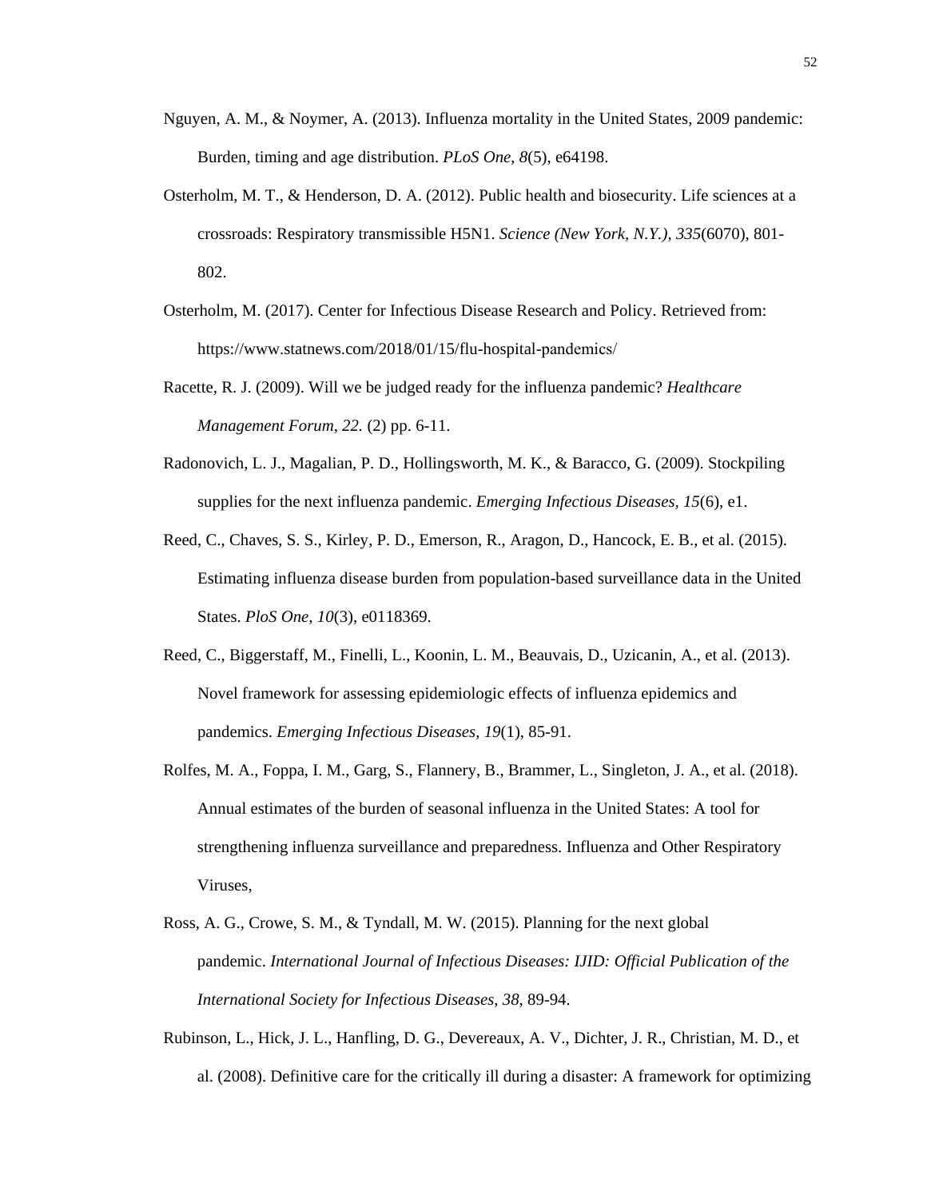Nguyen, A. M., & Noymer, A. (2013). Influenza mortality in the United States, 2009 pandemic: Burden, timing and age distribution. *PLoS One, 8*(5), e64198.

Osterholm, M. T., & Henderson, D. A. (2012). Public health and biosecurity. Life sciences at a crossroads: Respiratory transmissible H5N1. *Science (New York, N.Y.), 335*(6070), 801-802.

Osterholm, M. (2017). Center for Infectious Disease Research and Policy. Retrieved from: https://www.statnews.com/2018/01/15/flu-hospital-pandemics/

Racette, R. J. (2009). Will we be judged ready for the influenza pandemic? *Healthcare Management Forum, 22.* (2) pp. 6-11.

Radonovich, L. J., Magalian, P. D., Hollingsworth, M. K., & Baracco, G. (2009). Stockpiling supplies for the next influenza pandemic. *Emerging Infectious Diseases, 15*(6), e1.

Reed, C., Chaves, S. S., Kirley, P. D., Emerson, R., Aragon, D., Hancock, E. B., et al. (2015). Estimating influenza disease burden from population-based surveillance data in the United States. *PloS One*, *10*(3), e0118369.

Reed, C., Biggerstaff, M., Finelli, L., Koonin, L. M., Beauvais, D., Uzicanin, A., et al. (2013). Novel framework for assessing epidemiologic effects of influenza epidemics and pandemics. *Emerging Infectious Diseases, 19*(1), 85-91.

Rolfes, M. A., Foppa, I. M., Garg, S., Flannery, B., Brammer, L., Singleton, J. A., et al. (2018). Annual estimates of the burden of seasonal influenza in the United States: A tool for strengthening influenza surveillance and preparedness. Influenza and Other Respiratory Viruses,

Ross, A. G., Crowe, S. M., & Tyndall, M. W. (2015). Planning for the next global pandemic. *International Journal of Infectious Diseases: IJID: Official Publication of the International Society for Infectious Diseases, 38,* 89-94.

Rubinson, L., Hick, J. L., Hanfling, D. G., Devereaux, A. V., Dichter, J. R., Christian, M. D., et al. (2008). Definitive care for the critically ill during a disaster: A framework for optimizing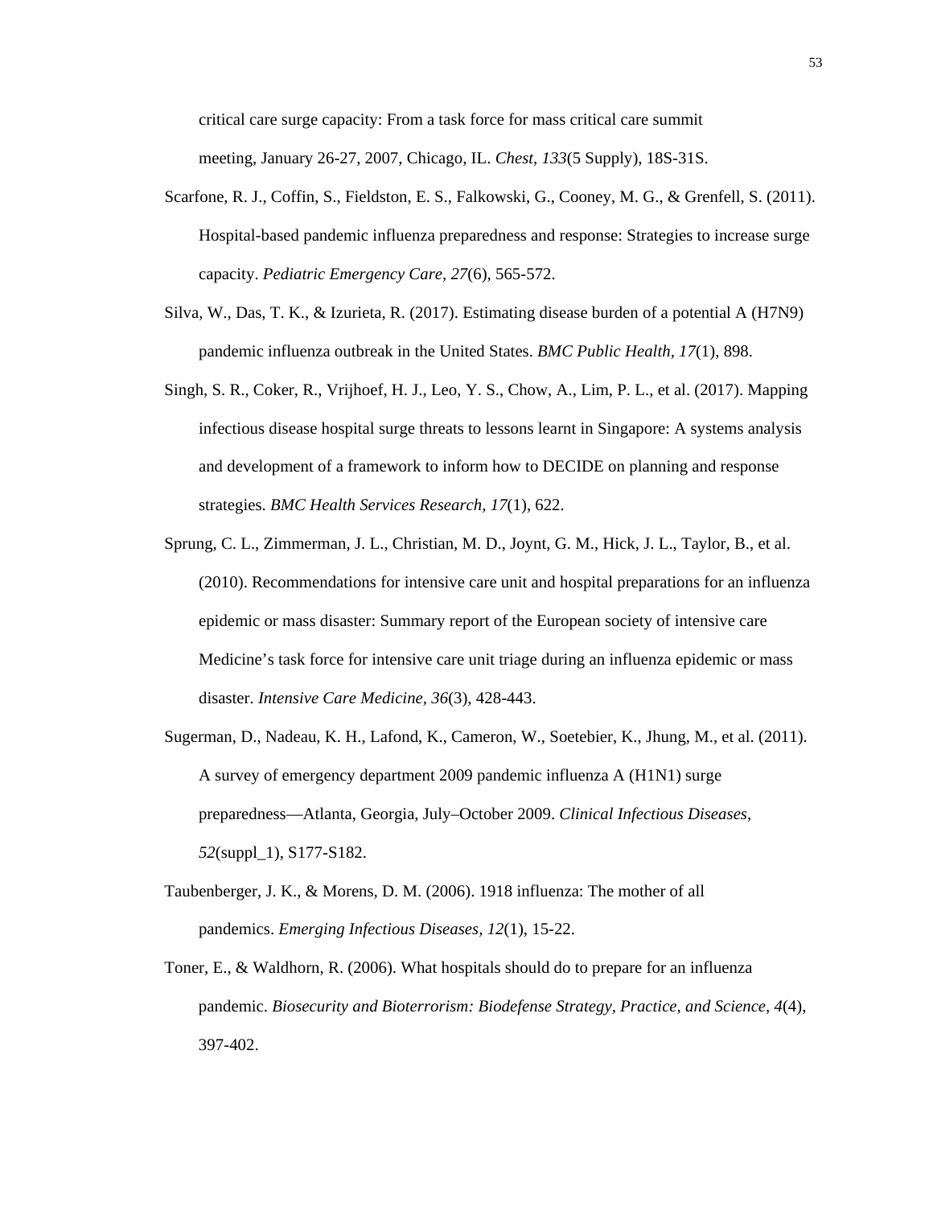critical care surge capacity: From a task force for mass critical care summit meeting, January 26-27, 2007, Chicago, IL. *Chest, 133*(5 Supply), 18S-31S.

Scarfone, R. J., Coffin, S., Fieldston, E. S., Falkowski, G., Cooney, M. G., & Grenfell, S. (2011). Hospital-based pandemic influenza preparedness and response: Strategies to increase surge capacity. *Pediatric Emergency Care, 27*(6), 565-572.

Silva, W., Das, T. K., & Izurieta, R. (2017). Estimating disease burden of a potential A (H7N9) pandemic influenza outbreak in the United States. *BMC Public Health, 17*(1), 898.

Singh, S. R., Coker, R., Vrijhoef, H. J., Leo, Y. S., Chow, A., Lim, P. L., et al. (2017). Mapping infectious disease hospital surge threats to lessons learnt in Singapore: A systems analysis and development of a framework to inform how to DECIDE on planning and response strategies. *BMC Health Services Research, 17*(1), 622.

Sprung, C. L., Zimmerman, J. L., Christian, M. D., Joynt, G. M., Hick, J. L., Taylor, B., et al. (2010). Recommendations for intensive care unit and hospital preparations for an influenza epidemic or mass disaster: Summary report of the European society of intensive care Medicine's task force for intensive care unit triage during an influenza epidemic or mass disaster. *Intensive Care Medicine, 36*(3), 428-443.

Sugerman, D., Nadeau, K. H., Lafond, K., Cameron, W., Soetebier, K., Jhung, M., et al. (2011). A survey of emergency department 2009 pandemic influenza A (H1N1) surge preparedness—Atlanta, Georgia, July–October 2009. *Clinical Infectious Diseases, 52*(suppl_1), S177-S182.

Taubenberger, J. K., & Morens, D. M. (2006). 1918 influenza: The mother of all pandemics. *Emerging Infectious Diseases, 12*(1), 15-22.

Toner, E., & Waldhorn, R. (2006). What hospitals should do to prepare for an influenza pandemic. *Biosecurity and Bioterrorism: Biodefense Strategy, Practice, and Science, 4*(4), 397-402.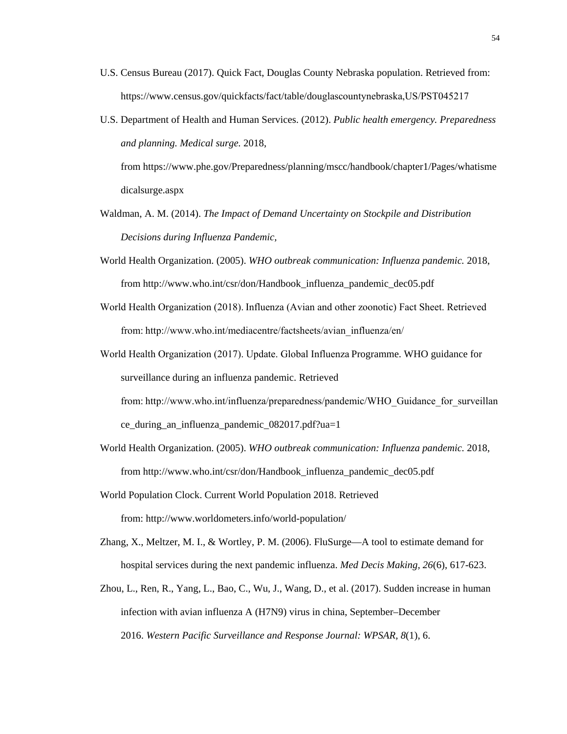U.S. Census Bureau (2017). Quick Fact, Douglas County Nebraska population. Retrieved from: https://www.census.gov/quickfacts/fact/table/douglascountynebraska,US/PST045217

U.S. Department of Health and Human Services. (2012). *Public health emergency. Preparedness and planning. Medical surge.* 2018, from https://www.phe.gov/Preparedness/planning/mscc/handbook/chapter1/Pages/whatismedicalsurge.aspx

Waldman, A. M. (2014). *The Impact of Demand Uncertainty on Stockpile and Distribution Decisions during Influenza Pandemic,*

World Health Organization. (2005). *WHO outbreak communication: Influenza pandemic.* 2018, from http://www.who.int/csr/don/Handbook_influenza_pandemic_dec05.pdf

World Health Organization (2018). Influenza (Avian and other zoonotic) Fact Sheet. Retrieved from: http://www.who.int/mediacentre/factsheets/avian_influenza/en/

World Health Organization (2017). Update. Global Influenza Programme. WHO guidance for surveillance during an influenza pandemic. Retrieved from: http://www.who.int/influenza/preparedness/pandemic/WHO_Guidance_for_surveillance_during_an_influenza_pandemic_082017.pdf?ua=1

World Health Organization. (2005). *WHO outbreak communication: Influenza pandemic.* 2018, from http://www.who.int/csr/don/Handbook_influenza_pandemic_dec05.pdf

World Population Clock. Current World Population 2018. Retrieved from: http://www.worldometers.info/world-population/

Zhang, X., Meltzer, M. I., & Wortley, P. M. (2006). FluSurge—A tool to estimate demand for hospital services during the next pandemic influenza. *Med Decis Making, 26*(6), 617-623.

Zhou, L., Ren, R., Yang, L., Bao, C., Wu, J., Wang, D., et al. (2017). Sudden increase in human infection with avian influenza A (H7N9) virus in china, September–December 2016. *Western Pacific Surveillance and Response Journal: WPSAR, 8*(1), 6.